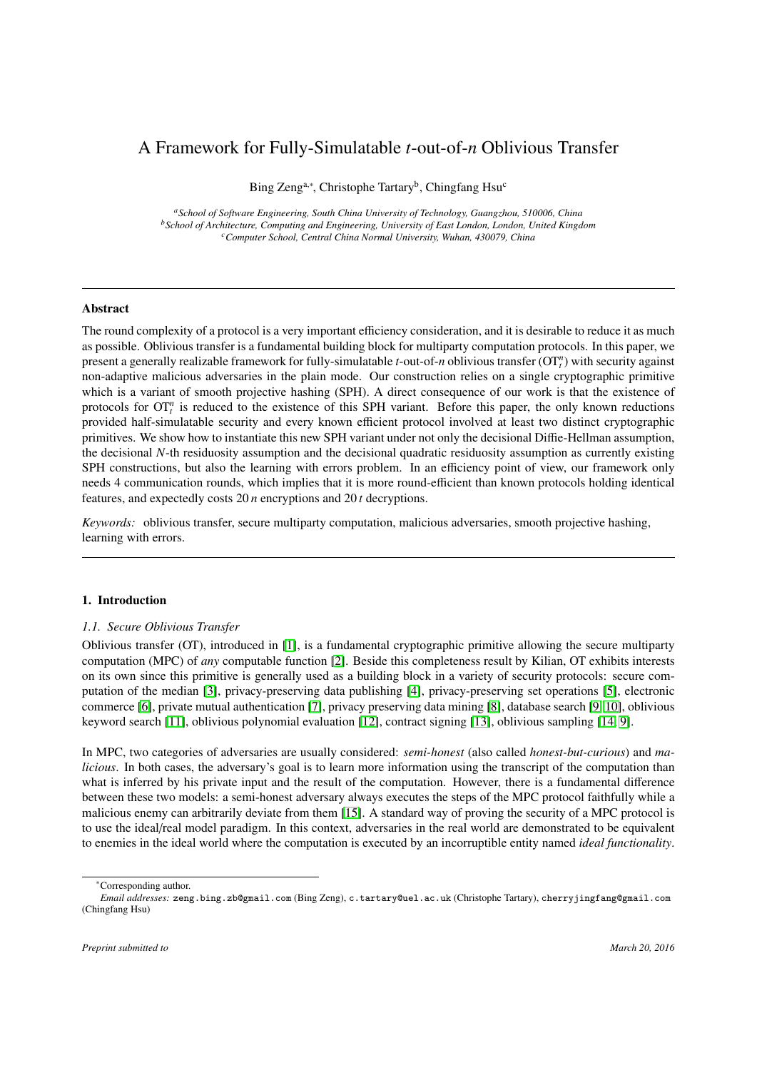# A Framework for Fully-Simulatable $t$-out-of-$n$ Oblivious Transfer

Bing Zeng[a,*], Christophe Tartary[b], Chingfang Hsu[c]

[a] *School of Software Engineering, South China University of Technology, Guangzhou, 510006, China*
[b] *School of Architecture, Computing and Engineering, University of East London, London, United Kingdom*
[c] *Computer School, Central China Normal University, Wuhan, 430079, China*

---

### Abstract

The round complexity of a protocol is a very important efficiency consideration, and it is desirable to reduce it as much as possible. Oblivious transfer is a fundamental building block for multiparty computation protocols. In this paper, we present a generally realizable framework for fully-simulatable $t$-out-of-$n$ oblivious transfer ($\mathrm{OT}^n_t$) with security against non-adaptive malicious adversaries in the plain mode. Our construction relies on a single cryptographic primitive which is a variant of smooth projective hashing (SPH). A direct consequence of our work is that the existence of protocols for $\mathrm{OT}^n_t$ is reduced to the existence of this SPH variant. Before this paper, the only known reductions provided half-simulatable security and every known efficient protocol involved at least two distinct cryptographic primitives. We show how to instantiate this new SPH variant under not only the decisional Diffie-Hellman assumption, the decisional $N$-th residuosity assumption and the decisional quadratic residuosity assumption as currently existing SPH constructions, but also the learning with errors problem. In an efficiency point of view, our framework only needs 4 communication rounds, which implies that it is more round-efficient than known protocols holding identical features, and expectedly costs $20\,n$ encryptions and $20\,t$ decryptions.

*Keywords:* oblivious transfer, secure multiparty computation, malicious adversaries, smooth projective hashing, learning with errors.

---

## 1. Introduction

### *1.1. Secure Oblivious Transfer*

Oblivious transfer (OT), introduced in [1], is a fundamental cryptographic primitive allowing the secure multiparty computation (MPC) of *any* computable function [2]. Beside this completeness result by Kilian, OT exhibits interests on its own since this primitive is generally used as a building block in a variety of security protocols: secure computation of the median [3], privacy-preserving data publishing [4], privacy-preserving set operations [5], electronic commerce [6], private mutual authentication [7], privacy preserving data mining [8], database search [9, 10], oblivious keyword search [11], oblivious polynomial evaluation [12], contract signing [13], oblivious sampling [14, 9].

In MPC, two categories of adversaries are usually considered: *semi-honest* (also called *honest-but-curious*) and *malicious*. In both cases, the adversary's goal is to learn more information using the transcript of the computation than what is inferred by his private input and the result of the computation. However, there is a fundamental difference between these two models: a semi-honest adversary always executes the steps of the MPC protocol faithfully while a malicious enemy can arbitrarily deviate from them [15]. A standard way of proving the security of a MPC protocol is to use the ideal/real model paradigm. In this context, adversaries in the real world are demonstrated to be equivalent to enemies in the ideal world where the computation is executed by an incorruptible entity named *ideal functionality*.

---

*Corresponding author.

*Email addresses:* zeng.bing.zb@gmail.com (Bing Zeng), c.tartary@uel.ac.uk (Christophe Tartary), cherryjingfang@gmail.com (Chingfang Hsu)

*Preprint submitted to* *March 20, 2016*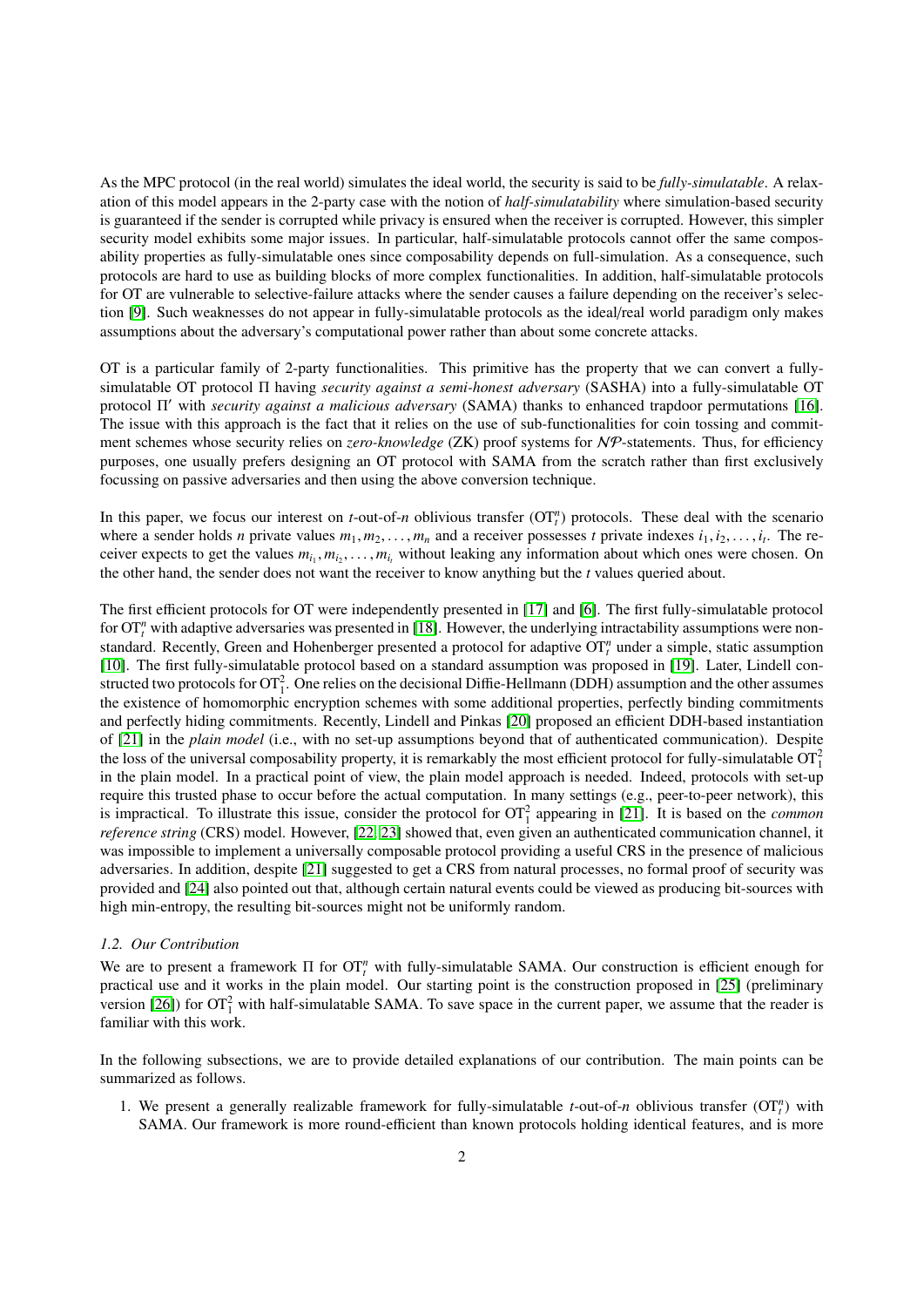As the MPC protocol (in the real world) simulates the ideal world, the security is said to be *fully-simulatable*. A relaxation of this model appears in the 2-party case with the notion of *half-simulatability* where simulation-based security is guaranteed if the sender is corrupted while privacy is ensured when the receiver is corrupted. However, this simpler security model exhibits some major issues. In particular, half-simulatable protocols cannot offer the same composability properties as fully-simulatable ones since composability depends on full-simulation. As a consequence, such protocols are hard to use as building blocks of more complex functionalities. In addition, half-simulatable protocols for OT are vulnerable to selective-failure attacks where the sender causes a failure depending on the receiver's selection [9]. Such weaknesses do not appear in fully-simulatable protocols as the ideal/real world paradigm only makes assumptions about the adversary's computational power rather than about some concrete attacks.

OT is a particular family of 2-party functionalities. This primitive has the property that we can convert a fully-simulatable OT protocol $\Pi$ having *security against a semi-honest adversary* (SASHA) into a fully-simulatable OT protocol $\Pi'$ with *security against a malicious adversary* (SAMA) thanks to enhanced trapdoor permutations [16]. The issue with this approach is the fact that it relies on the use of sub-functionalities for coin tossing and commitment schemes whose security relies on *zero-knowledge* (ZK) proof systems for $\mathcal{NP}$-statements. Thus, for efficiency purposes, one usually prefers designing an OT protocol with SAMA from the scratch rather than first exclusively focussing on passive adversaries and then using the above conversion technique.

In this paper, we focus our interest on *t*-out-of-*n* oblivious transfer ($\mathrm{OT}^n_t$) protocols. These deal with the scenario where a sender holds *n* private values $m_1, m_2, \ldots, m_n$ and a receiver possesses *t* private indexes $i_1, i_2, \ldots, i_t$. The receiver expects to get the values $m_{i_1}, m_{i_2}, \ldots, m_{i_t}$ without leaking any information about which ones were chosen. On the other hand, the sender does not want the receiver to know anything but the *t* values queried about.

The first efficient protocols for OT were independently presented in [17] and [6]. The first fully-simulatable protocol for $\mathrm{OT}^n_t$ with adaptive adversaries was presented in [18]. However, the underlying intractability assumptions were non-standard. Recently, Green and Hohenberger presented a protocol for adaptive $\mathrm{OT}^n_t$ under a simple, static assumption [10]. The first fully-simulatable protocol based on a standard assumption was proposed in [19]. Later, Lindell constructed two protocols for $\mathrm{OT}^2_1$. One relies on the decisional Diffie-Hellmann (DDH) assumption and the other assumes the existence of homomorphic encryption schemes with some additional properties, perfectly binding commitments and perfectly hiding commitments. Recently, Lindell and Pinkas [20] proposed an efficient DDH-based instantiation of [21] in the *plain model* (i.e., with no set-up assumptions beyond that of authenticated communication). Despite the loss of the universal composability property, it is remarkably the most efficient protocol for fully-simulatable $\mathrm{OT}^2_1$ in the plain model. In a practical point of view, the plain model approach is needed. Indeed, protocols with set-up require this trusted phase to occur before the actual computation. In many settings (e.g., peer-to-peer network), this is impractical. To illustrate this issue, consider the protocol for $\mathrm{OT}^2_1$ appearing in [21]. It is based on the *common reference string* (CRS) model. However, [22, 23] showed that, even given an authenticated communication channel, it was impossible to implement a universally composable protocol providing a useful CRS in the presence of malicious adversaries. In addition, despite [21] suggested to get a CRS from natural processes, no formal proof of security was provided and [24] also pointed out that, although certain natural events could be viewed as producing bit-sources with high min-entropy, the resulting bit-sources might not be uniformly random.

### *1.2. Our Contribution*

We are to present a framework $\Pi$ for $\mathrm{OT}^n_t$ with fully-simulatable SAMA. Our construction is efficient enough for practical use and it works in the plain model. Our starting point is the construction proposed in [25] (preliminary version [26]) for $\mathrm{OT}^2_1$ with half-simulatable SAMA. To save space in the current paper, we assume that the reader is familiar with this work.

In the following subsections, we are to provide detailed explanations of our contribution. The main points can be summarized as follows.

1. We present a generally realizable framework for fully-simulatable *t*-out-of-*n* oblivious transfer ($\mathrm{OT}^n_t$) with SAMA. Our framework is more round-efficient than known protocols holding identical features, and is more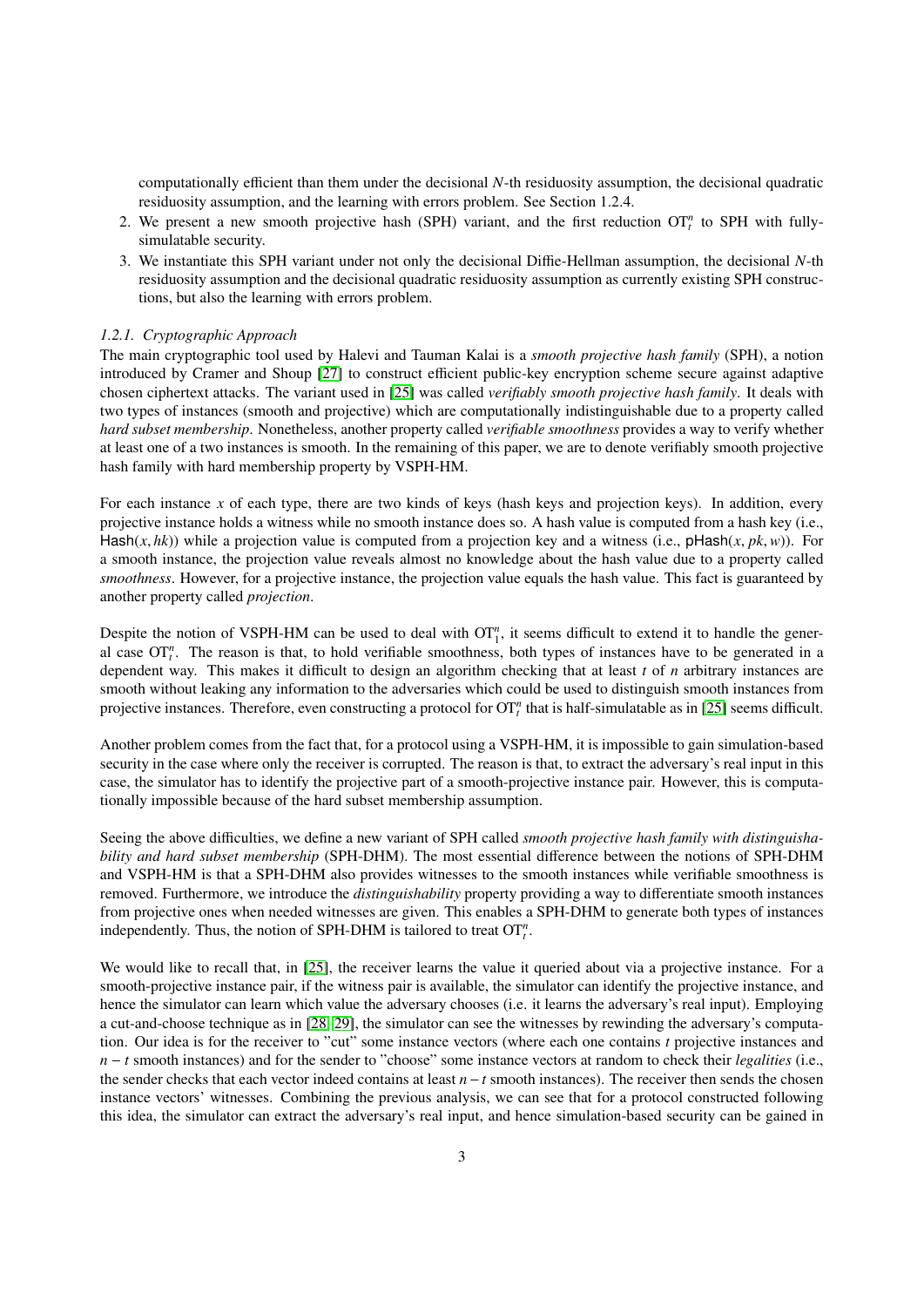computationally efficient than them under the decisional $N$-th residuosity assumption, the decisional quadratic residuosity assumption, and the learning with errors problem. See Section 1.2.4.

2. We present a new smooth projective hash (SPH) variant, and the first reduction $\mathrm{OT}_t^n$ to SPH with fully-simulatable security.
3. We instantiate this SPH variant under not only the decisional Diffie-Hellman assumption, the decisional $N$-th residuosity assumption and the decisional quadratic residuosity assumption as currently existing SPH constructions, but also the learning with errors problem.

#### *1.2.1. Cryptographic Approach*

The main cryptographic tool used by Halevi and Tauman Kalai is a *smooth projective hash family* (SPH), a notion introduced by Cramer and Shoup [27] to construct efficient public-key encryption scheme secure against adaptive chosen ciphertext attacks. The variant used in [25] was called *verifiably smooth projective hash family*. It deals with two types of instances (smooth and projective) which are computationally indistinguishable due to a property called *hard subset membership*. Nonetheless, another property called *verifiable smoothness* provides a way to verify whether at least one of a two instances is smooth. In the remaining of this paper, we are to denote verifiably smooth projective hash family with hard membership property by VSPH-HM.

For each instance $x$ of each type, there are two kinds of keys (hash keys and projection keys). In addition, every projective instance holds a witness while no smooth instance does so. A hash value is computed from a hash key (i.e., $\mathsf{Hash}(x, hk)$) while a projection value is computed from a projection key and a witness (i.e., $\mathsf{pHash}(x, pk, w)$). For a smooth instance, the projection value reveals almost no knowledge about the hash value due to a property called *smoothness*. However, for a projective instance, the projection value equals the hash value. This fact is guaranteed by another property called *projection*.

Despite the notion of VSPH-HM can be used to deal with $\mathrm{OT}_1^n$, it seems difficult to extend it to handle the general case $\mathrm{OT}_t^n$. The reason is that, to hold verifiable smoothness, both types of instances have to be generated in a dependent way. This makes it difficult to design an algorithm checking that at least $t$ of $n$ arbitrary instances are smooth without leaking any information to the adversaries which could be used to distinguish smooth instances from projective instances. Therefore, even constructing a protocol for $\mathrm{OT}_t^n$ that is half-simulatable as in [25] seems difficult.

Another problem comes from the fact that, for a protocol using a VSPH-HM, it is impossible to gain simulation-based security in the case where only the receiver is corrupted. The reason is that, to extract the adversary's real input in this case, the simulator has to identify the projective part of a smooth-projective instance pair. However, this is computationally impossible because of the hard subset membership assumption.

Seeing the above difficulties, we define a new variant of SPH called *smooth projective hash family with distinguishability and hard subset membership* (SPH-DHM). The most essential difference between the notions of SPH-DHM and VSPH-HM is that a SPH-DHM also provides witnesses to the smooth instances while verifiable smoothness is removed. Furthermore, we introduce the *distinguishability* property providing a way to differentiate smooth instances from projective ones when needed witnesses are given. This enables a SPH-DHM to generate both types of instances independently. Thus, the notion of SPH-DHM is tailored to treat $\mathrm{OT}_t^n$.

We would like to recall that, in [25], the receiver learns the value it queried about via a projective instance. For a smooth-projective instance pair, if the witness pair is available, the simulator can identify the projective instance, and hence the simulator can learn which value the adversary chooses (i.e. it learns the adversary's real input). Employing a cut-and-choose technique as in [28, 29], the simulator can see the witnesses by rewinding the adversary's computation. Our idea is for the receiver to "cut" some instance vectors (where each one contains $t$ projective instances and $n - t$ smooth instances) and for the sender to "choose" some instance vectors at random to check their *legalities* (i.e., the sender checks that each vector indeed contains at least $n - t$ smooth instances). The receiver then sends the chosen instance vectors' witnesses. Combining the previous analysis, we can see that for a protocol constructed following this idea, the simulator can extract the adversary's real input, and hence simulation-based security can be gained in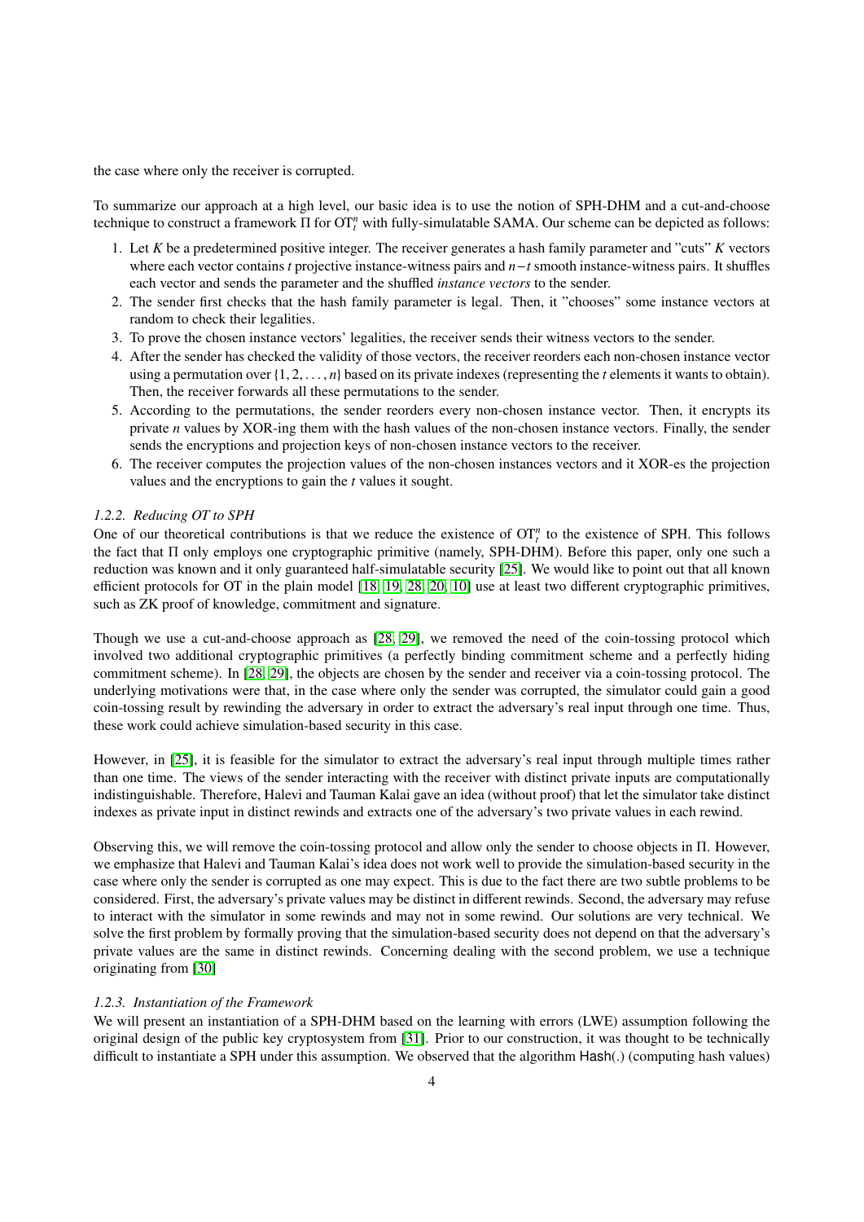the case where only the receiver is corrupted.

To summarize our approach at a high level, our basic idea is to use the notion of SPH-DHM and a cut-and-choose technique to construct a framework $\Pi$ for $\mathrm{OT}_t^n$ with fully-simulatable SAMA. Our scheme can be depicted as follows:

1. Let $K$ be a predetermined positive integer. The receiver generates a hash family parameter and "cuts" $K$ vectors where each vector contains $t$ projective instance-witness pairs and $n-t$ smooth instance-witness pairs. It shuffles each vector and sends the parameter and the shuffled *instance vectors* to the sender.
2. The sender first checks that the hash family parameter is legal. Then, it "chooses" some instance vectors at random to check their legalities.
3. To prove the chosen instance vectors' legalities, the receiver sends their witness vectors to the sender.
4. After the sender has checked the validity of those vectors, the receiver reorders each non-chosen instance vector using a permutation over $\{1, 2, \ldots, n\}$ based on its private indexes (representing the $t$ elements it wants to obtain). Then, the receiver forwards all these permutations to the sender.
5. According to the permutations, the sender reorders every non-chosen instance vector. Then, it encrypts its private $n$ values by XOR-ing them with the hash values of the non-chosen instance vectors. Finally, the sender sends the encryptions and projection keys of non-chosen instance vectors to the receiver.
6. The receiver computes the projection values of the non-chosen instances vectors and it XOR-es the projection values and the encryptions to gain the $t$ values it sought.

### *1.2.2. Reducing OT to SPH*

One of our theoretical contributions is that we reduce the existence of $\mathrm{OT}_t^n$ to the existence of SPH. This follows the fact that $\Pi$ only employs one cryptographic primitive (namely, SPH-DHM). Before this paper, only one such a reduction was known and it only guaranteed half-simulatable security [25]. We would like to point out that all known efficient protocols for OT in the plain model [18, 19, 28, 20, 10] use at least two different cryptographic primitives, such as ZK proof of knowledge, commitment and signature.

Though we use a cut-and-choose approach as [28, 29], we removed the need of the coin-tossing protocol which involved two additional cryptographic primitives (a perfectly binding commitment scheme and a perfectly hiding commitment scheme). In [28, 29], the objects are chosen by the sender and receiver via a coin-tossing protocol. The underlying motivations were that, in the case where only the sender was corrupted, the simulator could gain a good coin-tossing result by rewinding the adversary in order to extract the adversary's real input through one time. Thus, these work could achieve simulation-based security in this case.

However, in [25], it is feasible for the simulator to extract the adversary's real input through multiple times rather than one time. The views of the sender interacting with the receiver with distinct private inputs are computationally indistinguishable. Therefore, Halevi and Tauman Kalai gave an idea (without proof) that let the simulator take distinct indexes as private input in distinct rewinds and extracts one of the adversary's two private values in each rewind.

Observing this, we will remove the coin-tossing protocol and allow only the sender to choose objects in $\Pi$. However, we emphasize that Halevi and Tauman Kalai's idea does not work well to provide the simulation-based security in the case where only the sender is corrupted as one may expect. This is due to the fact there are two subtle problems to be considered. First, the adversary's private values may be distinct in different rewinds. Second, the adversary may refuse to interact with the simulator in some rewinds and may not in some rewind. Our solutions are very technical. We solve the first problem by formally proving that the simulation-based security does not depend on that the adversary's private values are the same in distinct rewinds. Concerning dealing with the second problem, we use a technique originating from [30]

### *1.2.3. Instantiation of the Framework*

We will present an instantiation of a SPH-DHM based on the learning with errors (LWE) assumption following the original design of the public key cryptosystem from [31]. Prior to our construction, it was thought to be technically difficult to instantiate a SPH under this assumption. We observed that the algorithm $\mathsf{Hash}(.)$ (computing hash values)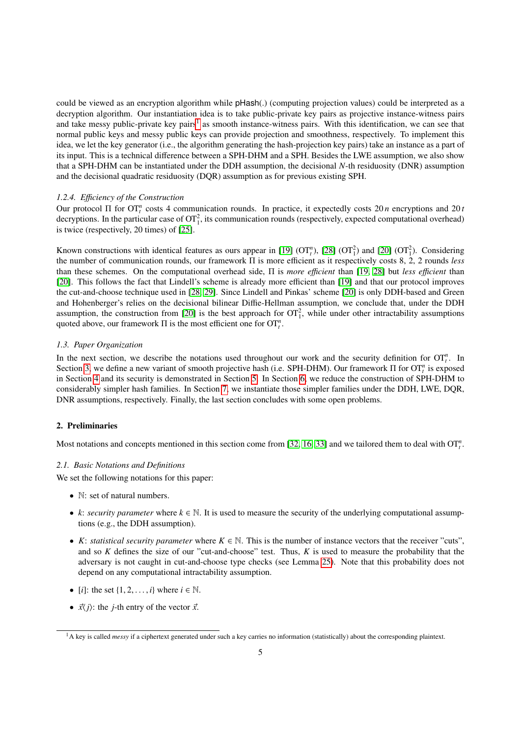could be viewed as an encryption algorithm while pHash(.) (computing projection values) could be interpreted as a decryption algorithm. Our instantiation idea is to take public-private key pairs as projective instance-witness pairs and take messy public-private key pairs[1] as smooth instance-witness pairs. With this identification, we can see that normal public keys and messy public keys can provide projection and smoothness, respectively. To implement this idea, we let the key generator (i.e., the algorithm generating the hash-projection key pairs) take an instance as a part of its input. This is a technical difference between a SPH-DHM and a SPH. Besides the LWE assumption, we also show that a SPH-DHM can be instantiated under the DDH assumption, the decisional $N$-th residuosity (DNR) assumption and the decisional quadratic residuosity (DQR) assumption as for previous existing SPH.

### 1.2.4. *Efficiency of the Construction*

Our protocol $\Pi$ for $\mathrm{OT}_t^n$ costs 4 communication rounds. In practice, it expectedly costs $20n$ encryptions and $20t$ decryptions. In the particular case of $\mathrm{OT}_1^2$, its communication rounds (respectively, expected computational overhead) is twice (respectively, 20 times) of [25].

Known constructions with identical features as ours appear in [19] ($\mathrm{OT}_t^n$), [28] ($\mathrm{OT}_1^2$) and [20] ($\mathrm{OT}_1^2$). Considering the number of communication rounds, our framework $\Pi$ is more efficient as it respectively costs 8, 2, 2 rounds *less* than these schemes. On the computational overhead side, $\Pi$ is *more efficient* than [19, 28] but *less efficient* than [20]. This follows the fact that Lindell's scheme is already more efficient than [19] and that our protocol improves the cut-and-choose technique used in [28, 29]. Since Lindell and Pinkas' scheme [20] is only DDH-based and Green and Hohenberger's relies on the decisional bilinear Diffie-Hellman assumption, we conclude that, under the DDH assumption, the construction from [20] is the best approach for $\mathrm{OT}_1^2$, while under other intractability assumptions quoted above, our framework $\Pi$ is the most efficient one for $\mathrm{OT}_t^n$.

### 1.3. *Paper Organization*

In the next section, we describe the notations used throughout our work and the security definition for $\mathrm{OT}_t^n$. In Section 3, we define a new variant of smooth projective hash (i.e. SPH-DHM). Our framework $\Pi$ for $\mathrm{OT}_t^n$ is exposed in Section 4 and its security is demonstrated in Section 5. In Section 6, we reduce the construction of SPH-DHM to considerably simpler hash families. In Section 7, we instantiate those simpler families under the DDH, LWE, DQR, DNR assumptions, respectively. Finally, the last section concludes with some open problems.

## 2. Preliminaries

Most notations and concepts mentioned in this section come from [32, 16, 33] and we tailored them to deal with $\mathrm{OT}_t^n$.

### 2.1. *Basic Notations and Definitions*

We set the following notations for this paper:

- $\mathbb{N}$: set of natural numbers.
- $k$: *security parameter* where $k \in \mathbb{N}$. It is used to measure the security of the underlying computational assumptions (e.g., the DDH assumption).
- $K$: *statistical security parameter* where $K \in \mathbb{N}$. This is the number of instance vectors that the receiver "cuts", and so $K$ defines the size of our "cut-and-choose" test. Thus, $K$ is used to measure the probability that the adversary is not caught in cut-and-choose type checks (see Lemma 25). Note that this probability does not depend on any computational intractability assumption.
- $[i]$: the set $\{1, 2, \ldots, i\}$ where $i \in \mathbb{N}$.
- $\vec{x}\langle j \rangle$: the $j$-th entry of the vector $\vec{x}$.

[1] A key is called *messy* if a ciphertext generated under such a key carries no information (statistically) about the corresponding plaintext.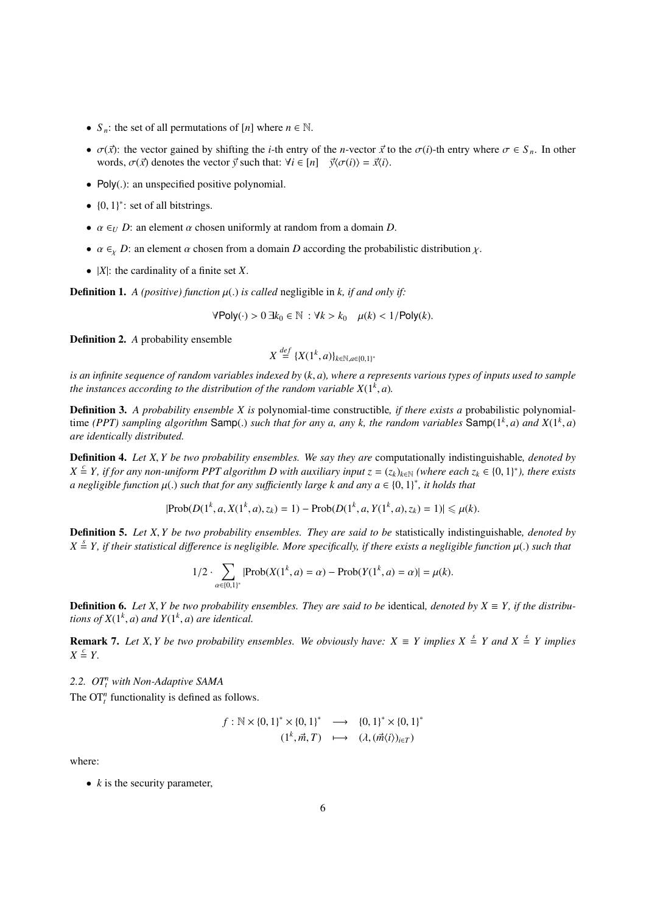- $S_n$: the set of all permutations of $[n]$ where $n \in \mathbb{N}$.
- $\sigma(\vec{x})$: the vector gained by shifting the $i$-th entry of the $n$-vector $\vec{x}$ to the $\sigma(i)$-th entry where $\sigma \in S_n$. In other words, $\sigma(\vec{x})$ denotes the vector $\vec{y}$ such that: $\forall i \in [n] \quad \vec{y}\langle\sigma(i)\rangle = \vec{x}\langle i\rangle$.
- $\mathsf{Poly}(.)$: an unspecified positive polynomial.
- $\{0,1\}^*$: set of all bitstrings.
- $\alpha \in_U D$: an element $\alpha$ chosen uniformly at random from a domain $D$.
- $\alpha \in_\chi D$: an element $\alpha$ chosen from a domain $D$ according the probabilistic distribution $\chi$.
- $|X|$: the cardinality of a finite set $X$.

**Definition 1.** *A (positive) function $\mu(.)$ is called* negligible in $k$, *if and only if:*

$$\forall \mathsf{Poly}(\cdot) > 0\ \exists k_0 \in \mathbb{N}\ :\ \forall k > k_0 \quad \mu(k) < 1/\mathsf{Poly}(k).$$

**Definition 2.** *A* probability ensemble

$$X \stackrel{def}{=} \{X(1^k, a)\}_{k \in \mathbb{N}, a \in \{0,1\}^*}$$

*is an infinite sequence of random variables indexed by $(k, a)$, where $a$ represents various types of inputs used to sample the instances according to the distribution of the random variable $X(1^k, a)$.*

**Definition 3.** *A probability ensemble $X$ is* polynomial-time constructible, *if there exists a* probabilistic polynomial-time *(PPT) sampling algorithm* $\mathsf{Samp}(.)$ *such that for any $a$, any $k$, the random variables $\mathsf{Samp}(1^k, a)$ and $X(1^k, a)$ are identically distributed.*

**Definition 4.** *Let $X, Y$ be two probability ensembles. We say they are* computationally indistinguishable, *denoted by $X \stackrel{c}{=} Y$, if for any non-uniform PPT algorithm $D$ with auxiliary input $z = (z_k)_{k \in \mathbb{N}}$ (where each $z_k \in \{0,1\}^*$), there exists a negligible function $\mu(.)$ such that for any sufficiently large $k$ and any $a \in \{0,1\}^*$, it holds that*

$$|\mathrm{Prob}(D(1^k, a, X(1^k, a), z_k) = 1) - \mathrm{Prob}(D(1^k, a, Y(1^k, a), z_k) = 1)| \leqslant \mu(k).$$

**Definition 5.** *Let $X, Y$ be two probability ensembles. They are said to be* statistically indistinguishable, *denoted by $X \stackrel{s}{=} Y$, if their statistical difference is negligible. More specifically, if there exists a negligible function $\mu(.)$ such that*

$$1/2 \cdot \sum_{\alpha \in \{0,1\}^*} |\mathrm{Prob}(X(1^k, a) = \alpha) - \mathrm{Prob}(Y(1^k, a) = \alpha)| = \mu(k).$$

**Definition 6.** *Let $X, Y$ be two probability ensembles. They are said to be* identical, *denoted by $X \equiv Y$, if the distributions of $X(1^k, a)$ and $Y(1^k, a)$ are identical.*

**Remark 7.** *Let $X, Y$ be two probability ensembles. We obviously have: $X \equiv Y$ implies $X \stackrel{s}{=} Y$ and $X \stackrel{s}{=} Y$ implies $X \stackrel{c}{=} Y$.*

### 2.2. $OT_t^n$ with Non-Adaptive SAMA

The $\mathrm{OT}_t^n$ functionality is defined as follows.

$$\begin{aligned} f : \mathbb{N} \times \{0,1\}^* \times \{0,1\}^* &\longrightarrow \{0,1\}^* \times \{0,1\}^* \\ (1^k, \vec{m}, T) &\longmapsto (\lambda, (\vec{m}\langle i\rangle)_{i \in T}) \end{aligned}$$

where:

- $k$ is the security parameter,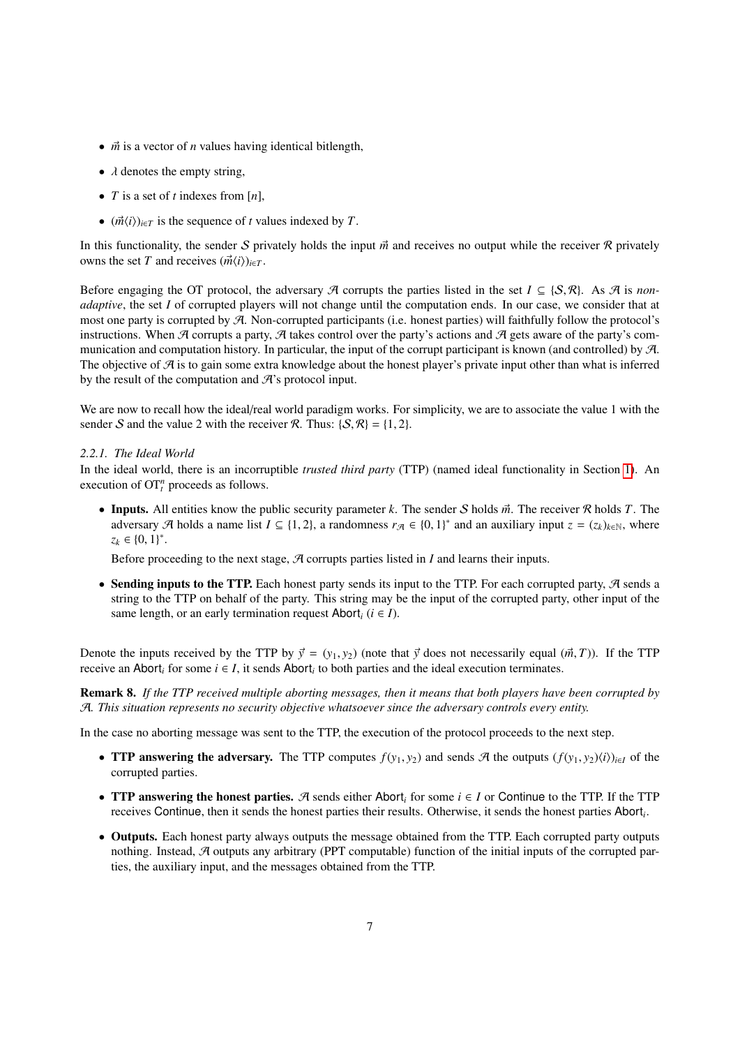- $\vec{m}$ is a vector of $n$ values having identical bitlength,
- $\lambda$ denotes the empty string,
- $T$ is a set of $t$ indexes from $[n]$,
- $(\vec{m}\langle i \rangle)_{i \in T}$ is the sequence of $t$ values indexed by $T$.

In this functionality, the sender $\mathcal{S}$ privately holds the input $\vec{m}$ and receives no output while the receiver $\mathcal{R}$ privately owns the set $T$ and receives $(\vec{m}\langle i \rangle)_{i \in T}$.

Before engaging the OT protocol, the adversary $\mathcal{A}$ corrupts the parties listed in the set $I \subseteq \{\mathcal{S}, \mathcal{R}\}$. As $\mathcal{A}$ is *non-adaptive*, the set $I$ of corrupted players will not change until the computation ends. In our case, we consider that at most one party is corrupted by $\mathcal{A}$. Non-corrupted participants (i.e. honest parties) will faithfully follow the protocol's instructions. When $\mathcal{A}$ corrupts a party, $\mathcal{A}$ takes control over the party's actions and $\mathcal{A}$ gets aware of the party's communication and computation history. In particular, the input of the corrupt participant is known (and controlled) by $\mathcal{A}$. The objective of $\mathcal{A}$ is to gain some extra knowledge about the honest player's private input other than what is inferred by the result of the computation and $\mathcal{A}$'s protocol input.

We are now to recall how the ideal/real world paradigm works. For simplicity, we are to associate the value 1 with the sender $\mathcal{S}$ and the value 2 with the receiver $\mathcal{R}$. Thus: $\{\mathcal{S}, \mathcal{R}\} = \{1, 2\}$.

*2.2.1. The Ideal World*

In the ideal world, there is an incorruptible *trusted third party* (TTP) (named ideal functionality in Section 1). An execution of $\mathrm{OT}_t^n$ proceeds as follows.

- **Inputs.** All entities know the public security parameter $k$. The sender $\mathcal{S}$ holds $\vec{m}$. The receiver $\mathcal{R}$ holds $T$. The adversary $\mathcal{A}$ holds a name list $I \subseteq \{1, 2\}$, a randomness $r_{\mathcal{A}} \in \{0, 1\}^*$ and an auxiliary input $z = (z_k)_{k \in \mathbb{N}}$, where $z_k \in \{0, 1\}^*$.

  Before proceeding to the next stage, $\mathcal{A}$ corrupts parties listed in $I$ and learns their inputs.

- **Sending inputs to the TTP.** Each honest party sends its input to the TTP. For each corrupted party, $\mathcal{A}$ sends a string to the TTP on behalf of the party. This string may be the input of the corrupted party, other input of the same length, or an early termination request $\mathsf{Abort}_i$ ($i \in I$).

Denote the inputs received by the TTP by $\vec{y} = (y_1, y_2)$ (note that $\vec{y}$ does not necessarily equal $(\vec{m}, T)$). If the TTP receive an $\mathsf{Abort}_i$ for some $i \in I$, it sends $\mathsf{Abort}_i$ to both parties and the ideal execution terminates.

**Remark 8.** *If the TTP received multiple aborting messages, then it means that both players have been corrupted by $\mathcal{A}$. This situation represents no security objective whatsoever since the adversary controls every entity.*

In the case no aborting message was sent to the TTP, the execution of the protocol proceeds to the next step.

- **TTP answering the adversary.** The TTP computes $f(y_1, y_2)$ and sends $\mathcal{A}$ the outputs $(f(y_1, y_2)\langle i \rangle)_{i \in I}$ of the corrupted parties.
- **TTP answering the honest parties.** $\mathcal{A}$ sends either $\mathsf{Abort}_i$ for some $i \in I$ or $\mathsf{Continue}$ to the TTP. If the TTP receives $\mathsf{Continue}$, then it sends the honest parties their results. Otherwise, it sends the honest parties $\mathsf{Abort}_i$.
- **Outputs.** Each honest party always outputs the message obtained from the TTP. Each corrupted party outputs nothing. Instead, $\mathcal{A}$ outputs any arbitrary (PPT computable) function of the initial inputs of the corrupted parties, the auxiliary input, and the messages obtained from the TTP.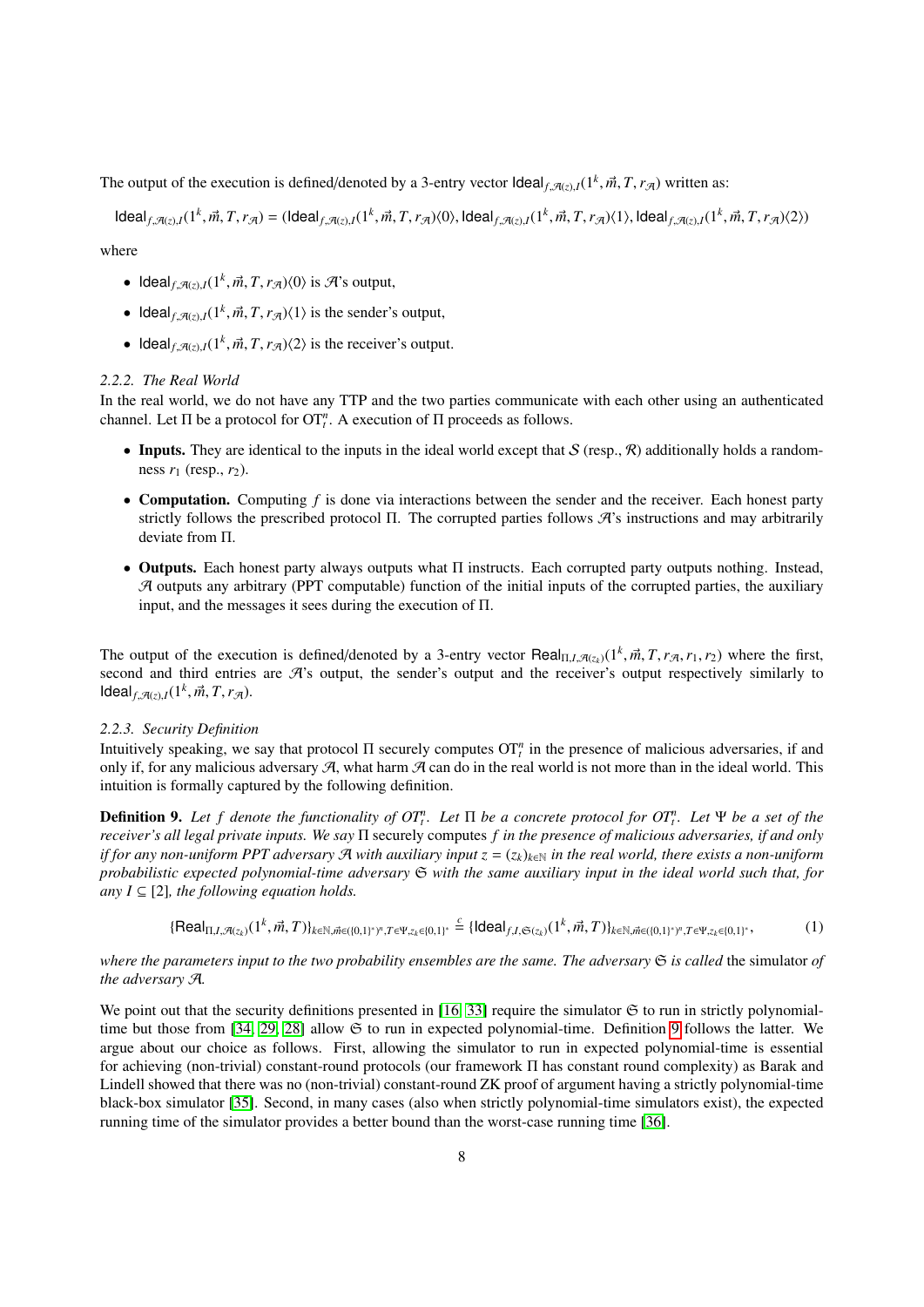The output of the execution is defined/denoted by a 3-entry vector $\mathsf{Ideal}_{f,\mathcal{A}(z),I}(1^k, \vec{m}, T, r_{\mathcal{A}})$ written as:

$$\mathsf{Ideal}_{f,\mathcal{A}(z),I}(1^k, \vec{m}, T, r_{\mathcal{A}}) = (\mathsf{Ideal}_{f,\mathcal{A}(z),I}(1^k, \vec{m}, T, r_{\mathcal{A}})\langle 0\rangle, \mathsf{Ideal}_{f,\mathcal{A}(z),I}(1^k, \vec{m}, T, r_{\mathcal{A}})\langle 1\rangle, \mathsf{Ideal}_{f,\mathcal{A}(z),I}(1^k, \vec{m}, T, r_{\mathcal{A}})\langle 2\rangle)$$

where

- $\mathsf{Ideal}_{f,\mathcal{A}(z),I}(1^k, \vec{m}, T, r_{\mathcal{A}})\langle 0\rangle$ is $\mathcal{A}$'s output,
- $\mathsf{Ideal}_{f,\mathcal{A}(z),I}(1^k, \vec{m}, T, r_{\mathcal{A}})\langle 1\rangle$ is the sender's output,
- $\mathsf{Ideal}_{f,\mathcal{A}(z),I}(1^k, \vec{m}, T, r_{\mathcal{A}})\langle 2\rangle$ is the receiver's output.

### 2.2.2. The Real World

In the real world, we do not have any TTP and the two parties communicate with each other using an authenticated channel. Let $\Pi$ be a protocol for $\mathrm{OT}_t^n$. A execution of $\Pi$ proceeds as follows.

- **Inputs.** They are identical to the inputs in the ideal world except that $\mathcal{S}$ (resp., $\mathcal{R}$) additionally holds a randomness $r_1$ (resp., $r_2$).
- **Computation.** Computing $f$ is done via interactions between the sender and the receiver. Each honest party strictly follows the prescribed protocol $\Pi$. The corrupted parties follows $\mathcal{A}$'s instructions and may arbitrarily deviate from $\Pi$.
- **Outputs.** Each honest party always outputs what $\Pi$ instructs. Each corrupted party outputs nothing. Instead, $\mathcal{A}$ outputs any arbitrary (PPT computable) function of the initial inputs of the corrupted parties, the auxiliary input, and the messages it sees during the execution of $\Pi$.

The output of the execution is defined/denoted by a 3-entry vector $\mathsf{Real}_{\Pi,I,\mathcal{A}(z_k)}(1^k, \vec{m}, T, r_{\mathcal{A}}, r_1, r_2)$ where the first, second and third entries are $\mathcal{A}$'s output, the sender's output and the receiver's output respectively similarly to $\mathsf{Ideal}_{f,\mathcal{A}(z),I}(1^k, \vec{m}, T, r_{\mathcal{A}})$.

### 2.2.3. Security Definition

Intuitively speaking, we say that protocol $\Pi$ securely computes $\mathrm{OT}_t^n$ in the presence of malicious adversaries, if and only if, for any malicious adversary $\mathcal{A}$, what harm $\mathcal{A}$ can do in the real world is not more than in the ideal world. This intuition is formally captured by the following definition.

**Definition 9.** *Let $f$ denote the functionality of $OT_t^n$. Let $\Pi$ be a concrete protocol for $OT_t^n$. Let $\Psi$ be a set of the receiver's all legal private inputs. We say $\Pi$* securely computes *$f$ in the presence of malicious adversaries, if and only if for any non-uniform PPT adversary $\mathcal{A}$ with auxiliary input $z = (z_k)_{k\in\mathbb{N}}$ in the real world, there exists a non-uniform probabilistic expected polynomial-time adversary $\mathfrak{S}$ with the same auxiliary input in the ideal world such that, for any $I \subseteq [2]$, the following equation holds.*

$$\{\mathsf{Real}_{\Pi,I,\mathcal{A}(z_k)}(1^k, \vec{m}, T)\}_{k\in\mathbb{N},\vec{m}\in(\{0,1\}^*)^n,T\in\Psi,z_k\in\{0,1\}^*} \stackrel{c}{=} \{\mathsf{Ideal}_{f,I,\mathfrak{S}(z_k)}(1^k, \vec{m}, T)\}_{k\in\mathbb{N},\vec{m}\in(\{0,1\}^*)^n,T\in\Psi,z_k\in\{0,1\}^*}, \tag{1}$$

*where the parameters input to the two probability ensembles are the same. The adversary $\mathfrak{S}$ is called* the simulator *of the adversary $\mathcal{A}$.*

We point out that the security definitions presented in [16, 33] require the simulator $\mathfrak{S}$ to run in strictly polynomial-time but those from [34, 29, 28] allow $\mathfrak{S}$ to run in expected polynomial-time. Definition 9 follows the latter. We argue about our choice as follows. First, allowing the simulator to run in expected polynomial-time is essential for achieving (non-trivial) constant-round protocols (our framework $\Pi$ has constant round complexity) as Barak and Lindell showed that there was no (non-trivial) constant-round ZK proof of argument having a strictly polynomial-time black-box simulator [35]. Second, in many cases (also when strictly polynomial-time simulators exist), the expected running time of the simulator provides a better bound than the worst-case running time [36].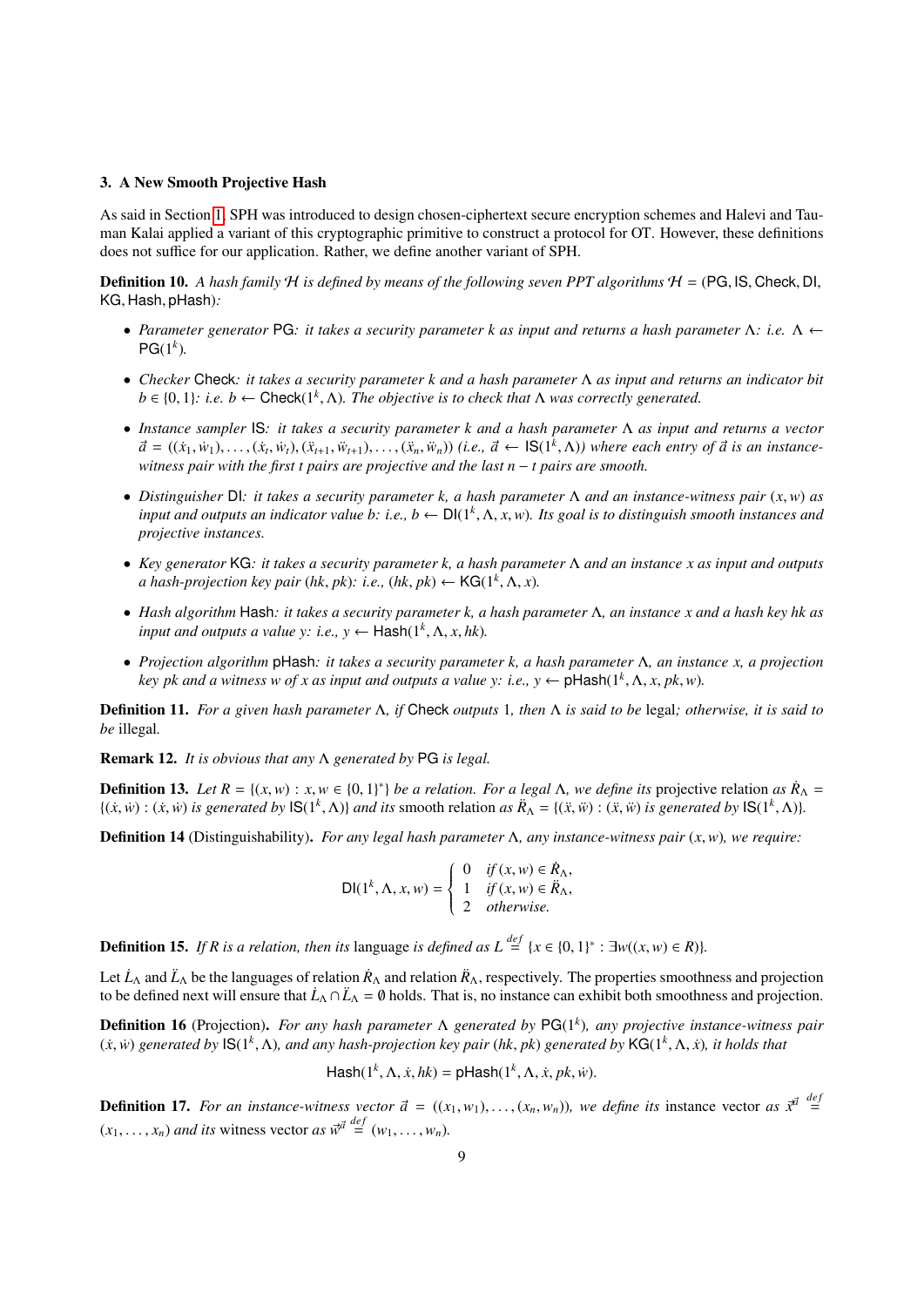## 3. A New Smooth Projective Hash

As said in Section 1, SPH was introduced to design chosen-ciphertext secure encryption schemes and Halevi and Tauman Kalai applied a variant of this cryptographic primitive to construct a protocol for OT. However, these definitions does not suffice for our application. Rather, we define another variant of SPH.

**Definition 10.** *A hash family $\mathcal{H}$ is defined by means of the following seven PPT algorithms $\mathcal{H} = (\mathsf{PG}, \mathsf{IS}, \mathsf{Check}, \mathsf{DI}, \mathsf{KG}, \mathsf{Hash}, \mathsf{pHash})$:*

- *Parameter generator* PG*: it takes a security parameter $k$ as input and returns a hash parameter $\Lambda$: i.e. $\Lambda \leftarrow \mathsf{PG}(1^k)$.*
- *Checker* Check*: it takes a security parameter $k$ and a hash parameter $\Lambda$ as input and returns an indicator bit $b \in \{0, 1\}$: i.e. $b \leftarrow \mathsf{Check}(1^k, \Lambda)$. The objective is to check that $\Lambda$ was correctly generated.*
- *Instance sampler* IS*: it takes a security parameter $k$ and a hash parameter $\Lambda$ as input and returns a vector $\vec{a} = ((\dot{x}_1, \dot{w}_1), \ldots, (\dot{x}_t, \dot{w}_t), (\ddot{x}_{t+1}, \ddot{w}_{t+1}), \ldots, (\ddot{x}_n, \ddot{w}_n))$ (i.e., $\vec{a} \leftarrow \mathsf{IS}(1^k, \Lambda)$) where each entry of $\vec{a}$ is an instance-witness pair with the first $t$ pairs are projective and the last $n - t$ pairs are smooth.*
- *Distinguisher* DI*: it takes a security parameter $k$, a hash parameter $\Lambda$ and an instance-witness pair $(x, w)$ as input and outputs an indicator value $b$: i.e., $b \leftarrow \mathsf{DI}(1^k, \Lambda, x, w)$. Its goal is to distinguish smooth instances and projective instances.*
- *Key generator* KG*: it takes a security parameter $k$, a hash parameter $\Lambda$ and an instance $x$ as input and outputs a hash-projection key pair $(hk, pk)$: i.e., $(hk, pk) \leftarrow \mathsf{KG}(1^k, \Lambda, x)$.*
- *Hash algorithm* Hash*: it takes a security parameter $k$, a hash parameter $\Lambda$, an instance $x$ and a hash key $hk$ as input and outputs a value $y$: i.e., $y \leftarrow \mathsf{Hash}(1^k, \Lambda, x, hk)$.*
- *Projection algorithm* pHash*: it takes a security parameter $k$, a hash parameter $\Lambda$, an instance $x$, a projection key $pk$ and a witness $w$ of $x$ as input and outputs a value $y$: i.e., $y \leftarrow \mathsf{pHash}(1^k, \Lambda, x, pk, w)$.*

**Definition 11.** *For a given hash parameter $\Lambda$, if* Check *outputs 1, then $\Lambda$ is said to be* legal*; otherwise, it is said to be* illegal*.*

**Remark 12.** *It is obvious that any $\Lambda$ generated by* PG *is legal.*

**Definition 13.** *Let $R = \{(x, w) : x, w \in \{0, 1\}^*\}$ be a relation. For a legal $\Lambda$, we define its* projective relation *as $\dot{R}_\Lambda = \{(\dot{x}, \dot{w}) : (\dot{x}, \dot{w})$ is generated by $\mathsf{IS}(1^k, \Lambda)\}$ and its* smooth relation *as $\ddot{R}_\Lambda = \{(\ddot{x}, \ddot{w}) : (\ddot{x}, \ddot{w})$ is generated by $\mathsf{IS}(1^k, \Lambda)\}$.*

**Definition 14** (Distinguishability)**.** *For any legal hash parameter $\Lambda$, any instance-witness pair $(x, w)$, we require:*

$$\mathsf{DI}(1^k, \Lambda, x, w) = \begin{cases} 0 & \text{if } (x, w) \in \dot{R}_\Lambda, \\ 1 & \text{if } (x, w) \in \ddot{R}_\Lambda, \\ 2 & \text{otherwise.} \end{cases}$$

**Definition 15.** *If $R$ is a relation, then its* language *is defined as $L \stackrel{def}{=} \{x \in \{0, 1\}^* : \exists w((x, w) \in R)\}$.*

Let $\dot{L}_\Lambda$ and $\ddot{L}_\Lambda$ be the languages of relation $\dot{R}_\Lambda$ and relation $\ddot{R}_\Lambda$, respectively. The properties smoothness and projection to be defined next will ensure that $\dot{L}_\Lambda \cap \ddot{L}_\Lambda = \emptyset$ holds. That is, no instance can exhibit both smoothness and projection.

**Definition 16** (Projection)**.** *For any hash parameter $\Lambda$ generated by $\mathsf{PG}(1^k)$, any projective instance-witness pair $(\dot{x}, \dot{w})$ generated by $\mathsf{IS}(1^k, \Lambda)$, and any hash-projection key pair $(hk, pk)$ generated by $\mathsf{KG}(1^k, \Lambda, \dot{x})$, it holds that*

$$\mathsf{Hash}(1^k, \Lambda, \dot{x}, hk) = \mathsf{pHash}(1^k, \Lambda, \dot{x}, pk, \dot{w}).$$

**Definition 17.** *For an instance-witness vector $\vec{a} = ((x_1, w_1), \ldots, (x_n, w_n))$, we define its* instance vector *as $\vec{x}^{\vec{a}} \stackrel{def}{=} (x_1, \ldots, x_n)$ and its* witness vector *as $\vec{w}^{\vec{a}} \stackrel{def}{=} (w_1, \ldots, w_n)$.*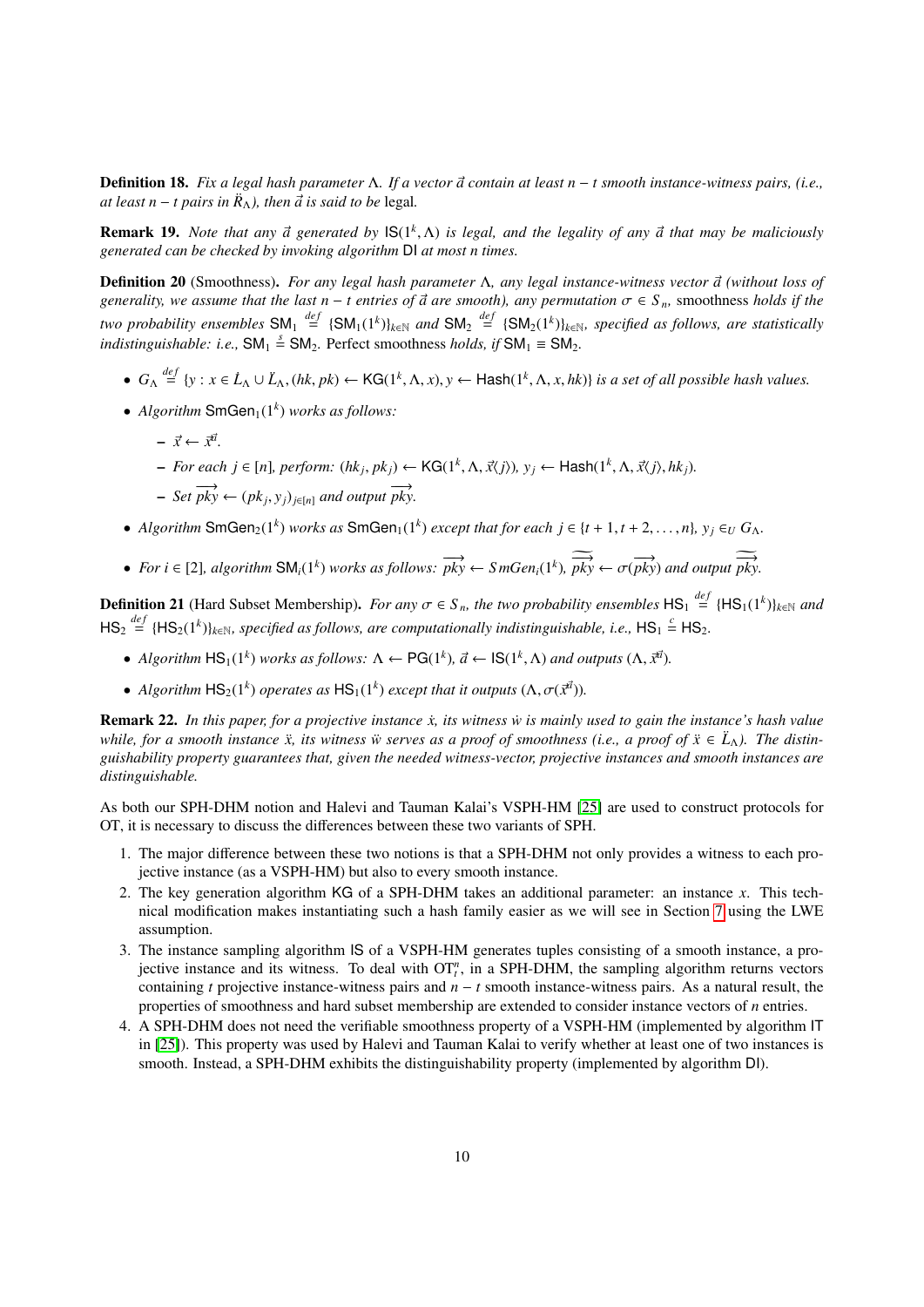**Definition 18.** *Fix a legal hash parameter $\Lambda$. If a vector $\vec{a}$ contain at least $n-t$ smooth instance-witness pairs, (i.e., at least $n-t$ pairs in $\ddot{R}_\Lambda$), then $\vec{a}$ is said to be* legal*.*

**Remark 19.** *Note that any $\vec{a}$ generated by $\mathsf{IS}(1^k, \Lambda)$ is legal, and the legality of any $\vec{a}$ that may be maliciously generated can be checked by invoking algorithm $\mathsf{DI}$ at most $n$ times.*

**Definition 20** (Smoothness)**.** *For any legal hash parameter $\Lambda$, any legal instance-witness vector $\vec{a}$ (without loss of generality, we assume that the last $n-t$ entries of $\vec{a}$ are smooth), any permutation $\sigma \in S_n$,* smoothness *holds if the two probability ensembles $\mathsf{SM}_1 \stackrel{def}{=} \{\mathsf{SM}_1(1^k)\}_{k\in\mathbb{N}}$ and $\mathsf{SM}_2 \stackrel{def}{=} \{\mathsf{SM}_2(1^k)\}_{k\in\mathbb{N}}$, specified as follows, are statistically indistinguishable: i.e., $\mathsf{SM}_1 \stackrel{s}{=} \mathsf{SM}_2$.* Perfect smoothness *holds, if $\mathsf{SM}_1 \equiv \mathsf{SM}_2$.*

- *$G_\Lambda \stackrel{def}{=} \{y : x \in \dot{L}_\Lambda \cup \ddot{L}_\Lambda, (hk, pk) \leftarrow \mathsf{KG}(1^k, \Lambda, x), y \leftarrow \mathsf{Hash}(1^k, \Lambda, x, hk)\}$ is a set of all possible hash values.*
- *Algorithm $\mathsf{SmGen}_1(1^k)$ works as follows:*
  - *$\vec{x} \leftarrow \vec{x}^{\vec{a}}$.*
  - *For each $j \in [n]$, perform: $(hk_j, pk_j) \leftarrow \mathsf{KG}(1^k, \Lambda, \vec{x}\langle j\rangle)$, $y_j \leftarrow \mathsf{Hash}(1^k, \Lambda, \vec{x}\langle j\rangle, hk_j)$.*
  - *Set $\overrightarrow{pky} \leftarrow (pk_j, y_j)_{j\in[n]}$ and output $\overrightarrow{pky}$.*
- *Algorithm $\mathsf{SmGen}_2(1^k)$ works as $\mathsf{SmGen}_1(1^k)$ except that for each $j \in \{t+1, t+2, \ldots, n\}$, $y_j \in_U G_\Lambda$.*
- *For $i \in [2]$, algorithm $\mathsf{SM}_i(1^k)$ works as follows: $\overrightarrow{pky} \leftarrow SmGen_i(1^k)$, $\widetilde{\overrightarrow{pky}} \leftarrow \sigma(\overrightarrow{pky})$ and output $\widetilde{\overrightarrow{pky}}$.*

**Definition 21** (Hard Subset Membership)**.** *For any $\sigma \in S_n$, the two probability ensembles $\mathsf{HS}_1 \stackrel{def}{=} \{\mathsf{HS}_1(1^k)\}_{k\in\mathbb{N}}$ and $\mathsf{HS}_2 \stackrel{def}{=} \{\mathsf{HS}_2(1^k)\}_{k\in\mathbb{N}}$, specified as follows, are computationally indistinguishable, i.e., $\mathsf{HS}_1 \stackrel{c}{=} \mathsf{HS}_2$.*

- *Algorithm $\mathsf{HS}_1(1^k)$ works as follows: $\Lambda \leftarrow \mathsf{PG}(1^k)$, $\vec{a} \leftarrow \mathsf{IS}(1^k, \Lambda)$ and outputs $(\Lambda, \vec{x}^{\vec{a}})$.*
- *Algorithm $\mathsf{HS}_2(1^k)$ operates as $\mathsf{HS}_1(1^k)$ except that it outputs $(\Lambda, \sigma(\vec{x}^{\vec{a}}))$.*

**Remark 22.** *In this paper, for a projective instance $\dot{x}$, its witness $\dot{w}$ is mainly used to gain the instance's hash value while, for a smooth instance $\ddot{x}$, its witness $\ddot{w}$ serves as a proof of smoothness (i.e., a proof of $\ddot{x} \in \ddot{L}_\Lambda$). The distinguishability property guarantees that, given the needed witness-vector, projective instances and smooth instances are distinguishable.*

As both our SPH-DHM notion and Halevi and Tauman Kalai's VSPH-HM [25] are used to construct protocols for OT, it is necessary to discuss the differences between these two variants of SPH.

1. The major difference between these two notions is that a SPH-DHM not only provides a witness to each projective instance (as a VSPH-HM) but also to every smooth instance.
2. The key generation algorithm $\mathsf{KG}$ of a SPH-DHM takes an additional parameter: an instance $x$. This technical modification makes instantiating such a hash family easier as we will see in Section 7 using the LWE assumption.
3. The instance sampling algorithm $\mathsf{IS}$ of a VSPH-HM generates tuples consisting of a smooth instance, a projective instance and its witness. To deal with $\mathrm{OT}_t^n$, in a SPH-DHM, the sampling algorithm returns vectors containing $t$ projective instance-witness pairs and $n-t$ smooth instance-witness pairs. As a natural result, the properties of smoothness and hard subset membership are extended to consider instance vectors of $n$ entries.
4. A SPH-DHM does not need the verifiable smoothness property of a VSPH-HM (implemented by algorithm $\mathsf{IT}$ in [25]). This property was used by Halevi and Tauman Kalai to verify whether at least one of two instances is smooth. Instead, a SPH-DHM exhibits the distinguishability property (implemented by algorithm $\mathsf{DI}$).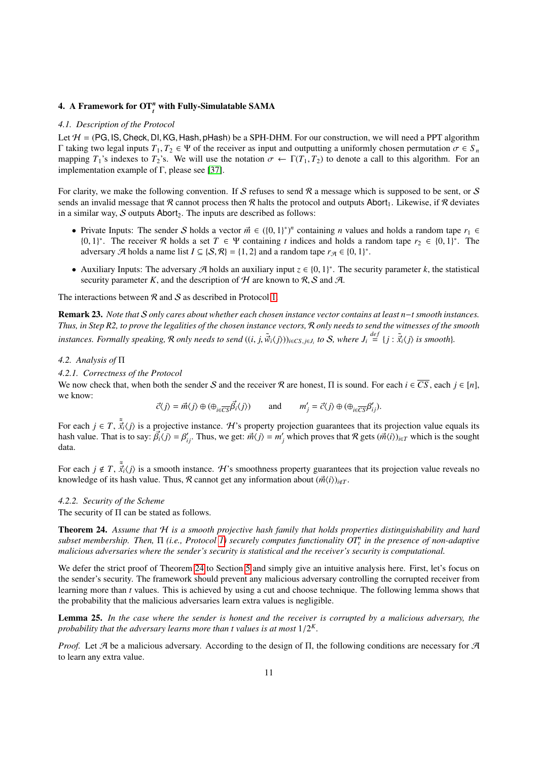## 4. A Framework for $\mathrm{OT}_t^n$ with Fully-Simulatable SAMA

### 4.1. Description of the Protocol

Let $\mathcal{H} = (\mathsf{PG}, \mathsf{IS}, \mathsf{Check}, \mathsf{DI}, \mathsf{KG}, \mathsf{Hash}, \mathsf{pHash})$ be a SPH-DHM. For our construction, we will need a PPT algorithm $\Gamma$ taking two legal inputs $T_1, T_2 \in \Psi$ of the receiver as input and outputting a uniformly chosen permutation $\sigma \in S_n$ mapping $T_1$'s indexes to $T_2$'s. We will use the notation $\sigma \leftarrow \Gamma(T_1, T_2)$ to denote a call to this algorithm. For an implementation example of $\Gamma$, please see [37].

For clarity, we make the following convention. If $\mathcal{S}$ refuses to send $\mathcal{R}$ a message which is supposed to be sent, or $\mathcal{S}$ sends an invalid message that $\mathcal{R}$ cannot process then $\mathcal{R}$ halts the protocol and outputs $\mathsf{Abort}_1$. Likewise, if $\mathcal{R}$ deviates in a similar way, $\mathcal{S}$ outputs $\mathsf{Abort}_2$. The inputs are described as follows:

- Private Inputs: The sender $\mathcal{S}$ holds a vector $\vec{m} \in (\{0,1\}^*)^n$ containing $n$ values and holds a random tape $r_1 \in \{0,1\}^*$. The receiver $\mathcal{R}$ holds a set $T \in \Psi$ containing $t$ indices and holds a random tape $r_2 \in \{0,1\}^*$. The adversary $\mathcal{A}$ holds a name list $I \subseteq \{\mathcal{S}, \mathcal{R}\} = \{1, 2\}$ and a random tape $r_{\mathcal{A}} \in \{0,1\}^*$.
- Auxiliary Inputs: The adversary $\mathcal{A}$ holds an auxiliary input $z \in \{0,1\}^*$. The security parameter $k$, the statistical security parameter $K$, and the description of $\mathcal{H}$ are known to $\mathcal{R}, \mathcal{S}$ and $\mathcal{A}$.

The interactions between $\mathcal{R}$ and $\mathcal{S}$ as described in Protocol 1.

**Remark 23.** *Note that $\mathcal{S}$ only cares about whether each chosen instance vector contains at least $n-t$ smooth instances. Thus, in Step R2, to prove the legalities of the chosen instance vectors, $\mathcal{R}$ only needs to send the witnesses of the smooth instances. Formally speaking, $\mathcal{R}$ only needs to send $((i, j, \vec{\tilde{w}}_i\langle j\rangle))_{i\in CS, j\in J_i}$ to $\mathcal{S}$, where $J_i \overset{def}{=} \{j : \vec{\tilde{x}}_i\langle j\rangle \text{ is smooth}\}$.*

### 4.2. Analysis of $\Pi$

#### 4.2.1. Correctness of the Protocol

We now check that, when both the sender $\mathcal{S}$ and the receiver $\mathcal{R}$ are honest, $\Pi$ is sound. For each $i \in \overline{CS}$, each $j \in [n]$, we know:

$$\vec{c}\langle j\rangle = \vec{m}\langle j\rangle \oplus (\oplus_{i\in\overline{CS}}\vec{\beta}_i\langle j\rangle) \qquad \text{and} \qquad m'_j = \vec{c}\langle j\rangle \oplus (\oplus_{i\in\overline{CS}}\beta'_{ij}).$$

For each $j \in T$, $\vec{\tilde{\tilde{x}}}_i\langle j\rangle$ is a projective instance. $\mathcal{H}$'s property projection guarantees that its projection value equals its hash value. That is to say: $\vec{\beta}_i\langle j\rangle = \beta'_{ij}$. Thus, we get: $\vec{m}\langle j\rangle = m'_j$ which proves that $\mathcal{R}$ gets $(\vec{m}\langle i\rangle)_{i\in T}$ which is the sought data.

For each $j \notin T$, $\vec{\tilde{\tilde{x}}}_i\langle j\rangle$ is a smooth instance. $\mathcal{H}$'s smoothness property guarantees that its projection value reveals no knowledge of its hash value. Thus, $\mathcal{R}$ cannot get any information about $(\vec{m}\langle i\rangle)_{i\notin T}$.

#### 4.2.2. Security of the Scheme

The security of $\Pi$ can be stated as follows.

**Theorem 24.** *Assume that $\mathcal{H}$ is a smooth projective hash family that holds properties distinguishability and hard subset membership. Then, $\Pi$ (i.e., Protocol 1) securely computes functionality $OT_t^n$ in the presence of non-adaptive malicious adversaries where the sender's security is statistical and the receiver's security is computational.*

We defer the strict proof of Theorem 24 to Section 5 and simply give an intuitive analysis here. First, let's focus on the sender's security. The framework should prevent any malicious adversary controlling the corrupted receiver from learning more than $t$ values. This is achieved by using a cut and choose technique. The following lemma shows that the probability that the malicious adversaries learn extra values is negligible.

**Lemma 25.** *In the case where the sender is honest and the receiver is corrupted by a malicious adversary, the probability that the adversary learns more than $t$ values is at most $1/2^K$.*

*Proof.* Let $\mathcal{A}$ be a malicious adversary. According to the design of $\Pi$, the following conditions are necessary for $\mathcal{A}$ to learn any extra value.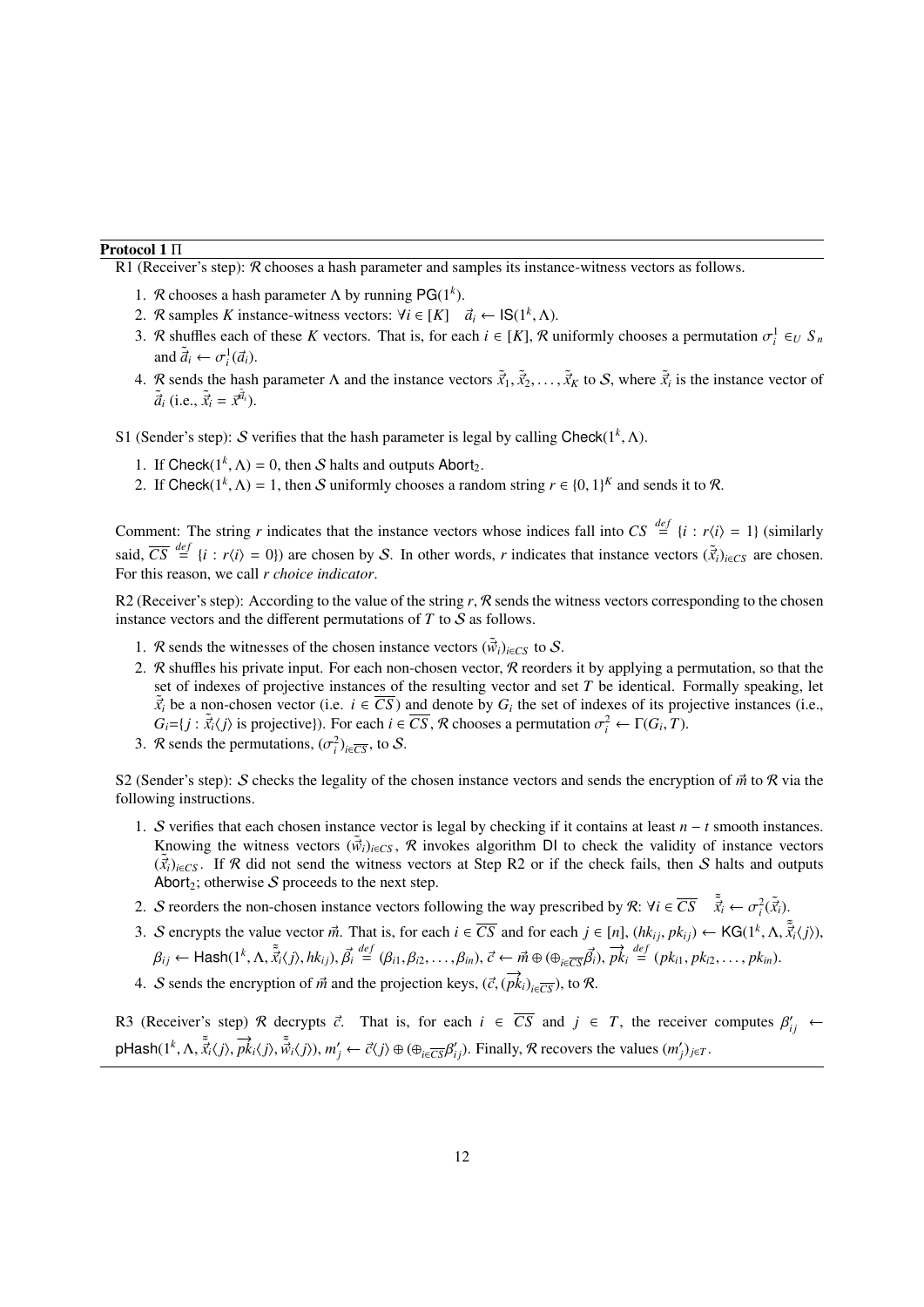**Protocol 1** $\Pi$

R1 (Receiver's step): $\mathcal{R}$ chooses a hash parameter and samples its instance-witness vectors as follows.

1. $\mathcal{R}$ chooses a hash parameter $\Lambda$ by running $\mathsf{PG}(1^k)$.
2. $\mathcal{R}$ samples $K$ instance-witness vectors: $\forall i \in [K] \quad \vec{a}_i \leftarrow \mathsf{IS}(1^k, \Lambda)$.
3. $\mathcal{R}$ shuffles each of these $K$ vectors. That is, for each $i \in [K]$, $\mathcal{R}$ uniformly chooses a permutation $\sigma_i^1 \in_U S_n$ and $\tilde{\vec{a}}_i \leftarrow \sigma_i^1(\vec{a}_i)$.
4. $\mathcal{R}$ sends the hash parameter $\Lambda$ and the instance vectors $\tilde{\vec{x}}_1, \tilde{\vec{x}}_2, \ldots, \tilde{\vec{x}}_K$ to $\mathcal{S}$, where $\tilde{\vec{x}}_i$ is the instance vector of $\tilde{\vec{a}}_i$ (i.e., $\tilde{\vec{x}}_i = \vec{x}^{\tilde{\vec{a}}_i}$).

S1 (Sender's step): $\mathcal{S}$ verifies that the hash parameter is legal by calling $\mathsf{Check}(1^k, \Lambda)$.

1. If $\mathsf{Check}(1^k, \Lambda) = 0$, then $\mathcal{S}$ halts and outputs $\mathsf{Abort}_2$.
2. If $\mathsf{Check}(1^k, \Lambda) = 1$, then $\mathcal{S}$ uniformly chooses a random string $r \in \{0,1\}^K$ and sends it to $\mathcal{R}$.

Comment: The string $r$ indicates that the instance vectors whose indices fall into $CS \stackrel{def}{=} \{i : r\langle i\rangle = 1\}$ (similarly said, $\overline{CS} \stackrel{def}{=} \{i : r\langle i\rangle = 0\}$) are chosen by $\mathcal{S}$. In other words, $r$ indicates that instance vectors $(\tilde{\vec{x}}_i)_{i\in CS}$ are chosen. For this reason, we call $r$ *choice indicator*.

R2 (Receiver's step): According to the value of the string $r$, $\mathcal{R}$ sends the witness vectors corresponding to the chosen instance vectors and the different permutations of $T$ to $\mathcal{S}$ as follows.

1. $\mathcal{R}$ sends the witnesses of the chosen instance vectors $(\tilde{\vec{w}}_i)_{i\in CS}$ to $\mathcal{S}$.
2. $\mathcal{R}$ shuffles his private input. For each non-chosen vector, $\mathcal{R}$ reorders it by applying a permutation, so that the set of indexes of projective instances of the resulting vector and set $T$ be identical. Formally speaking, let $\tilde{\vec{x}}_i$ be a non-chosen vector (i.e. $i \in \overline{CS}$) and denote by $G_i$ the set of indexes of its projective instances (i.e., $G_i$=$\{j : \tilde{\vec{x}}_i\langle j\rangle$ is projective$\}$). For each $i \in \overline{CS}$, $\mathcal{R}$ chooses a permutation $\sigma_i^2 \leftarrow \Gamma(G_i, T)$.
3. $\mathcal{R}$ sends the permutations, $(\sigma_i^2)_{i\in\overline{CS}}$, to $\mathcal{S}$.

S2 (Sender's step): $\mathcal{S}$ checks the legality of the chosen instance vectors and sends the encryption of $\vec{m}$ to $\mathcal{R}$ via the following instructions.

1. $\mathcal{S}$ verifies that each chosen instance vector is legal by checking if it contains at least $n - t$ smooth instances. Knowing the witness vectors $(\tilde{\vec{w}}_i)_{i\in CS}$, $\mathcal{R}$ invokes algorithm $\mathsf{DI}$ to check the validity of instance vectors $(\tilde{\vec{x}}_i)_{i\in CS}$. If $\mathcal{R}$ did not send the witness vectors at Step R2 or if the check fails, then $\mathcal{S}$ halts and outputs $\mathsf{Abort}_2$; otherwise $\mathcal{S}$ proceeds to the next step.
2. $\mathcal{S}$ reorders the non-chosen instance vectors following the way prescribed by $\mathcal{R}$: $\forall i \in \overline{CS} \quad \tilde{\tilde{\vec{x}}}_i \leftarrow \sigma_i^2(\tilde{\vec{x}}_i)$.
3. $\mathcal{S}$ encrypts the value vector $\vec{m}$. That is, for each $i \in \overline{CS}$ and for each $j \in [n]$, $(hk_{ij}, pk_{ij}) \leftarrow \mathsf{KG}(1^k, \Lambda, \tilde{\tilde{\vec{x}}}_i\langle j\rangle)$, $\beta_{ij} \leftarrow \mathsf{Hash}(1^k, \Lambda, \tilde{\tilde{\vec{x}}}_i\langle j\rangle, hk_{ij})$, $\vec{\beta}_i \stackrel{def}{=} (\beta_{i1}, \beta_{i2}, \ldots, \beta_{in})$, $\vec{c} \leftarrow \vec{m} \oplus (\oplus_{i\in\overline{CS}} \vec{\beta}_i)$, $\overrightarrow{pk_i} \stackrel{def}{=} (pk_{i1}, pk_{i2}, \ldots, pk_{in})$.
4. $\mathcal{S}$ sends the encryption of $\vec{m}$ and the projection keys, $(\vec{c}, (\overrightarrow{pk_i})_{i\in\overline{CS}})$, to $\mathcal{R}$.

R3 (Receiver's step) $\mathcal{R}$ decrypts $\vec{c}$. That is, for each $i \in \overline{CS}$ and $j \in T$, the receiver computes $\beta'_{ij} \leftarrow \mathsf{pHash}(1^k, \Lambda, \tilde{\tilde{\vec{x}}}_i\langle j\rangle, \overrightarrow{pk_i}\langle j\rangle, \tilde{\tilde{\vec{w}}}_i\langle j\rangle)$, $m'_j \leftarrow \vec{c}\langle j\rangle \oplus (\oplus_{i\in\overline{CS}} \beta'_{ij})$. Finally, $\mathcal{R}$ recovers the values $(m'_j)_{j\in T}$.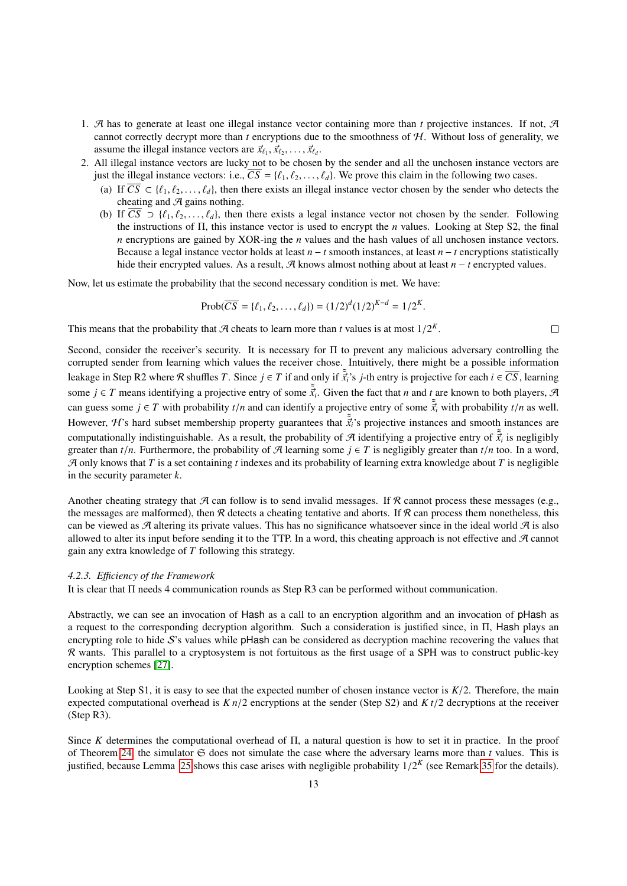1. $\mathcal{A}$ has to generate at least one illegal instance vector containing more than $t$ projective instances. If not, $\mathcal{A}$ cannot correctly decrypt more than $t$ encryptions due to the smoothness of $\mathcal{H}$. Without loss of generality, we assume the illegal instance vectors are $\vec{x}_{\ell_1}, \vec{x}_{\ell_2}, \ldots, \vec{x}_{\ell_d}$.
2. All illegal instance vectors are lucky not to be chosen by the sender and all the unchosen instance vectors are just the illegal instance vectors: i.e., $\overline{CS} = \{\ell_1, \ell_2, \ldots, \ell_d\}$. We prove this claim in the following two cases.
   (a) If $\overline{CS} \subset \{\ell_1, \ell_2, \ldots, \ell_d\}$, then there exists an illegal instance vector chosen by the sender who detects the cheating and $\mathcal{A}$ gains nothing.
   (b) If $\overline{CS} \supset \{\ell_1, \ell_2, \ldots, \ell_d\}$, then there exists a legal instance vector not chosen by the sender. Following the instructions of $\Pi$, this instance vector is used to encrypt the $n$ values. Looking at Step S2, the final $n$ encryptions are gained by XOR-ing the $n$ values and the hash values of all unchosen instance vectors. Because a legal instance vector holds at least $n - t$ smooth instances, at least $n - t$ encryptions statistically hide their encrypted values. As a result, $\mathcal{A}$ knows almost nothing about at least $n - t$ encrypted values.

Now, let us estimate the probability that the second necessary condition is met. We have:

$$\text{Prob}(\overline{CS} = \{\ell_1, \ell_2, \ldots, \ell_d\}) = (1/2)^d (1/2)^{K-d} = 1/2^K.$$

This means that the probability that $\mathcal{A}$ cheats to learn more than $t$ values is at most $1/2^K$. □

Second, consider the receiver's security. It is necessary for $\Pi$ to prevent any malicious adversary controlling the corrupted sender from learning which values the receiver chose. Intuitively, there might be a possible information leakage in Step R2 where $\mathcal{R}$ shuffles $T$. Since $j \in T$ if and only if $\tilde{\tilde{\vec{x}}}_i$'s $j$-th entry is projective for each $i \in \overline{CS}$, learning some $j \in T$ means identifying a projective entry of some $\tilde{\tilde{\vec{x}}}_i$. Given the fact that $n$ and $t$ are known to both players, $\mathcal{A}$ can guess some $j \in T$ with probability $t/n$ and can identify a projective entry of some $\tilde{\tilde{\vec{x}}}_i$ with probability $t/n$ as well. However, $\mathcal{H}$'s hard subset membership property guarantees that $\tilde{\tilde{\vec{x}}}_i$'s projective instances and smooth instances are computationally indistinguishable. As a result, the probability of $\mathcal{A}$ identifying a projective entry of $\tilde{\tilde{\vec{x}}}_i$ is negligibly greater than $t/n$. Furthermore, the probability of $\mathcal{A}$ learning some $j \in T$ is negligibly greater than $t/n$ too. In a word, $\mathcal{A}$ only knows that $T$ is a set containing $t$ indexes and its probability of learning extra knowledge about $T$ is negligible in the security parameter $k$.

Another cheating strategy that $\mathcal{A}$ can follow is to send invalid messages. If $\mathcal{R}$ cannot process these messages (e.g., the messages are malformed), then $\mathcal{R}$ detects a cheating tentative and aborts. If $\mathcal{R}$ can process them nonetheless, this can be viewed as $\mathcal{A}$ altering its private values. This has no significance whatsoever since in the ideal world $\mathcal{A}$ is also allowed to alter its input before sending it to the TTP. In a word, this cheating approach is not effective and $\mathcal{A}$ cannot gain any extra knowledge of $T$ following this strategy.

#### 4.2.3. *Efficiency of the Framework*

It is clear that $\Pi$ needs 4 communication rounds as Step R3 can be performed without communication.

Abstractly, we can see an invocation of Hash as a call to an encryption algorithm and an invocation of pHash as a request to the corresponding decryption algorithm. Such a consideration is justified since, in $\Pi$, Hash plays an encrypting role to hide $\mathcal{S}$'s values while pHash can be considered as decryption machine recovering the values that $\mathcal{R}$ wants. This parallel to a cryptosystem is not fortuitous as the first usage of a SPH was to construct public-key encryption schemes [27].

Looking at Step S1, it is easy to see that the expected number of chosen instance vector is $K/2$. Therefore, the main expected computational overhead is $K\,n/2$ encryptions at the sender (Step S2) and $K\,t/2$ decryptions at the receiver (Step R3).

Since $K$ determines the computational overhead of $\Pi$, a natural question is how to set it in practice. In the proof of Theorem 24, the simulator $\mathfrak{S}$ does not simulate the case where the adversary learns more than $t$ values. This is justified, because Lemma 25 shows this case arises with negligible probability $1/2^K$ (see Remark 35 for the details).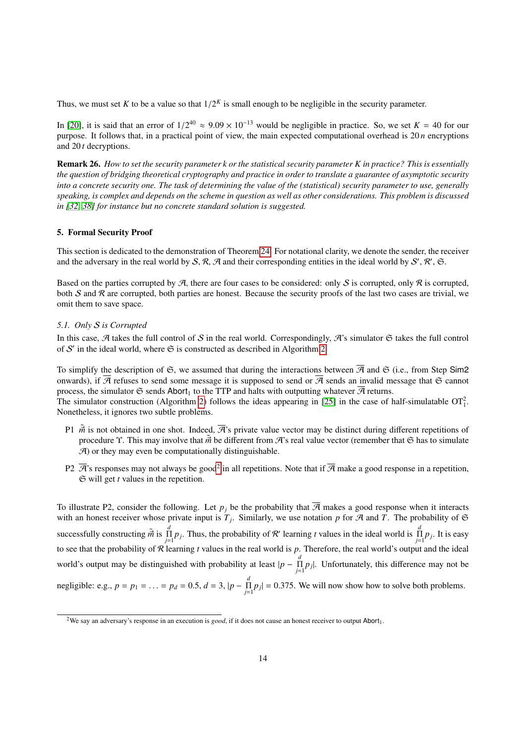Thus, we must set $K$ to be a value so that $1/2^K$ is small enough to be negligible in the security parameter.

In [20], it is said that an error of $1/2^{40} \approx 9.09 \times 10^{-13}$ would be negligible in practice. So, we set $K = 40$ for our purpose. It follows that, in a practical point of view, the main expected computational overhead is $20\,n$ encryptions and $20\,t$ decryptions.

**Remark 26.** *How to set the security parameter $k$ or the statistical security parameter $K$ in practice? This is essentially the question of bridging theoretical cryptography and practice in order to translate a guarantee of asymptotic security into a concrete security one. The task of determining the value of the (statistical) security parameter to use, generally speaking, is complex and depends on the scheme in question as well as other considerations. This problem is discussed in [32, 38] for instance but no concrete standard solution is suggested.*

## 5. Formal Security Proof

This section is dedicated to the demonstration of Theorem 24. For notational clarity, we denote the sender, the receiver and the adversary in the real world by $\mathcal{S}$, $\mathcal{R}$, $\mathcal{A}$ and their corresponding entities in the ideal world by $\mathcal{S}'$, $\mathcal{R}'$, $\mathfrak{S}$.

Based on the parties corrupted by $\mathcal{A}$, there are four cases to be considered: only $\mathcal{S}$ is corrupted, only $\mathcal{R}$ is corrupted, both $\mathcal{S}$ and $\mathcal{R}$ are corrupted, both parties are honest. Because the security proofs of the last two cases are trivial, we omit them to save space.

### 5.1. Only $\mathcal{S}$ is Corrupted

In this case, $\mathcal{A}$ takes the full control of $\mathcal{S}$ in the real world. Correspondingly, $\mathcal{A}$'s simulator $\mathfrak{S}$ takes the full control of $\mathcal{S}'$ in the ideal world, where $\mathfrak{S}$ is constructed as described in Algorithm 2.

To simplify the description of $\mathfrak{S}$, we assumed that during the interactions between $\overline{\mathcal{A}}$ and $\mathfrak{S}$ (i.e., from Step Sim2 onwards), if $\overline{\mathcal{A}}$ refuses to send some message it is supposed to send or $\overline{\mathcal{A}}$ sends an invalid message that $\mathfrak{S}$ cannot process, the simulator $\mathfrak{S}$ sends $\mathsf{Abort}_1$ to the TTP and halts with outputting whatever $\overline{\mathcal{A}}$ returns.
The simulator construction (Algorithm 2) follows the ideas appearing in [25] in the case of half-simulatable $\mathrm{OT}_1^2$. Nonetheless, it ignores two subtle problems.

- P1 $\tilde{\vec{m}}$ is not obtained in one shot. Indeed, $\overline{\mathcal{A}}$'s private value vector may be distinct during different repetitions of procedure $\Upsilon$. This may involve that $\tilde{\vec{m}}$ be different from $\mathcal{A}$'s real value vector (remember that $\mathfrak{S}$ has to simulate $\mathcal{A}$) or they may even be computationally distinguishable.
- P2 $\overline{\mathcal{A}}$'s responses may not always be good[2] in all repetitions. Note that if $\overline{\mathcal{A}}$ make a good response in a repetition, $\mathfrak{S}$ will get $t$ values in the repetition.

To illustrate P2, consider the following. Let $p_j$ be the probability that $\overline{\mathcal{A}}$ makes a good response when it interacts with an honest receiver whose private input is $T_j$. Similarly, we use notation $p$ for $\mathcal{A}$ and $T$. The probability of $\mathfrak{S}$ successfully constructing $\tilde{\vec{m}}$ is $\prod_{j=1}^{d} p_j$. Thus, the probability of $\mathcal{R}'$ learning $t$ values in the ideal world is $\prod_{j=1}^{d} p_j$. It is easy to see that the probability of $\mathcal{R}$ learning $t$ values in the real world is $p$. Therefore, the real world's output and the ideal world's output may be distinguished with probability at least $|p - \prod_{j=1}^{d} p_j|$. Unfortunately, this difference may not be negligible: e.g., $p = p_1 = \ldots = p_d = 0.5$, $d = 3$, $|p - \prod_{j=1}^{d} p_j| = 0.375$. We will now show how to solve both problems.

[2] We say an adversary's response in an execution is *good*, if it does not cause an honest receiver to output $\mathsf{Abort}_1$.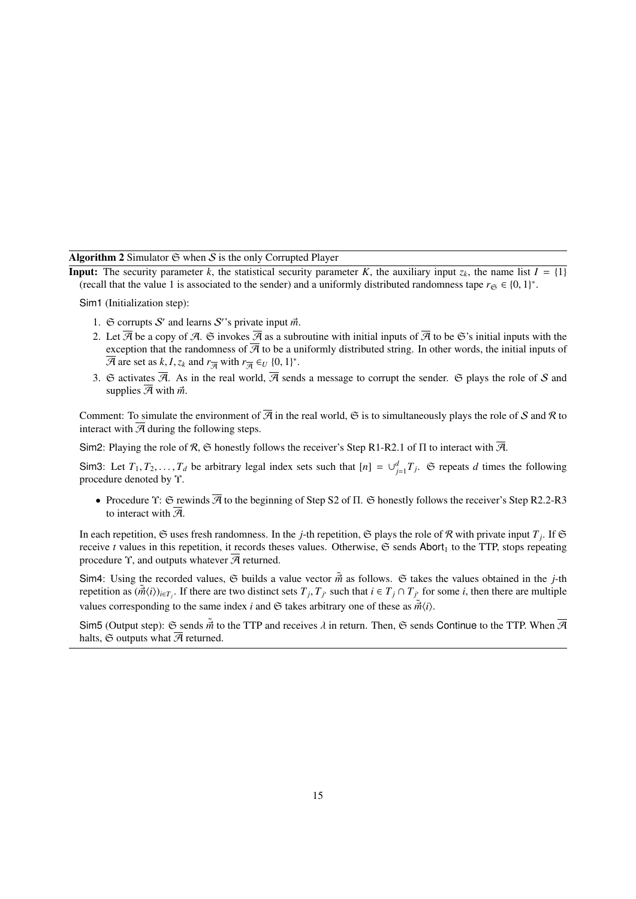**Algorithm 2** Simulator $\mathfrak{S}$ when $\mathcal{S}$ is the only Corrupted Player

**Input:** The security parameter $k$, the statistical security parameter $K$, the auxiliary input $z_k$, the name list $I = \{1\}$ (recall that the value 1 is associated to the sender) and a uniformly distributed randomness tape $r_{\mathfrak{S}} \in \{0, 1\}^*$.

Sim1 (Initialization step):

1. $\mathfrak{S}$ corrupts $\mathcal{S}'$ and learns $\mathcal{S}'$'s private input $\vec{m}$.
2. Let $\overline{\mathcal{A}}$ be a copy of $\mathcal{A}$. $\mathfrak{S}$ invokes $\overline{\mathcal{A}}$ as a subroutine with initial inputs of $\overline{\mathcal{A}}$ to be $\mathfrak{S}$'s initial inputs with the exception that the randomness of $\overline{\mathcal{A}}$ to be a uniformly distributed string. In other words, the initial inputs of $\overline{\mathcal{A}}$ are set as $k, I, z_k$ and $r_{\overline{\mathcal{A}}}$ with $r_{\overline{\mathcal{A}}} \in_U \{0, 1\}^*$.
3. $\mathfrak{S}$ activates $\overline{\mathcal{A}}$. As in the real world, $\overline{\mathcal{A}}$ sends a message to corrupt the sender. $\mathfrak{S}$ plays the role of $\mathcal{S}$ and supplies $\overline{\mathcal{A}}$ with $\vec{m}$.

Comment: To simulate the environment of $\overline{\mathcal{A}}$ in the real world, $\mathfrak{S}$ is to simultaneously plays the role of $\mathcal{S}$ and $\mathcal{R}$ to interact with $\overline{\mathcal{A}}$ during the following steps.

Sim2: Playing the role of $\mathcal{R}$, $\mathfrak{S}$ honestly follows the receiver's Step R1-R2.1 of $\Pi$ to interact with $\overline{\mathcal{A}}$.

Sim3: Let $T_1, T_2, \ldots, T_d$ be arbitrary legal index sets such that $[n] = \cup_{j=1}^{d} T_j$. $\mathfrak{S}$ repeats $d$ times the following procedure denoted by $\Upsilon$.

- Procedure $\Upsilon$: $\mathfrak{S}$ rewinds $\overline{\mathcal{A}}$ to the beginning of Step S2 of $\Pi$. $\mathfrak{S}$ honestly follows the receiver's Step R2.2-R3 to interact with $\overline{\mathcal{A}}$.

In each repetition, $\mathfrak{S}$ uses fresh randomness. In the $j$-th repetition, $\mathfrak{S}$ plays the role of $\mathcal{R}$ with private input $T_j$. If $\mathfrak{S}$ receive $t$ values in this repetition, it records theses values. Otherwise, $\mathfrak{S}$ sends $\mathsf{Abort}_1$ to the TTP, stops repeating procedure $\Upsilon$, and outputs whatever $\overline{\mathcal{A}}$ returned.

Sim4: Using the recorded values, $\mathfrak{S}$ builds a value vector $\tilde{\vec{m}}$ as follows. $\mathfrak{S}$ takes the values obtained in the $j$-th repetition as $(\tilde{\vec{m}}\langle i \rangle)_{i \in T_j}$. If there are two distinct sets $T_j, T_{j'}$ such that $i \in T_j \cap T_{j'}$ for some $i$, then there are multiple values corresponding to the same index $i$ and $\mathfrak{S}$ takes arbitrary one of these as $\tilde{\vec{m}}\langle i \rangle$.

Sim5 (Output step): $\mathfrak{S}$ sends $\tilde{\vec{m}}$ to the TTP and receives $\lambda$ in return. Then, $\mathfrak{S}$ sends $\mathsf{Continue}$ to the TTP. When $\overline{\mathcal{A}}$ halts, $\mathfrak{S}$ outputs what $\overline{\mathcal{A}}$ returned.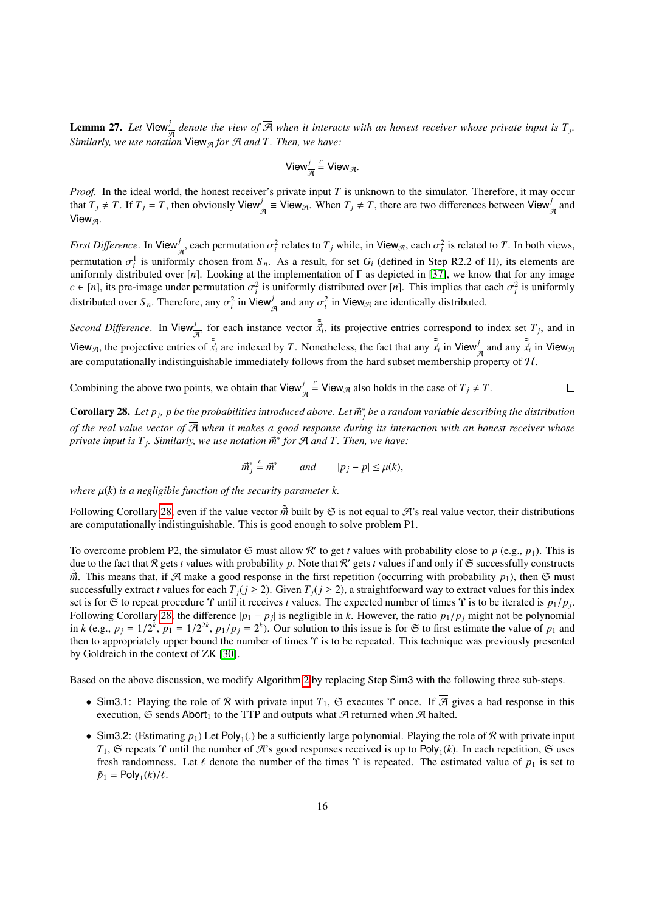**Lemma 27.** *Let* $\mathsf{View}^j_{\overline{\mathcal{A}}}$ *denote the view of* $\overline{\mathcal{A}}$ *when it interacts with an honest receiver whose private input is* $T_j$*. Similarly, we use notation* $\mathsf{View}_{\mathcal{A}}$ *for* $\mathcal{A}$ *and* $T$*. Then, we have:*

$$\mathsf{View}^j_{\overline{\mathcal{A}}} \stackrel{c}{=} \mathsf{View}_{\mathcal{A}}.$$

*Proof.* In the ideal world, the honest receiver's private input $T$ is unknown to the simulator. Therefore, it may occur that $T_j \neq T$. If $T_j = T$, then obviously $\mathsf{View}^j_{\overline{\mathcal{A}}} \equiv \mathsf{View}_{\mathcal{A}}$. When $T_j \neq T$, there are two differences between $\mathsf{View}^j_{\overline{\mathcal{A}}}$ and $\mathsf{View}_{\mathcal{A}}$.

*First Difference*. In $\mathsf{View}^j_{\overline{\mathcal{A}}}$, each permutation $\sigma^2_i$ relates to $T_j$ while, in $\mathsf{View}_{\mathcal{A}}$, each $\sigma^2_i$ is related to $T$. In both views, permutation $\sigma^1_i$ is uniformly chosen from $S_n$. As a result, for set $G_i$ (defined in Step R2.2 of $\Pi$), its elements are uniformly distributed over $[n]$. Looking at the implementation of $\Gamma$ as depicted in [37], we know that for any image $c \in [n]$, its pre-image under permutation $\sigma^2_i$ is uniformly distributed over $[n]$. This implies that each $\sigma^2_i$ is uniformly distributed over $S_n$. Therefore, any $\sigma^2_i$ in $\mathsf{View}^j_{\overline{\mathcal{A}}}$ and any $\sigma^2_i$ in $\mathsf{View}_{\mathcal{A}}$ are identically distributed.

*Second Difference*. In $\mathsf{View}^j_{\overline{\mathcal{A}}}$, for each instance vector $\tilde{\tilde{\vec{x}}}_i$, its projective entries correspond to index set $T_j$, and in $\mathsf{View}_{\mathcal{A}}$, the projective entries of $\tilde{\tilde{\vec{x}}}_i$ are indexed by $T$. Nonetheless, the fact that any $\tilde{\tilde{\vec{x}}}_i$ in $\mathsf{View}^j_{\overline{\mathcal{A}}}$ and any $\tilde{\tilde{\vec{x}}}_i$ in $\mathsf{View}_{\mathcal{A}}$ are computationally indistinguishable immediately follows from the hard subset membership property of $\mathcal{H}$.

Combining the above two points, we obtain that $\mathsf{View}^j_{\overline{\mathcal{A}}} \stackrel{c}{=} \mathsf{View}_{\mathcal{A}}$ also holds in the case of $T_j \neq T$. $\square$

**Corollary 28.** *Let* $p_j$, $p$ *be the probabilities introduced above. Let* $\vec{m}^*_j$ *be a random variable describing the distribution of the real value vector of* $\overline{\mathcal{A}}$ *when it makes a good response during its interaction with an honest receiver whose private input is* $T_j$*. Similarly, we use notation* $\vec{m}^*$ *for* $\mathcal{A}$ *and* $T$*. Then, we have:*

$$\vec{m}^*_j \stackrel{c}{=} \vec{m}^* \qquad and \qquad |p_j - p| \leq \mu(k),$$

*where* $\mu(k)$ *is a negligible function of the security parameter* $k$*.*

Following Corollary 28, even if the value vector $\tilde{\vec{m}}$ built by $\mathfrak{S}$ is not equal to $\mathcal{A}$'s real value vector, their distributions are computationally indistinguishable. This is good enough to solve problem P1.

To overcome problem P2, the simulator $\mathfrak{S}$ must allow $\mathcal{R}'$ to get $t$ values with probability close to $p$ (e.g., $p_1$). This is due to the fact that $\mathcal{R}$ gets $t$ values with probability $p$. Note that $\mathcal{R}'$ gets $t$ values if and only if $\mathfrak{S}$ successfully constructs $\tilde{\vec{m}}$. This means that, if $\mathcal{A}$ make a good response in the first repetition (occurring with probability $p_1$), then $\mathfrak{S}$ must successfully extract $t$ values for each $T_j (j \geq 2)$. Given $T_j (j \geq 2)$, a straightforward way to extract values for this index set is for $\mathfrak{S}$ to repeat procedure $\Upsilon$ until it receives $t$ values. The expected number of times $\Upsilon$ is to be iterated is $p_1/p_j$. Following Corollary 28, the difference $|p_1 - p_j|$ is negligible in $k$. However, the ratio $p_1/p_j$ might not be polynomial in $k$ (e.g., $p_j = 1/2^k$, $p_1 = 1/2^{2k}$, $p_1/p_j = 2^k$). Our solution to this issue is for $\mathfrak{S}$ to first estimate the value of $p_1$ and then to appropriately upper bound the number of times $\Upsilon$ is to be repeated. This technique was previously presented by Goldreich in the context of ZK [30].

Based on the above discussion, we modify Algorithm 2 by replacing Step Sim3 with the following three sub-steps.

- Sim3.1: Playing the role of $\mathcal{R}$ with private input $T_1$, $\mathfrak{S}$ executes $\Upsilon$ once. If $\overline{\mathcal{A}}$ gives a bad response in this execution, $\mathfrak{S}$ sends $\mathsf{Abort}_1$ to the TTP and outputs what $\overline{\mathcal{A}}$ returned when $\overline{\mathcal{A}}$ halted.
- Sim3.2: (Estimating $p_1$) Let $\mathsf{Poly}_1(.)$ be a sufficiently large polynomial. Playing the role of $\mathcal{R}$ with private input $T_1$, $\mathfrak{S}$ repeats $\Upsilon$ until the number of $\overline{\mathcal{A}}$'s good responses received is up to $\mathsf{Poly}_1(k)$. In each repetition, $\mathfrak{S}$ uses fresh randomness. Let $\ell$ denote the number of the times $\Upsilon$ is repeated. The estimated value of $p_1$ is set to $\tilde{p}_1 = \mathsf{Poly}_1(k)/\ell$.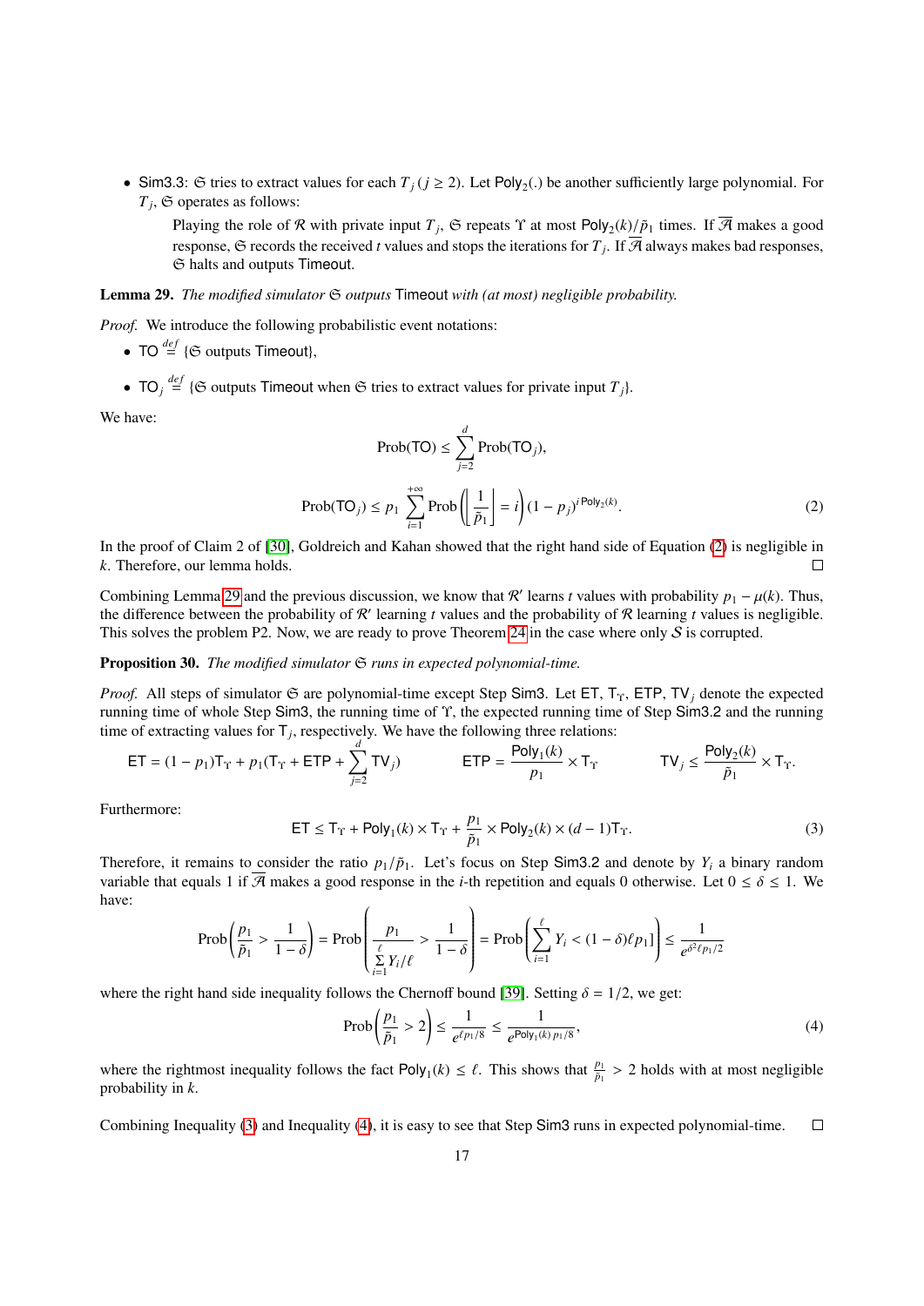- Sim3.3: $\mathfrak{S}$ tries to extract values for each $T_j$ ($j \geq 2$). Let $\mathsf{Poly}_2(.)$ be another sufficiently large polynomial. For $T_j$, $\mathfrak{S}$ operates as follows:

  Playing the role of $\mathcal{R}$ with private input $T_j$, $\mathfrak{S}$ repeats $\Upsilon$ at most $\mathsf{Poly}_2(k)/\tilde{p}_1$ times. If $\overline{\mathcal{A}}$ makes a good response, $\mathfrak{S}$ records the received $t$ values and stops the iterations for $T_j$. If $\overline{\mathcal{A}}$ always makes bad responses, $\mathfrak{S}$ halts and outputs Timeout.

**Lemma 29.** *The modified simulator $\mathfrak{S}$ outputs* Timeout *with (at most) negligible probability.*

*Proof.* We introduce the following probabilistic event notations:

- $\mathsf{TO} \stackrel{def}{=} \{\mathfrak{S}$ outputs Timeout$\}$,
- $\mathsf{TO}_j \stackrel{def}{=} \{\mathfrak{S}$ outputs Timeout when $\mathfrak{S}$ tries to extract values for private input $T_j\}$.

We have:

$$\text{Prob}(\mathsf{TO}) \leq \sum_{j=2}^{d} \text{Prob}(\mathsf{TO}_j),$$

$$\text{Prob}(\mathsf{TO}_j) \leq p_1 \sum_{i=1}^{+\infty} \text{Prob}\left(\left\lfloor \frac{1}{\tilde{p}_1} \right\rfloor = i\right) (1 - p_j)^{i\,\mathsf{Poly}_2(k)}. \tag{2}$$

In the proof of Claim 2 of [30], Goldreich and Kahan showed that the right hand side of Equation (2) is negligible in $k$. Therefore, our lemma holds. $\square$

Combining Lemma 29 and the previous discussion, we know that $\mathcal{R}'$ learns $t$ values with probability $p_1 - \mu(k)$. Thus, the difference between the probability of $\mathcal{R}'$ learning $t$ values and the probability of $\mathcal{R}$ learning $t$ values is negligible. This solves the problem P2. Now, we are ready to prove Theorem 24 in the case where only $\mathcal{S}$ is corrupted.

**Proposition 30.** *The modified simulator $\mathfrak{S}$ runs in expected polynomial-time.*

*Proof.* All steps of simulator $\mathfrak{S}$ are polynomial-time except Step Sim3. Let $\mathsf{ET}$, $\mathsf{T}_\Upsilon$, $\mathsf{ETP}$, $\mathsf{TV}_j$ denote the expected running time of whole Step Sim3, the running time of $\Upsilon$, the expected running time of Step Sim3.2 and the running time of extracting values for $\mathsf{T}_j$, respectively. We have the following three relations:

$$\mathsf{ET} = (1 - p_1)\mathsf{T}_\Upsilon + p_1(\mathsf{T}_\Upsilon + \mathsf{ETP} + \sum_{j=2}^{d} \mathsf{TV}_j) \qquad \mathsf{ETP} = \frac{\mathsf{Poly}_1(k)}{p_1} \times \mathsf{T}_\Upsilon \qquad \mathsf{TV}_j \leq \frac{\mathsf{Poly}_2(k)}{\tilde{p}_1} \times \mathsf{T}_\Upsilon.$$

Furthermore:

$$\mathsf{ET} \leq \mathsf{T}_\Upsilon + \mathsf{Poly}_1(k) \times \mathsf{T}_\Upsilon + \frac{p_1}{\tilde{p}_1} \times \mathsf{Poly}_2(k) \times (d-1)\mathsf{T}_\Upsilon. \tag{3}$$

Therefore, it remains to consider the ratio $p_1/\tilde{p}_1$. Let's focus on Step Sim3.2 and denote by $Y_i$ a binary random variable that equals 1 if $\overline{\mathcal{A}}$ makes a good response in the $i$-th repetition and equals 0 otherwise. Let $0 \leq \delta \leq 1$. We have:

$$\text{Prob}\left(\frac{p_1}{\tilde{p}_1} > \frac{1}{1-\delta}\right) = \text{Prob}\left(\frac{p_1}{\sum_{i=1}^{\ell} Y_i/\ell} > \frac{1}{1-\delta}\right) = \text{Prob}\left(\sum_{i=1}^{\ell} Y_i < (1-\delta)\ell p_1]\right) \leq \frac{1}{e^{\delta^2 \ell p_1/2}}$$

where the right hand side inequality follows the Chernoff bound [39]. Setting $\delta = 1/2$, we get:

$$\text{Prob}\left(\frac{p_1}{\tilde{p}_1} > 2\right) \leq \frac{1}{e^{\ell p_1/8}} \leq \frac{1}{e^{\mathsf{Poly}_1(k)\,p_1/8}}, \tag{4}$$

where the rightmost inequality follows the fact $\mathsf{Poly}_1(k) \leq \ell$. This shows that $\frac{p_1}{\tilde{p}_1} > 2$ holds with at most negligible probability in $k$.

Combining Inequality (3) and Inequality (4), it is easy to see that Step Sim3 runs in expected polynomial-time. $\square$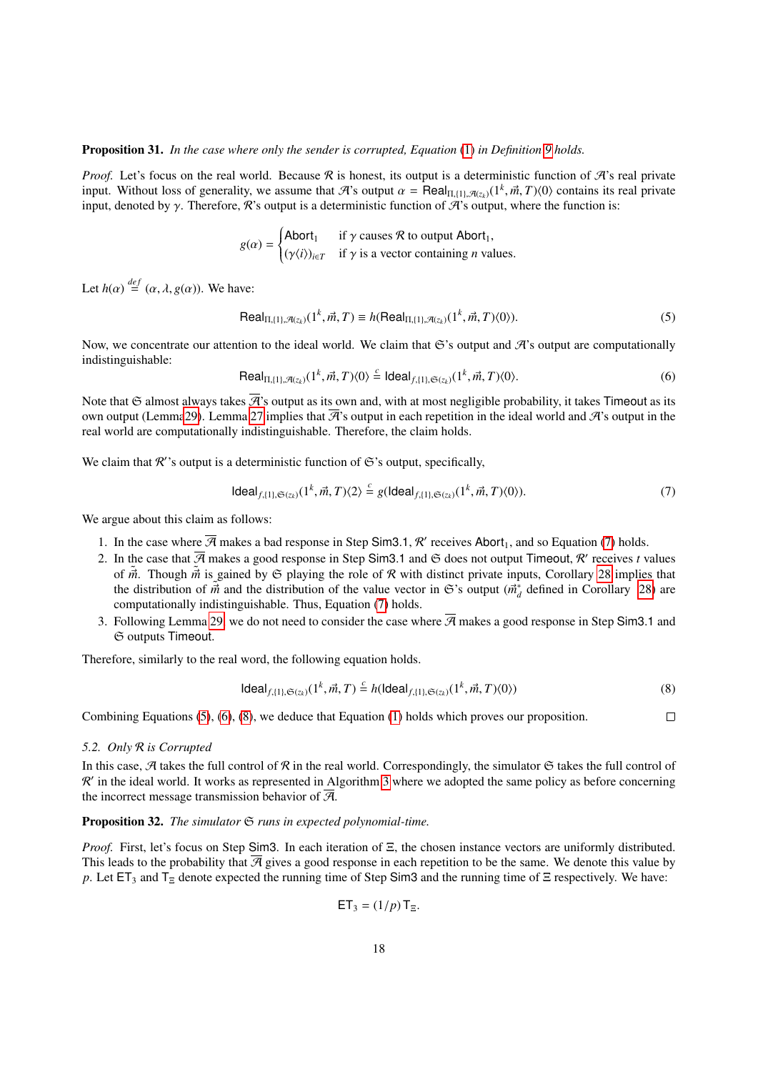**Proposition 31.** *In the case where only the sender is corrupted, Equation (1) in Definition 9 holds.*

*Proof.* Let's focus on the real world. Because $\mathcal{R}$ is honest, its output is a deterministic function of $\mathcal{A}$'s real private input. Without loss of generality, we assume that $\mathcal{A}$'s output $\alpha = \mathsf{Real}_{\Pi,\{1\},\mathcal{A}(z_k)}(1^k, \vec{m}, T)\langle 0\rangle$ contains its real private input, denoted by $\gamma$. Therefore, $\mathcal{R}$'s output is a deterministic function of $\mathcal{A}$'s output, where the function is:

$$g(\alpha) = \begin{cases} \mathsf{Abort}_1 & \text{if } \gamma \text{ causes } \mathcal{R} \text{ to output } \mathsf{Abort}_1, \\ (\gamma\langle i\rangle)_{i\in T} & \text{if } \gamma \text{ is a vector containing } n \text{ values.} \end{cases}$$

Let $h(\alpha) \stackrel{def}{=} (\alpha, \lambda, g(\alpha))$. We have:

$$\mathsf{Real}_{\Pi,\{1\},\mathcal{A}(z_k)}(1^k, \vec{m}, T) \equiv h(\mathsf{Real}_{\Pi,\{1\},\mathcal{A}(z_k)}(1^k, \vec{m}, T)\langle 0\rangle). \tag{5}$$

Now, we concentrate our attention to the ideal world. We claim that $\mathfrak{S}$'s output and $\mathcal{A}$'s output are computationally indistinguishable:

$$\mathsf{Real}_{\Pi,\{1\},\mathcal{A}(z_k)}(1^k, \vec{m}, T)\langle 0\rangle \stackrel{c}{=} \mathsf{Ideal}_{f,\{1\},\mathfrak{S}(z_k)}(1^k, \vec{m}, T)\langle 0\rangle. \tag{6}$$

Note that $\mathfrak{S}$ almost always takes $\overline{\mathcal{A}}$'s output as its own and, with at most negligible probability, it takes $\mathsf{Timeout}$ as its own output (Lemma 29). Lemma 27 implies that $\overline{\mathcal{A}}$'s output in each repetition in the ideal world and $\mathcal{A}$'s output in the real world are computationally indistinguishable. Therefore, the claim holds.

We claim that $\mathcal{R}'$'s output is a deterministic function of $\mathfrak{S}$'s output, specifically,

$$\mathsf{Ideal}_{f,\{1\},\mathfrak{S}(z_k)}(1^k, \vec{m}, T)\langle 2\rangle \stackrel{c}{=} g(\mathsf{Ideal}_{f,\{1\},\mathfrak{S}(z_k)}(1^k, \vec{m}, T)\langle 0\rangle). \tag{7}$$

We argue about this claim as follows:

1. In the case where $\overline{\mathcal{A}}$ makes a bad response in Step $\mathsf{Sim3.1}$, $\mathcal{R}'$ receives $\mathsf{Abort}_1$, and so Equation (7) holds.
2. In the case that $\overline{\mathcal{A}}$ makes a good response in Step $\mathsf{Sim3.1}$ and $\mathfrak{S}$ does not output $\mathsf{Timeout}$, $\mathcal{R}'$ receives $t$ values of $\tilde{\vec{m}}$. Though $\tilde{\vec{m}}$ is gained by $\mathfrak{S}$ playing the role of $\mathcal{R}$ with distinct private inputs, Corollary 28 implies that the distribution of $\vec{m}$ and the distribution of the value vector in $\mathfrak{S}$'s output ($\vec{m}^*_d$ defined in Corollary 28) are computationally indistinguishable. Thus, Equation (7) holds.
3. Following Lemma 29, we do not need to consider the case where $\overline{\mathcal{A}}$ makes a good response in Step $\mathsf{Sim3.1}$ and $\mathfrak{S}$ outputs $\mathsf{Timeout}$.

Therefore, similarly to the real word, the following equation holds.

$$\mathsf{Ideal}_{f,\{1\},\mathfrak{S}(z_k)}(1^k, \vec{m}, T) \stackrel{c}{=} h(\mathsf{Ideal}_{f,\{1\},\mathfrak{S}(z_k)}(1^k, \vec{m}, T)\langle 0\rangle) \tag{8}$$

Combining Equations (5), (6), (8), we deduce that Equation (1) holds which proves our proposition. $\square$

### 5.2. Only $\mathcal{R}$ is Corrupted

In this case, $\mathcal{A}$ takes the full control of $\mathcal{R}$ in the real world. Correspondingly, the simulator $\mathfrak{S}$ takes the full control of $\mathcal{R}'$ in the ideal world. It works as represented in Algorithm 3 where we adopted the same policy as before concerning the incorrect message transmission behavior of $\overline{\mathcal{A}}$.

**Proposition 32.** *The simulator $\mathfrak{S}$ runs in expected polynomial-time.*

*Proof.* First, let's focus on Step $\mathsf{Sim3}$. In each iteration of $\Xi$, the chosen instance vectors are uniformly distributed. This leads to the probability that $\overline{\mathcal{A}}$ gives a good response in each repetition to be the same. We denote this value by $p$. Let $\mathsf{ET}_3$ and $\mathsf{T}_\Xi$ denote expected the running time of Step $\mathsf{Sim3}$ and the running time of $\Xi$ respectively. We have:

$$\mathsf{ET}_3 = (1/p)\,\mathsf{T}_\Xi.$$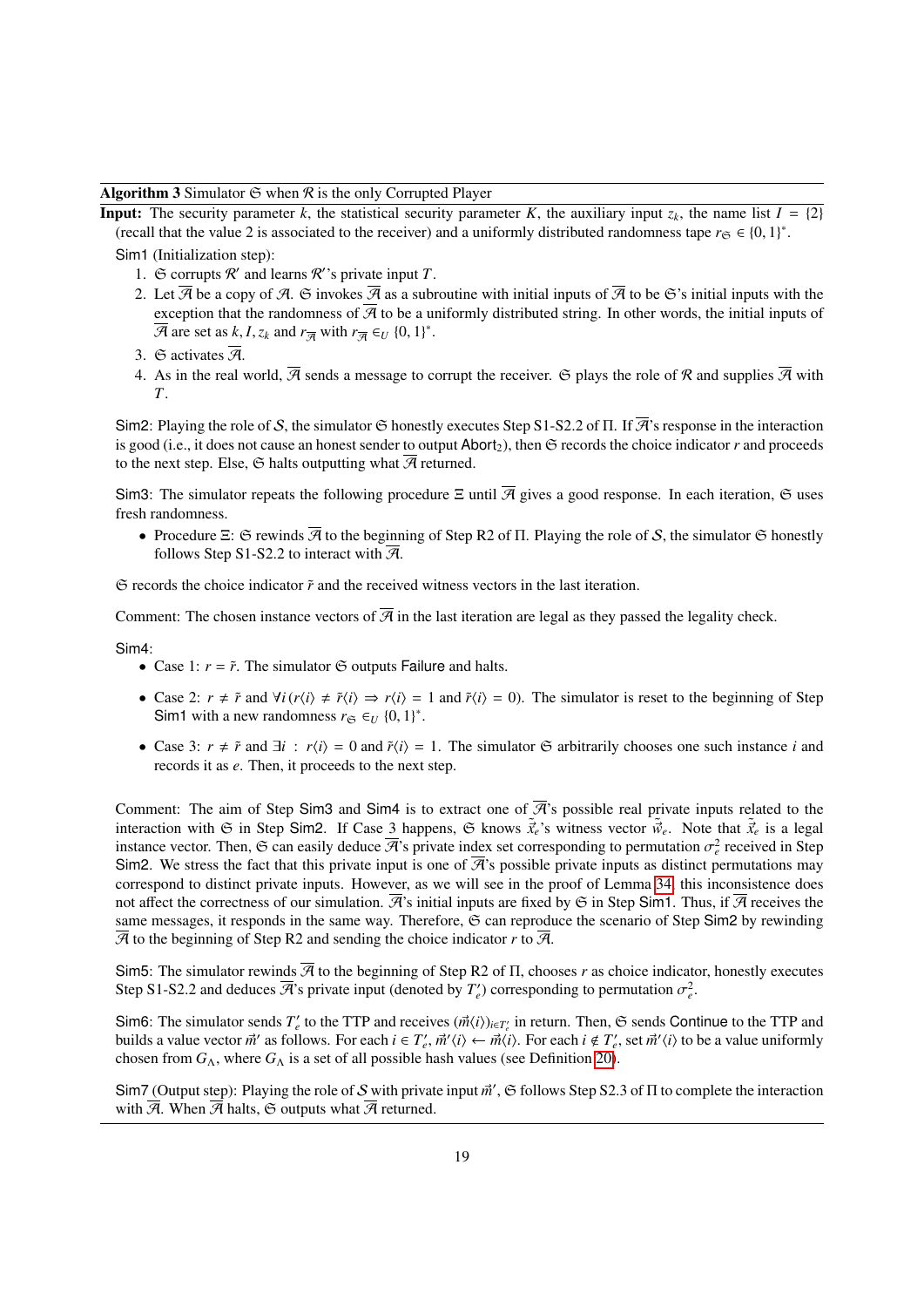**Algorithm 3** Simulator $\mathfrak{S}$ when $\mathcal{R}$ is the only Corrupted Player

**Input:** The security parameter $k$, the statistical security parameter $K$, the auxiliary input $z_k$, the name list $I = \{2\}$ (recall that the value 2 is associated to the receiver) and a uniformly distributed randomness tape $r_{\mathfrak{S}} \in \{0,1\}^*$.

Sim1 (Initialization step):

1. $\mathfrak{S}$ corrupts $\mathcal{R}'$ and learns $\mathcal{R}'$'s private input $T$.
2. Let $\overline{\mathcal{A}}$ be a copy of $\mathcal{A}$. $\mathfrak{S}$ invokes $\overline{\mathcal{A}}$ as a subroutine with initial inputs of $\overline{\mathcal{A}}$ to be $\mathfrak{S}$'s initial inputs with the exception that the randomness of $\overline{\mathcal{A}}$ to be a uniformly distributed string. In other words, the initial inputs of $\overline{\mathcal{A}}$ are set as $k, I, z_k$ and $r_{\overline{\mathcal{A}}}$ with $r_{\overline{\mathcal{A}}} \in_U \{0,1\}^*$.
3. $\mathfrak{S}$ activates $\overline{\mathcal{A}}$.
4. As in the real world, $\overline{\mathcal{A}}$ sends a message to corrupt the receiver. $\mathfrak{S}$ plays the role of $\mathcal{R}$ and supplies $\overline{\mathcal{A}}$ with $T$.

Sim2: Playing the role of $\mathcal{S}$, the simulator $\mathfrak{S}$ honestly executes Step S1-S2.2 of $\Pi$. If $\overline{\mathcal{A}}$'s response in the interaction is good (i.e., it does not cause an honest sender to output $\mathsf{Abort}_2$), then $\mathfrak{S}$ records the choice indicator $r$ and proceeds to the next step. Else, $\mathfrak{S}$ halts outputting what $\overline{\mathcal{A}}$ returned.

Sim3: The simulator repeats the following procedure $\Xi$ until $\overline{\mathcal{A}}$ gives a good response. In each iteration, $\mathfrak{S}$ uses fresh randomness.

- Procedure $\Xi$: $\mathfrak{S}$ rewinds $\overline{\mathcal{A}}$ to the beginning of Step R2 of $\Pi$. Playing the role of $\mathcal{S}$, the simulator $\mathfrak{S}$ honestly follows Step S1-S2.2 to interact with $\overline{\mathcal{A}}$.

$\mathfrak{S}$ records the choice indicator $\tilde{r}$ and the received witness vectors in the last iteration.

Comment: The chosen instance vectors of $\overline{\mathcal{A}}$ in the last iteration are legal as they passed the legality check.

Sim4:

- Case 1: $r = \tilde{r}$. The simulator $\mathfrak{S}$ outputs $\mathsf{Failure}$ and halts.
- Case 2: $r \neq \tilde{r}$ and $\forall i\,(r\langle i\rangle \neq \tilde{r}\langle i\rangle \Rightarrow r\langle i\rangle = 1$ and $\tilde{r}\langle i\rangle = 0)$. The simulator is reset to the beginning of Step Sim1 with a new randomness $r_{\mathfrak{S}} \in_U \{0,1\}^*$.
- Case 3: $r \neq \tilde{r}$ and $\exists i : r\langle i\rangle = 0$ and $\tilde{r}\langle i\rangle = 1$. The simulator $\mathfrak{S}$ arbitrarily chooses one such instance $i$ and records it as $e$. Then, it proceeds to the next step.

Comment: The aim of Step Sim3 and Sim4 is to extract one of $\overline{\mathcal{A}}$'s possible real private inputs related to the interaction with $\mathfrak{S}$ in Step Sim2. If Case 3 happens, $\mathfrak{S}$ knows $\vec{x}_e$'s witness vector $\vec{w}_e$. Note that $\vec{x}_e$ is a legal instance vector. Then, $\mathfrak{S}$ can easily deduce $\overline{\mathcal{A}}$'s private index set corresponding to permutation $\sigma_e^2$ received in Step Sim2. We stress the fact that this private input is one of $\overline{\mathcal{A}}$'s possible private inputs as distinct permutations may correspond to distinct private inputs. However, as we will see in the proof of Lemma 34, this inconsistence does not affect the correctness of our simulation. $\overline{\mathcal{A}}$'s initial inputs are fixed by $\mathfrak{S}$ in Step Sim1. Thus, if $\overline{\mathcal{A}}$ receives the same messages, it responds in the same way. Therefore, $\mathfrak{S}$ can reproduce the scenario of Step Sim2 by rewinding $\overline{\mathcal{A}}$ to the beginning of Step R2 and sending the choice indicator $r$ to $\overline{\mathcal{A}}$.

Sim5: The simulator rewinds $\overline{\mathcal{A}}$ to the beginning of Step R2 of $\Pi$, chooses $r$ as choice indicator, honestly executes Step S1-S2.2 and deduces $\overline{\mathcal{A}}$'s private input (denoted by $T'_e$) corresponding to permutation $\sigma_e^2$.

Sim6: The simulator sends $T'_e$ to the TTP and receives $(\vec{m}\langle i\rangle)_{i\in T'_e}$ in return. Then, $\mathfrak{S}$ sends $\mathsf{Continue}$ to the TTP and builds a value vector $\vec{m}'$ as follows. For each $i \in T'_e$, $\vec{m}'\langle i\rangle \leftarrow \vec{m}\langle i\rangle$. For each $i \notin T'_e$, set $\vec{m}'\langle i\rangle$ to be a value uniformly chosen from $G_\Lambda$, where $G_\Lambda$ is a set of all possible hash values (see Definition 20).

Sim7 (Output step): Playing the role of $\mathcal{S}$ with private input $\vec{m}'$, $\mathfrak{S}$ follows Step S2.3 of $\Pi$ to complete the interaction with $\overline{\mathcal{A}}$. When $\overline{\mathcal{A}}$ halts, $\mathfrak{S}$ outputs what $\overline{\mathcal{A}}$ returned.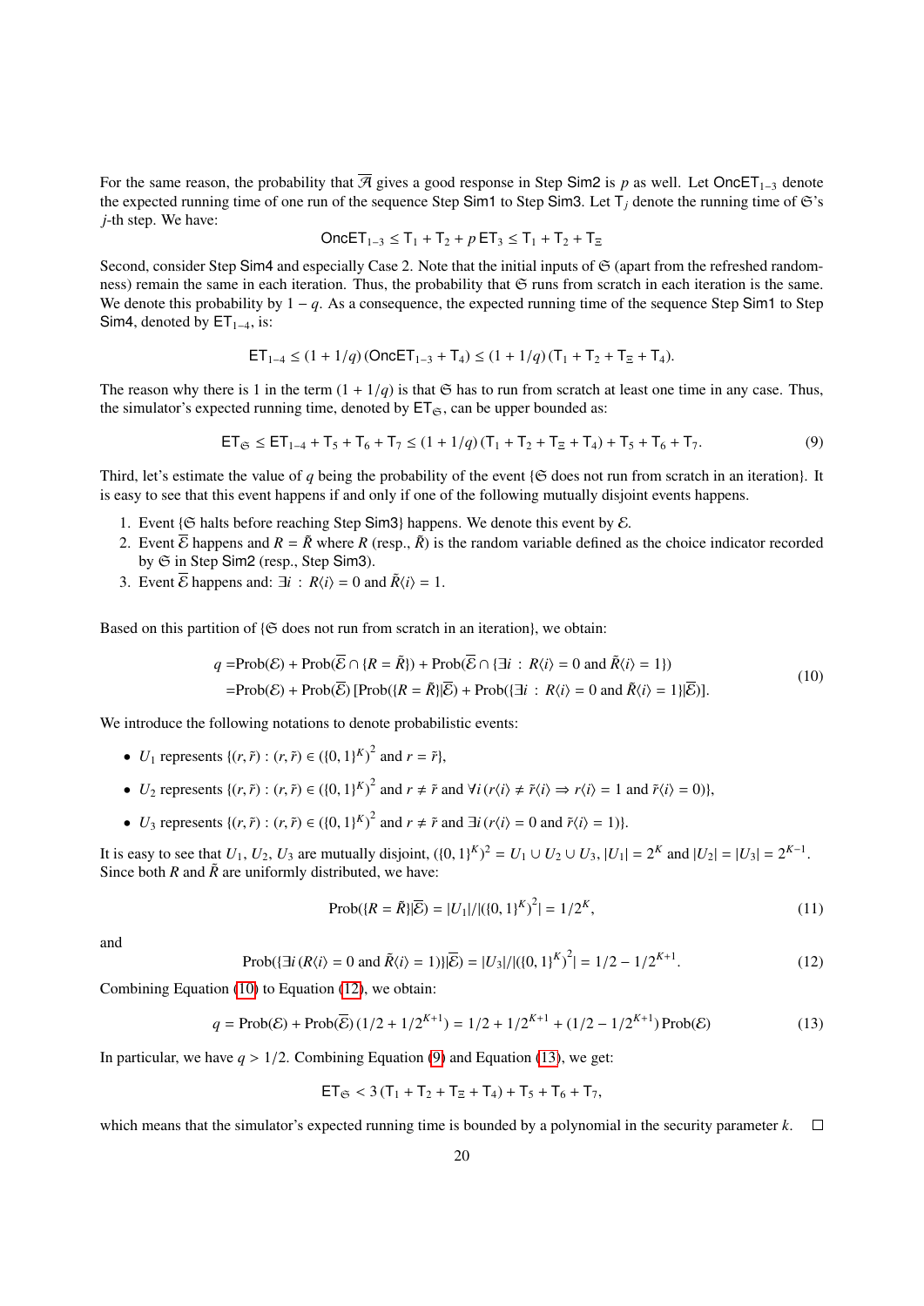For the same reason, the probability that $\overline{\mathcal{A}}$ gives a good response in Step Sim2 is $p$ as well. Let $\mathsf{OncET}_{1-3}$ denote the expected running time of one run of the sequence Step Sim1 to Step Sim3. Let $\mathsf{T}_j$ denote the running time of $\mathfrak{S}$'s $j$-th step. We have:

$$\mathsf{OncET}_{1-3} \leq \mathsf{T}_1 + \mathsf{T}_2 + p\,\mathsf{ET}_3 \leq \mathsf{T}_1 + \mathsf{T}_2 + \mathsf{T}_\Xi$$

Second, consider Step Sim4 and especially Case 2. Note that the initial inputs of $\mathfrak{S}$ (apart from the refreshed randomness) remain the same in each iteration. Thus, the probability that $\mathfrak{S}$ runs from scratch in each iteration is the same. We denote this probability by $1 - q$. As a consequence, the expected running time of the sequence Step Sim1 to Step Sim4, denoted by $\mathsf{ET}_{1-4}$, is:

$$\mathsf{ET}_{1-4} \leq (1 + 1/q)\,(\mathsf{OncET}_{1-3} + \mathsf{T}_4) \leq (1 + 1/q)\,(\mathsf{T}_1 + \mathsf{T}_2 + \mathsf{T}_\Xi + \mathsf{T}_4).$$

The reason why there is 1 in the term $(1 + 1/q)$ is that $\mathfrak{S}$ has to run from scratch at least one time in any case. Thus, the simulator's expected running time, denoted by $\mathsf{ET}_\mathfrak{S}$, can be upper bounded as:

$$\mathsf{ET}_\mathfrak{S} \leq \mathsf{ET}_{1-4} + \mathsf{T}_5 + \mathsf{T}_6 + \mathsf{T}_7 \leq (1 + 1/q)\,(\mathsf{T}_1 + \mathsf{T}_2 + \mathsf{T}_\Xi + \mathsf{T}_4) + \mathsf{T}_5 + \mathsf{T}_6 + \mathsf{T}_7. \tag{9}$$

Third, let's estimate the value of $q$ being the probability of the event $\{\mathfrak{S}$ does not run from scratch in an iteration$\}$. It is easy to see that this event happens if and only if one of the following mutually disjoint events happens.

1. Event $\{\mathfrak{S}$ halts before reaching Step Sim3$\}$ happens. We denote this event by $\mathcal{E}$.
2. Event $\overline{\mathcal{E}}$ happens and $R = \tilde{R}$ where $R$ (resp., $\tilde{R}$) is the random variable defined as the choice indicator recorded by $\mathfrak{S}$ in Step Sim2 (resp., Step Sim3).
3. Event $\overline{\mathcal{E}}$ happens and: $\exists i\,:\, R\langle i\rangle = 0$ and $\tilde{R}\langle i\rangle = 1$.

Based on this partition of $\{\mathfrak{S}$ does not run from scratch in an iteration$\}$, we obtain:

$$\begin{aligned} q =& \mathrm{Prob}(\mathcal{E}) + \mathrm{Prob}(\overline{\mathcal{E}} \cap \{R = \tilde{R}\}) + \mathrm{Prob}(\overline{\mathcal{E}} \cap \{\exists i\,:\, R\langle i\rangle = 0 \text{ and } \tilde{R}\langle i\rangle = 1\}) \\ =& \mathrm{Prob}(\mathcal{E}) + \mathrm{Prob}(\overline{\mathcal{E}})\,[\mathrm{Prob}(\{R = \tilde{R}\}|\overline{\mathcal{E}}) + \mathrm{Prob}(\{\exists i\,:\, R\langle i\rangle = 0 \text{ and } \tilde{R}\langle i\rangle = 1\}|\overline{\mathcal{E}})]. \end{aligned} \tag{10}$$

We introduce the following notations to denote probabilistic events:

- $U_1$ represents $\{(r, \tilde{r}) : (r, \tilde{r}) \in (\{0, 1\}^K)^2 \text{ and } r = \tilde{r}\}$,
- $U_2$ represents $\{(r, \tilde{r}) : (r, \tilde{r}) \in (\{0, 1\}^K)^2 \text{ and } r \neq \tilde{r} \text{ and } \forall i\,(r\langle i\rangle \neq \tilde{r}\langle i\rangle \Rightarrow r\langle i\rangle = 1 \text{ and } \tilde{r}\langle i\rangle = 0)\}$,
- $U_3$ represents $\{(r, \tilde{r}) : (r, \tilde{r}) \in (\{0, 1\}^K)^2 \text{ and } r \neq \tilde{r} \text{ and } \exists i\,(r\langle i\rangle = 0 \text{ and } \tilde{r}\langle i\rangle = 1)\}$.

It is easy to see that $U_1, U_2, U_3$ are mutually disjoint, $(\{0, 1\}^K)^2 = U_1 \cup U_2 \cup U_3$, $|U_1| = 2^K$ and $|U_2| = |U_3| = 2^{K-1}$. Since both $R$ and $\tilde{R}$ are uniformly distributed, we have:

$$\mathrm{Prob}(\{R = \tilde{R}\}|\overline{\mathcal{E}}) = |U_1|/|(\{0, 1\}^K)^2| = 1/2^K, \tag{11}$$

and

$$\mathrm{Prob}(\{\exists i\,(R\langle i\rangle = 0 \text{ and } \tilde{R}\langle i\rangle = 1)\}|\overline{\mathcal{E}}) = |U_3|/|(\{0, 1\}^K)^2| = 1/2 - 1/2^{K+1}. \tag{12}$$

Combining Equation (10) to Equation (12), we obtain:

$$q = \mathrm{Prob}(\mathcal{E}) + \mathrm{Prob}(\overline{\mathcal{E}})\,(1/2 + 1/2^{K+1}) = 1/2 + 1/2^{K+1} + (1/2 - 1/2^{K+1})\,\mathrm{Prob}(\mathcal{E}) \tag{13}$$

In particular, we have $q > 1/2$. Combining Equation (9) and Equation (13), we get:

$$\mathsf{ET}_\mathfrak{S} < 3\,(\mathsf{T}_1 + \mathsf{T}_2 + \mathsf{T}_\Xi + \mathsf{T}_4) + \mathsf{T}_5 + \mathsf{T}_6 + \mathsf{T}_7,$$

which means that the simulator's expected running time is bounded by a polynomial in the security parameter $k$. $\square$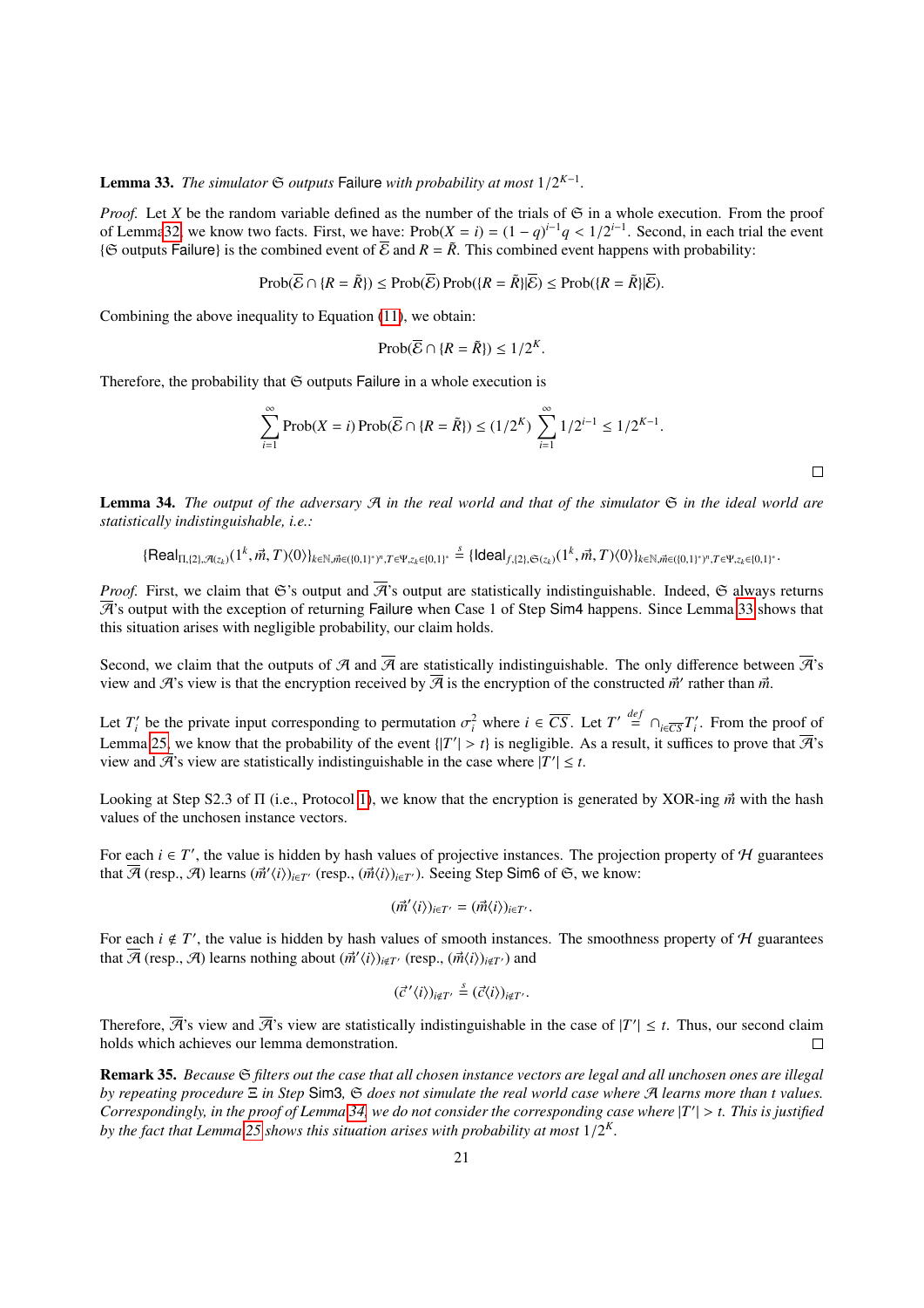**Lemma 33.** *The simulator $\mathfrak{S}$ outputs* Failure *with probability at most $1/2^{K-1}$.*

*Proof.* Let $X$ be the random variable defined as the number of the trials of $\mathfrak{S}$ in a whole execution. From the proof of Lemma 32, we know two facts. First, we have: $\text{Prob}(X = i) = (1-q)^{i-1}q < 1/2^{i-1}$. Second, in each trial the event $\{\mathfrak{S}$ outputs Failure$\}$ is the combined event of $\overline{\mathcal{E}}$ and $R = \tilde{R}$. This combined event happens with probability:

$$\text{Prob}(\overline{\mathcal{E}} \cap \{R = \tilde{R}\}) \leq \text{Prob}(\overline{\mathcal{E}})\,\text{Prob}(\{R = \tilde{R}\}|\overline{\mathcal{E}}) \leq \text{Prob}(\{R = \tilde{R}\}|\overline{\mathcal{E}}).$$

Combining the above inequality to Equation (11), we obtain:

$$\text{Prob}(\overline{\mathcal{E}} \cap \{R = \tilde{R}\}) \leq 1/2^K.$$

Therefore, the probability that $\mathfrak{S}$ outputs Failure in a whole execution is

$$\sum_{i=1}^{\infty} \text{Prob}(X = i)\,\text{Prob}(\overline{\mathcal{E}} \cap \{R = \tilde{R}\}) \leq (1/2^K) \sum_{i=1}^{\infty} 1/2^{i-1} \leq 1/2^{K-1}.$$

$\square$

**Lemma 34.** *The output of the adversary $\mathcal{A}$ in the real world and that of the simulator $\mathfrak{S}$ in the ideal world are statistically indistinguishable, i.e.:*

$$\{\mathsf{Real}_{\Pi,\{2\},\mathcal{A}(z_k)}(1^k, \vec{m}, T)\langle 0\rangle\}_{k\in\mathbb{N},\vec{m}\in(\{0,1\}^*)^n,T\in\Psi,z_k\in\{0,1\}^*} \stackrel{s}{=} \{\mathsf{Ideal}_{f,\{2\},\mathfrak{S}(z_k)}(1^k, \vec{m}, T)\langle 0\rangle\}_{k\in\mathbb{N},\vec{m}\in(\{0,1\}^*)^n,T\in\Psi,z_k\in\{0,1\}^*}.$$

*Proof.* First, we claim that $\mathfrak{S}$'s output and $\overline{\mathcal{A}}$'s output are statistically indistinguishable. Indeed, $\mathfrak{S}$ always returns $\overline{\mathcal{A}}$'s output with the exception of returning Failure when Case 1 of Step Sim4 happens. Since Lemma 33 shows that this situation arises with negligible probability, our claim holds.

Second, we claim that the outputs of $\mathcal{A}$ and $\overline{\mathcal{A}}$ are statistically indistinguishable. The only difference between $\overline{\mathcal{A}}$'s view and $\mathcal{A}$'s view is that the encryption received by $\overline{\mathcal{A}}$ is the encryption of the constructed $\vec{m}'$ rather than $\vec{m}$.

Let $T'_i$ be the private input corresponding to permutation $\sigma^2_i$ where $i \in \overline{CS}$. Let $T' \stackrel{def}{=} \cap_{i\in\overline{CS}} T'_i$. From the proof of Lemma 25, we know that the probability of the event $\{|T'| > t\}$ is negligible. As a result, it suffices to prove that $\overline{\mathcal{A}}$'s view and $\mathcal{A}$'s view are statistically indistinguishable in the case where $|T'| \leq t$.

Looking at Step S2.3 of $\Pi$ (i.e., Protocol 1), we know that the encryption is generated by XOR-ing $\vec{m}$ with the hash values of the unchosen instance vectors.

For each $i \in T'$, the value is hidden by hash values of projective instances. The projection property of $\mathcal{H}$ guarantees that $\overline{\mathcal{A}}$ (resp., $\mathcal{A}$) learns $(\vec{m}'\langle i\rangle)_{i\in T'}$ (resp., $(\vec{m}\langle i\rangle)_{i\in T'}$). Seeing Step Sim6 of $\mathfrak{S}$, we know:

$$(\vec{m}'\langle i\rangle)_{i\in T'} = (\vec{m}\langle i\rangle)_{i\in T'}.$$

For each $i \notin T'$, the value is hidden by hash values of smooth instances. The smoothness property of $\mathcal{H}$ guarantees that $\overline{\mathcal{A}}$ (resp., $\mathcal{A}$) learns nothing about $(\vec{m}'\langle i\rangle)_{i\notin T'}$ (resp., $(\vec{m}\langle i\rangle)_{i\notin T'}$) and

$$(\vec{c}'\langle i\rangle)_{i\notin T'} \stackrel{s}{=} (\vec{c}\langle i\rangle)_{i\notin T'}.$$

Therefore, $\overline{\mathcal{A}}$'s view and $\overline{\mathcal{A}}$'s view are statistically indistinguishable in the case of $|T'| \leq t$. Thus, our second claim holds which achieves our lemma demonstration. $\square$

**Remark 35.** *Because $\mathfrak{S}$ filters out the case that all chosen instance vectors are legal and all unchosen ones are illegal by repeating procedure $\Xi$ in Step* Sim3*, $\mathfrak{S}$ does not simulate the real world case where $\mathcal{A}$ learns more than $t$ values. Correspondingly, in the proof of Lemma 34, we do not consider the corresponding case where $|T'| > t$. This is justified by the fact that Lemma 25 shows this situation arises with probability at most $1/2^K$.*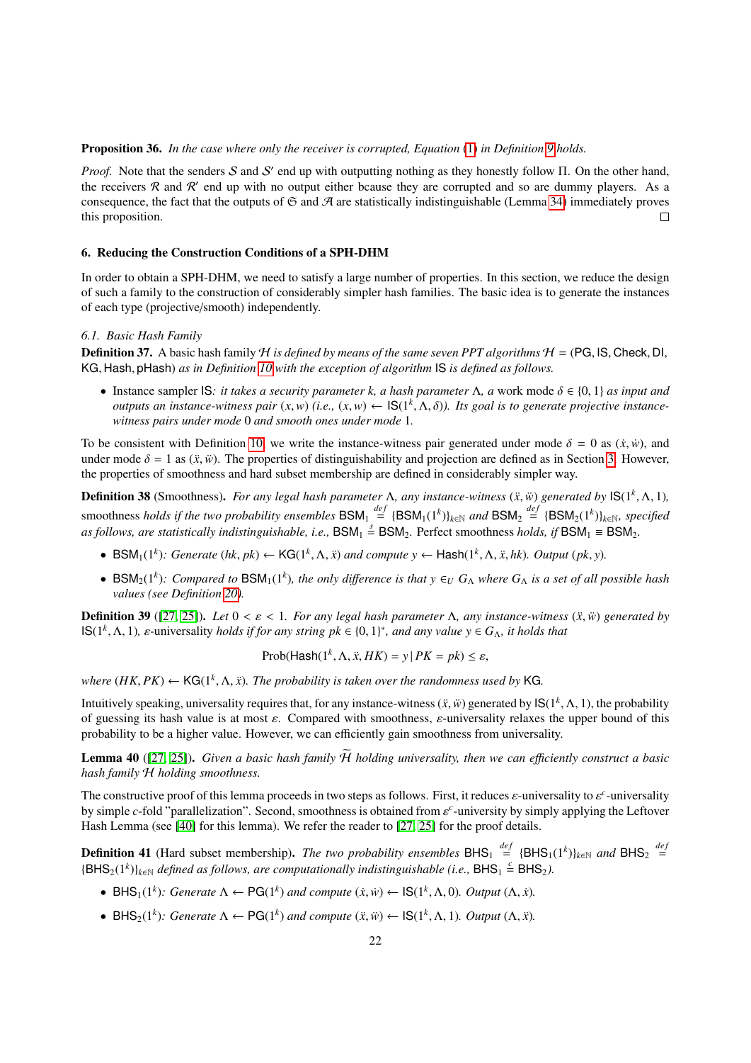**Proposition 36.** *In the case where only the receiver is corrupted, Equation (1) in Definition 9 holds.*

*Proof.* Note that the senders $\mathcal{S}$ and $\mathcal{S}'$ end up with outputting nothing as they honestly follow $\Pi$. On the other hand, the receivers $\mathcal{R}$ and $\mathcal{R}'$ end up with no output either bcause they are corrupted and so are dummy players. As a consequence, the fact that the outputs of $\mathfrak{S}$ and $\mathcal{A}$ are statistically indistinguishable (Lemma 34) immediately proves this proposition. $\square$

## 6. Reducing the Construction Conditions of a SPH-DHM

In order to obtain a SPH-DHM, we need to satisfy a large number of properties. In this section, we reduce the design of such a family to the construction of considerably simpler hash families. The basic idea is to generate the instances of each type (projective/smooth) independently.

### 6.1. Basic Hash Family

**Definition 37.** A basic hash family *$\mathcal{H}$ is defined by means of the same seven PPT algorithms $\mathcal{H}$ = ($\mathsf{PG}$, $\mathsf{IS}$, $\mathsf{Check}$, $\mathsf{DI}$, $\mathsf{KG}$, $\mathsf{Hash}$, $\mathsf{pHash}$) as in Definition 10 with the exception of algorithm $\mathsf{IS}$ is defined as follows.*

- Instance sampler $\mathsf{IS}$*: it takes a security parameter $k$, a hash parameter $\Lambda$, a* work mode *$\delta \in \{0, 1\}$ as input and outputs an instance-witness pair $(x, w)$ (i.e., $(x, w) \leftarrow \mathsf{IS}(1^k, \Lambda, \delta)$). Its goal is to generate projective instance-witness pairs under mode 0 and smooth ones under mode 1.*

To be consistent with Definition 10, we write the instance-witness pair generated under mode $\delta = 0$ as $(\dot{x}, \dot{w})$, and under mode $\delta = 1$ as $(\ddot{x}, \ddot{w})$. The properties of distinguishability and projection are defined as in Section 3. However, the properties of smoothness and hard subset membership are defined in considerably simpler way.

**Definition 38** (Smoothness)**.** *For any legal hash parameter $\Lambda$, any instance-witness $(\ddot{x}, \ddot{w})$ generated by $\mathsf{IS}(1^k, \Lambda, 1)$,* smoothness *holds if the two probability ensembles $\mathsf{BSM}_1 \overset{def}{=} \{\mathsf{BSM}_1(1^k)\}_{k\in\mathbb{N}}$ and $\mathsf{BSM}_2 \overset{def}{=} \{\mathsf{BSM}_2(1^k)\}_{k\in\mathbb{N}}$, specified as follows, are statistically indistinguishable, i.e., $\mathsf{BSM}_1 \overset{s}{=} \mathsf{BSM}_2$.* Perfect smoothness *holds, if $\mathsf{BSM}_1 \equiv \mathsf{BSM}_2$.*

- $\mathsf{BSM}_1(1^k)$*: Generate $(hk, pk) \leftarrow \mathsf{KG}(1^k, \Lambda, \ddot{x})$ and compute $y \leftarrow \mathsf{Hash}(1^k, \Lambda, \ddot{x}, hk)$. Output $(pk, y)$.*
- $\mathsf{BSM}_2(1^k)$*: Compared to $\mathsf{BSM}_1(1^k)$, the only difference is that $y \in_U G_\Lambda$ where $G_\Lambda$ is a set of all possible hash values (see Definition 20).*

**Definition 39** ([27, 25])**.** *Let $0 < \varepsilon < 1$. For any legal hash parameter $\Lambda$, any instance-witness $(\ddot{x}, \ddot{w})$ generated by $\mathsf{IS}(1^k, \Lambda, 1)$, $\varepsilon$-*universality *holds if for any string $pk \in \{0, 1\}^*$, and any value $y \in G_\Lambda$, it holds that*

$$\mathrm{Prob}(\mathsf{Hash}(1^k, \Lambda, \ddot{x}, HK) = y \,|\, PK = pk) \leq \varepsilon,$$

*where $(HK, PK) \leftarrow \mathsf{KG}(1^k, \Lambda, \ddot{x})$. The probability is taken over the randomness used by $\mathsf{KG}$.*

Intuitively speaking, universality requires that, for any instance-witness $(\ddot{x}, \ddot{w})$ generated by $\mathsf{IS}(1^k, \Lambda, 1)$, the probability of guessing its hash value is at most $\varepsilon$. Compared with smoothness, $\varepsilon$-universality relaxes the upper bound of this probability to be a higher value. However, we can efficiently gain smoothness from universality.

**Lemma 40** ([27, 25])**.** *Given a basic hash family $\widetilde{\mathcal{H}}$ holding universality, then we can efficiently construct a basic hash family $\mathcal{H}$ holding smoothness.*

The constructive proof of this lemma proceeds in two steps as follows. First, it reduces $\varepsilon$-universality to $\varepsilon^c$-universality by simple $c$-fold "parallelization". Second, smoothness is obtained from $\varepsilon^c$-univesity by simply applying the Leftover Hash Lemma (see [40] for this lemma). We refer the reader to [27, 25] for the proof details.

**Definition 41** (Hard subset membership)**.** *The two probability ensembles $\mathsf{BHS}_1 \overset{def}{=} \{\mathsf{BHS}_1(1^k)\}_{k\in\mathbb{N}}$ and $\mathsf{BHS}_2 \overset{def}{=} \{\mathsf{BHS}_2(1^k)\}_{k\in\mathbb{N}}$ defined as follows, are computationally indistinguishable (i.e., $\mathsf{BHS}_1 \overset{c}{=} \mathsf{BHS}_2$).*

- $\mathsf{BHS}_1(1^k)$*: Generate $\Lambda \leftarrow \mathsf{PG}(1^k)$ and compute $(\dot{x}, \dot{w}) \leftarrow \mathsf{IS}(1^k, \Lambda, 0)$. Output $(\Lambda, \dot{x})$.*
- $\mathsf{BHS}_2(1^k)$*: Generate $\Lambda \leftarrow \mathsf{PG}(1^k)$ and compute $(\ddot{x}, \ddot{w}) \leftarrow \mathsf{IS}(1^k, \Lambda, 1)$. Output $(\Lambda, \ddot{x})$.*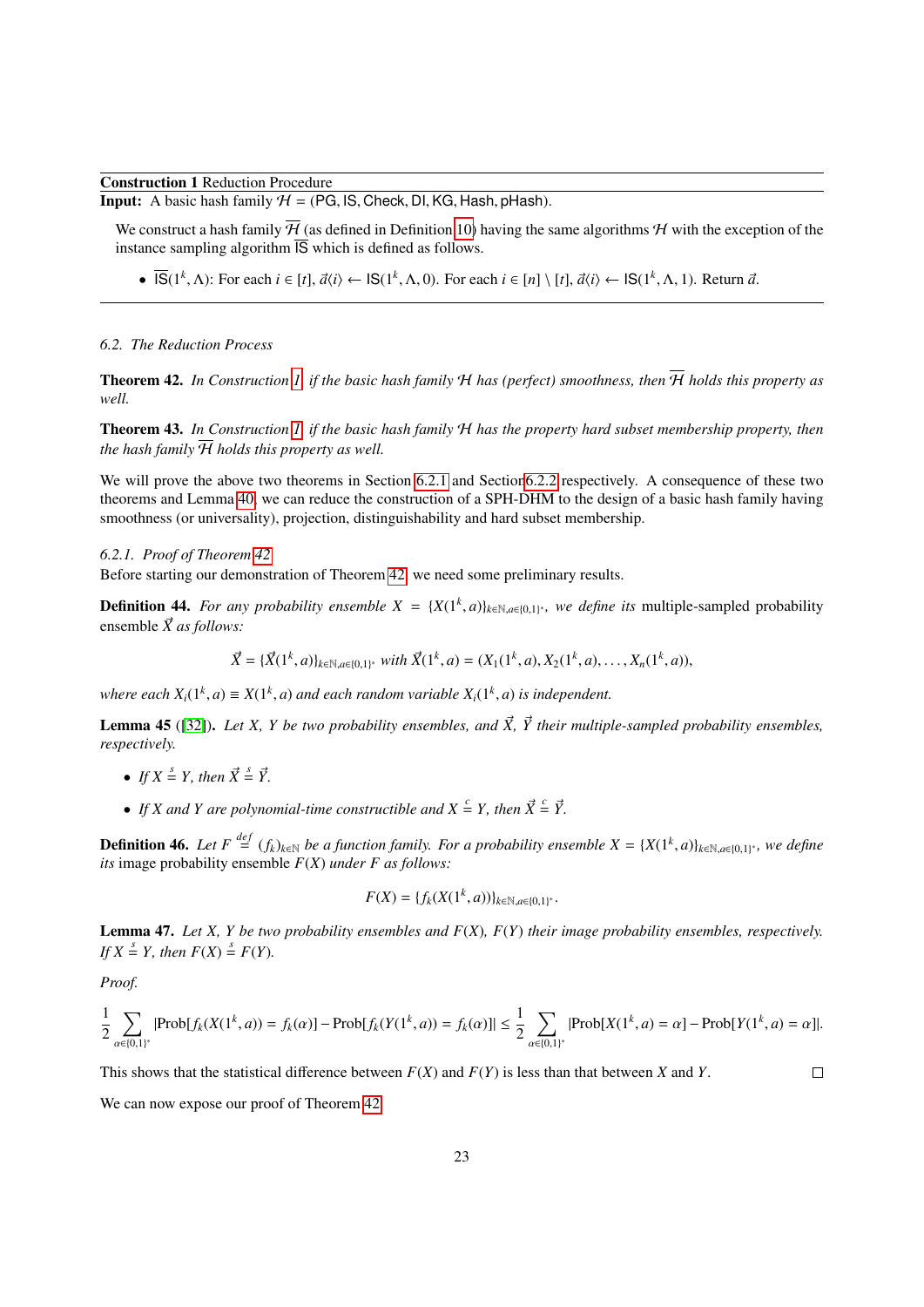**Construction 1** Reduction Procedure

**Input:** A basic hash family $\mathcal{H} = (\mathsf{PG}, \mathsf{IS}, \mathsf{Check}, \mathsf{DI}, \mathsf{KG}, \mathsf{Hash}, \mathsf{pHash})$.

We construct a hash family $\overline{\mathcal{H}}$ (as defined in Definition 10) having the same algorithms $\mathcal{H}$ with the exception of the instance sampling algorithm $\overline{\mathsf{IS}}$ which is defined as follows.

- $\overline{\mathsf{IS}}(1^k, \Lambda)$: For each $i \in [t]$, $\vec{a}\langle i \rangle \leftarrow \mathsf{IS}(1^k, \Lambda, 0)$. For each $i \in [n] \setminus [t]$, $\vec{a}\langle i \rangle \leftarrow \mathsf{IS}(1^k, \Lambda, 1)$. Return $\vec{a}$.

### 6.2. The Reduction Process

**Theorem 42.** *In Construction 1, if the basic hash family $\mathcal{H}$ has (perfect) smoothness, then $\overline{\mathcal{H}}$ holds this property as well.*

**Theorem 43.** *In Construction 1, if the basic hash family $\mathcal{H}$ has the property hard subset membership property, then the hash family $\overline{\mathcal{H}}$ holds this property as well.*

We will prove the above two theorems in Section 6.2.1 and Section 6.2.2 respectively. A consequence of these two theorems and Lemma 40, we can reduce the construction of a SPH-DHM to the design of a basic hash family having smoothness (or universality), projection, distinguishability and hard subset membership.

#### 6.2.1. Proof of Theorem 42

Before starting our demonstration of Theorem 42, we need some preliminary results.

**Definition 44.** *For any probability ensemble $X = \{X(1^k, a)\}_{k \in \mathbb{N}, a \in \{0,1\}^*}$, we define its* multiple-sampled probability ensemble *$\vec{X}$ as follows:*

$$\vec{X} = \{\vec{X}(1^k, a)\}_{k \in \mathbb{N}, a \in \{0,1\}^*} \text{ with } \vec{X}(1^k, a) = (X_1(1^k, a), X_2(1^k, a), \ldots, X_n(1^k, a)),$$

*where each $X_i(1^k, a) \equiv X(1^k, a)$ and each random variable $X_i(1^k, a)$ is independent.*

**Lemma 45** ([32])**.** *Let $X$, $Y$ be two probability ensembles, and $\vec{X}$, $\vec{Y}$ their multiple-sampled probability ensembles, respectively.*

- *If $X \stackrel{s}{=} Y$, then $\vec{X} \stackrel{s}{=} \vec{Y}$.*
- *If $X$ and $Y$ are polynomial-time constructible and $X \stackrel{c}{=} Y$, then $\vec{X} \stackrel{c}{=} \vec{Y}$.*

**Definition 46.** *Let $F \stackrel{def}{=} (f_k)_{k \in \mathbb{N}}$ be a function family. For a probability ensemble $X = \{X(1^k, a)\}_{k \in \mathbb{N}, a \in \{0,1\}^*}$, we define its* image probability ensemble *$F(X)$ under $F$ as follows:*

$$F(X) = \{f_k(X(1^k, a))\}_{k \in \mathbb{N}, a \in \{0,1\}^*}.$$

**Lemma 47.** *Let $X$, $Y$ be two probability ensembles and $F(X)$, $F(Y)$ their image probability ensembles, respectively. If $X \stackrel{s}{=} Y$, then $F(X) \stackrel{s}{=} F(Y)$.*

*Proof.*

$$\frac{1}{2} \sum_{\alpha \in \{0,1\}^*} |\mathrm{Prob}[f_k(X(1^k, a)) = f_k(\alpha)] - \mathrm{Prob}[f_k(Y(1^k, a)) = f_k(\alpha)]| \le \frac{1}{2} \sum_{\alpha \in \{0,1\}^*} |\mathrm{Prob}[X(1^k, a) = \alpha] - \mathrm{Prob}[Y(1^k, a) = \alpha]|.$$

This shows that the statistical difference between $F(X)$ and $F(Y)$ is less than that between $X$ and $Y$. □

We can now expose our proof of Theorem 42.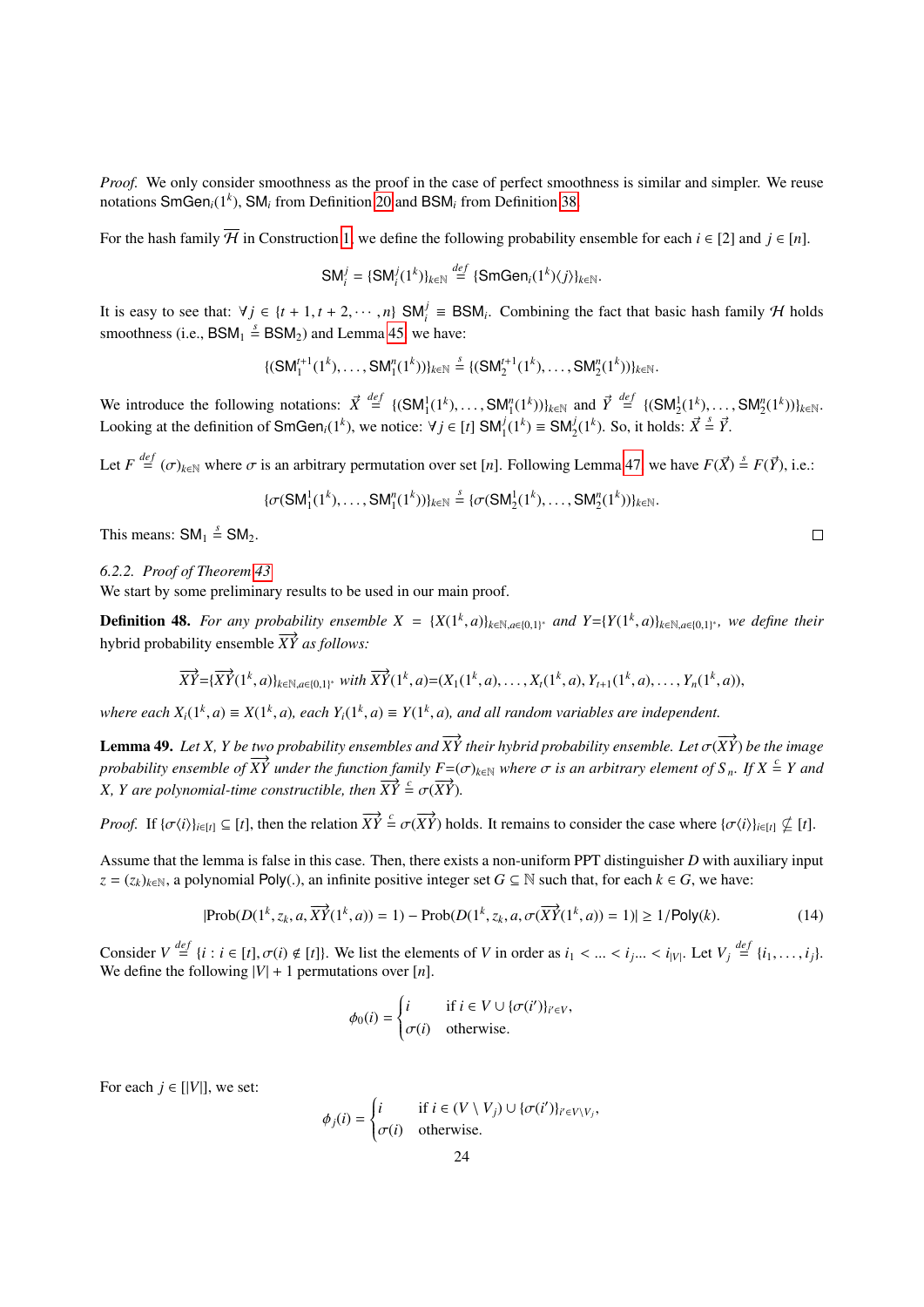*Proof.* We only consider smoothness as the proof in the case of perfect smoothness is similar and simpler. We reuse notations $\mathsf{SmGen}_i(1^k)$, $\mathsf{SM}_i$ from Definition 20 and $\mathsf{BSM}_i$ from Definition 38.

For the hash family $\overline{\mathcal{H}}$ in Construction 1, we define the following probability ensemble for each $i \in [2]$ and $j \in [n]$.

$$\mathsf{SM}_i^j = \{\mathsf{SM}_i^j(1^k)\}_{k\in\mathbb{N}} \stackrel{def}{=} \{\mathsf{SmGen}_i(1^k)\langle j\rangle\}_{k\in\mathbb{N}}.$$

It is easy to see that: $\forall j \in \{t+1, t+2, \cdots, n\}$ $\mathsf{SM}_i^j \equiv \mathsf{BSM}_i$. Combining the fact that basic hash family $\mathcal{H}$ holds smoothness (i.e., $\mathsf{BSM}_1 \stackrel{s}{=} \mathsf{BSM}_2$) and Lemma 45, we have:

$$\{(\mathsf{SM}_1^{t+1}(1^k), \ldots, \mathsf{SM}_1^n(1^k))\}_{k\in\mathbb{N}} \stackrel{s}{=} \{(\mathsf{SM}_2^{t+1}(1^k), \ldots, \mathsf{SM}_2^n(1^k))\}_{k\in\mathbb{N}}.$$

We introduce the following notations: $\vec{X} \stackrel{def}{=} \{(\mathsf{SM}_1^1(1^k), \ldots, \mathsf{SM}_1^n(1^k))\}_{k\in\mathbb{N}}$ and $\vec{Y} \stackrel{def}{=} \{(\mathsf{SM}_2^1(1^k), \ldots, \mathsf{SM}_2^n(1^k))\}_{k\in\mathbb{N}}$. Looking at the definition of $\mathsf{SmGen}_i(1^k)$, we notice: $\forall j \in [t]$ $\mathsf{SM}_1^j(1^k) \equiv \mathsf{SM}_2^j(1^k)$. So, it holds: $\vec{X} \stackrel{s}{=} \vec{Y}$.

Let $F \stackrel{def}{=} (\sigma)_{k\in\mathbb{N}}$ where $\sigma$ is an arbitrary permutation over set $[n]$. Following Lemma 47, we have $F(\vec{X}) \stackrel{s}{=} F(\vec{Y})$, i.e.:

$$\{\sigma(\mathsf{SM}_1^1(1^k), \ldots, \mathsf{SM}_1^n(1^k))\}_{k\in\mathbb{N}} \stackrel{s}{=} \{\sigma(\mathsf{SM}_2^1(1^k), \ldots, \mathsf{SM}_2^n(1^k))\}_{k\in\mathbb{N}}.$$

This means: $\mathsf{SM}_1 \stackrel{s}{=} \mathsf{SM}_2$. □

*6.2.2. Proof of Theorem 43*

We start by some preliminary results to be used in our main proof.

**Definition 48.** *For any probability ensemble $X = \{X(1^k, a)\}_{k\in\mathbb{N}, a\in\{0,1\}^*}$ and $Y = \{Y(1^k, a)\}_{k\in\mathbb{N}, a\in\{0,1\}^*}$, we define their hybrid probability ensemble $\overrightarrow{XY}$ as follows:*

$$\overrightarrow{XY} = \{\overrightarrow{XY}(1^k, a)\}_{k\in\mathbb{N}, a\in\{0,1\}^*} \text{ with } \overrightarrow{XY}(1^k, a) = (X_1(1^k, a), \ldots, X_t(1^k, a), Y_{t+1}(1^k, a), \ldots, Y_n(1^k, a)),$$

*where each $X_i(1^k, a) \equiv X(1^k, a)$, each $Y_i(1^k, a) \equiv Y(1^k, a)$, and all random variables are independent.*

**Lemma 49.** *Let $X$, $Y$ be two probability ensembles and $\overrightarrow{XY}$ their hybrid probability ensemble. Let $\sigma(\overrightarrow{XY})$ be the image probability ensemble of $\overrightarrow{XY}$ under the function family $F = (\sigma)_{k\in\mathbb{N}}$ where $\sigma$ is an arbitrary element of $S_n$. If $X \stackrel{c}{=} Y$ and $X$, $Y$ are polynomial-time constructible, then $\overrightarrow{XY} \stackrel{c}{=} \sigma(\overrightarrow{XY})$.*

*Proof.* If $\{\sigma\langle i\rangle\}_{i\in[t]} \subseteq [t]$, then the relation $\overrightarrow{XY} \stackrel{c}{=} \sigma(\overrightarrow{XY})$ holds. It remains to consider the case where $\{\sigma\langle i\rangle\}_{i\in[t]} \nsubseteq [t]$.

Assume that the lemma is false in this case. Then, there exists a non-uniform PPT distinguisher $D$ with auxiliary input $z = (z_k)_{k\in\mathbb{N}}$, a polynomial $\mathsf{Poly}(.)$, an infinite positive integer set $G \subseteq \mathbb{N}$ such that, for each $k \in G$, we have:

$$|\mathrm{Prob}(D(1^k, z_k, a, \overrightarrow{XY}(1^k, a)) = 1) - \mathrm{Prob}(D(1^k, z_k, a, \sigma(\overrightarrow{XY}(1^k, a)) = 1)| \geq 1/\mathsf{Poly}(k). \tag{14}$$

Consider $V \stackrel{def}{=} \{i : i \in [t], \sigma(i) \notin [t]\}$. We list the elements of $V$ in order as $i_1 < \ldots < i_j \ldots < i_{|V|}$. Let $V_j \stackrel{def}{=} \{i_1, \ldots, i_j\}$. We define the following $|V| + 1$ permutations over $[n]$.

$$\phi_0(i) = \begin{cases} i & \text{if } i \in V \cup \{\sigma(i')\}_{i'\in V}, \\ \sigma(i) & \text{otherwise.} \end{cases}$$

For each $j \in [|V|]$, we set:

$$\phi_j(i) = \begin{cases} i & \text{if } i \in (V \setminus V_j) \cup \{\sigma(i')\}_{i'\in V\setminus V_j}, \\ \sigma(i) & \text{otherwise.} \end{cases}$$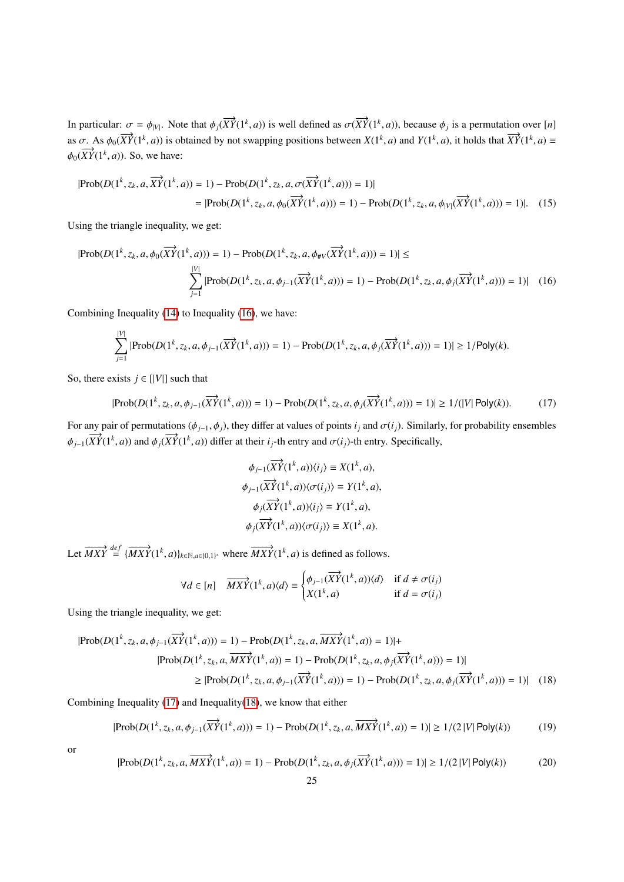In particular: $\sigma = \phi_{|V|}$. Note that $\phi_j(\overrightarrow{XY}(1^k, a))$ is well defined as $\sigma(\overrightarrow{XY}(1^k, a))$, because $\phi_j$ is a permutation over $[n]$ as $\sigma$. As $\phi_0(\overrightarrow{XY}(1^k, a))$ is obtained by not swapping positions between $X(1^k, a)$ and $Y(1^k, a)$, it holds that $\overrightarrow{XY}(1^k, a) \equiv \phi_0(\overrightarrow{XY}(1^k, a))$. So, we have:

$$
\begin{aligned}
&|\text{Prob}(D(1^k, z_k, a, \overrightarrow{XY}(1^k, a)) = 1) - \text{Prob}(D(1^k, z_k, a, \sigma(\overrightarrow{XY}(1^k, a))) = 1)| \\
&\qquad = |\text{Prob}(D(1^k, z_k, a, \phi_0(\overrightarrow{XY}(1^k, a))) = 1) - \text{Prob}(D(1^k, z_k, a, \phi_{|V|}(\overrightarrow{XY}(1^k, a))) = 1)|. \quad (15)
\end{aligned}
$$

Using the triangle inequality, we get:

$$
\begin{aligned}
&|\text{Prob}(D(1^k, z_k, a, \phi_0(\overrightarrow{XY}(1^k, a))) = 1) - \text{Prob}(D(1^k, z_k, a, \phi_{\#V}(\overrightarrow{XY}(1^k, a))) = 1)| \leq \\
&\qquad \sum_{j=1}^{|V|} |\text{Prob}(D(1^k, z_k, a, \phi_{j-1}(\overrightarrow{XY}(1^k, a))) = 1) - \text{Prob}(D(1^k, z_k, a, \phi_j(\overrightarrow{XY}(1^k, a))) = 1)| \quad (16)
\end{aligned}
$$

Combining Inequality (14) to Inequality (16), we have:

$$
\sum_{j=1}^{|V|} |\text{Prob}(D(1^k, z_k, a, \phi_{j-1}(\overrightarrow{XY}(1^k, a))) = 1) - \text{Prob}(D(1^k, z_k, a, \phi_j(\overrightarrow{XY}(1^k, a))) = 1)| \geq 1/\mathsf{Poly}(k).
$$

So, there exists $j \in [|V|]$ such that

$$
|\text{Prob}(D(1^k, z_k, a, \phi_{j-1}(\overrightarrow{XY}(1^k, a))) = 1) - \text{Prob}(D(1^k, z_k, a, \phi_j(\overrightarrow{XY}(1^k, a))) = 1)| \geq 1/(|V| \,\mathsf{Poly}(k)). \quad (17)
$$

For any pair of permutations $(\phi_{j-1}, \phi_j)$, they differ at values of points $i_j$ and $\sigma(i_j)$. Similarly, for probability ensembles $\phi_{j-1}(\overrightarrow{XY}(1^k, a))$ and $\phi_j(\overrightarrow{XY}(1^k, a))$ differ at their $i_j$-th entry and $\sigma(i_j)$-th entry. Specifically,

$$
\begin{aligned}
\phi_{j-1}(\overrightarrow{XY}(1^k, a))\langle i_j \rangle &\equiv X(1^k, a), \\
\phi_{j-1}(\overrightarrow{XY}(1^k, a))\langle \sigma(i_j) \rangle &\equiv Y(1^k, a), \\
\phi_j(\overrightarrow{XY}(1^k, a))\langle i_j \rangle &\equiv Y(1^k, a), \\
\phi_j(\overrightarrow{XY}(1^k, a))\langle \sigma(i_j) \rangle &\equiv X(1^k, a).
\end{aligned}
$$

Let $\overrightarrow{MXY} \stackrel{def}{=} \{\overrightarrow{MXY}(1^k, a)\}_{k \in \mathbb{N}, a \in \{0,1\}^*}$ where $\overrightarrow{MXY}(1^k, a)$ is defined as follows.

$$
\forall d \in [n] \quad \overrightarrow{MXY}(1^k, a)\langle d \rangle \equiv \begin{cases} \phi_{j-1}(\overrightarrow{XY}(1^k, a))\langle d \rangle & \text{if } d \neq \sigma(i_j) \\ X(1^k, a) & \text{if } d = \sigma(i_j) \end{cases}
$$

Using the triangle inequality, we get:

$$
\begin{aligned}
&|\text{Prob}(D(1^k, z_k, a, \phi_{j-1}(\overrightarrow{XY}(1^k, a))) = 1) - \text{Prob}(D(1^k, z_k, a, \overrightarrow{MXY}(1^k, a)) = 1)| + \\
&\qquad |\text{Prob}(D(1^k, z_k, a, \overrightarrow{MXY}(1^k, a)) = 1) - \text{Prob}(D(1^k, z_k, a, \phi_j(\overrightarrow{XY}(1^k, a))) = 1)| \\
&\qquad \geq |\text{Prob}(D(1^k, z_k, a, \phi_{j-1}(\overrightarrow{XY}(1^k, a))) = 1) - \text{Prob}(D(1^k, z_k, a, \phi_j(\overrightarrow{XY}(1^k, a))) = 1)| \quad (18)
\end{aligned}
$$

Combining Inequality (17) and Inequality(18), we know that either

$$
|\text{Prob}(D(1^k, z_k, a, \phi_{j-1}(\overrightarrow{XY}(1^k, a))) = 1) - \text{Prob}(D(1^k, z_k, a, \overrightarrow{MXY}(1^k, a)) = 1)| \geq 1/(2\,|V|\,\mathsf{Poly}(k)) \quad (19)
$$

or

$$
|\text{Prob}(D(1^k, z_k, a, \overrightarrow{MXY}(1^k, a)) = 1) - \text{Prob}(D(1^k, z_k, a, \phi_j(\overrightarrow{XY}(1^k, a))) = 1)| \geq 1/(2\,|V|\,\mathsf{Poly}(k)) \quad (20)
$$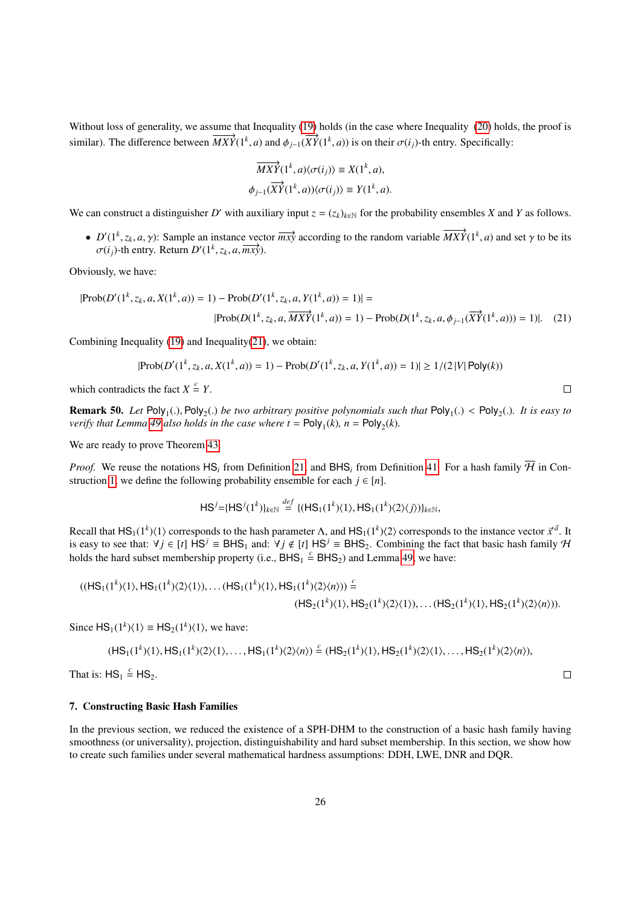Without loss of generality, we assume that Inequality (19) holds (in the case where Inequality (20) holds, the proof is similar). The difference between $\overrightarrow{MXY}(1^k, a)$ and $\phi_{j-1}(\overrightarrow{XY}(1^k, a))$ is on their $\sigma(i_j)$-th entry. Specifically:

$$\overrightarrow{MXY}(1^k, a)\langle\sigma(i_j)\rangle \equiv X(1^k, a),$$
$$\phi_{j-1}(\overrightarrow{XY}(1^k, a))\langle\sigma(i_j)\rangle \equiv Y(1^k, a).$$

We can construct a distinguisher $D'$ with auxiliary input $z = (z_k)_{k\in\mathbb{N}}$ for the probability ensembles $X$ and $Y$ as follows.

- $D'(1^k, z_k, a, \gamma)$: Sample an instance vector $\overrightarrow{mxy}$ according to the random variable $\overrightarrow{MXY}(1^k, a)$ and set $\gamma$ to be its $\sigma(i_j)$-th entry. Return $D'(1^k, z_k, a, \overrightarrow{mxy})$.

Obviously, we have:

$$|\text{Prob}(D'(1^k, z_k, a, X(1^k, a)) = 1) - \text{Prob}(D'(1^k, z_k, a, Y(1^k, a)) = 1)| =$$
$$|\text{Prob}(D(1^k, z_k, a, \overrightarrow{MXY}(1^k, a)) = 1) - \text{Prob}(D(1^k, z_k, a, \phi_{j-1}(\overrightarrow{XY}(1^k, a))) = 1)|. \quad (21)$$

Combining Inequality (19) and Inequality(21), we obtain:

$$|\text{Prob}(D'(1^k, z_k, a, X(1^k, a)) = 1) - \text{Prob}(D'(1^k, z_k, a, Y(1^k, a)) = 1)| \geq 1/(2\,|V|\,\mathsf{Poly}(k))$$

which contradicts the fact $X \overset{c}{\equiv} Y$. □

**Remark 50.** *Let* $\mathsf{Poly}_1(.), \mathsf{Poly}_2(.)$ *be two arbitrary positive polynomials such that* $\mathsf{Poly}_1(.) < \mathsf{Poly}_2(.)$*. It is easy to verify that Lemma 49 also holds in the case where* $t = \mathsf{Poly}_1(k)$*,* $n = \mathsf{Poly}_2(k)$*.*

We are ready to prove Theorem 43.

*Proof.* We reuse the notations $\mathsf{HS}_i$ from Definition 21, and $\mathsf{BHS}_i$ from Definition 41. For a hash family $\overline{\mathcal{H}}$ in Construction 1, we define the following probability ensemble for each $j \in [n]$.

$$\mathsf{HS}^j = \{\mathsf{HS}^j(1^k)\}_{k\in\mathbb{N}} \overset{def}{=} \{(\mathsf{HS}_1(1^k)\langle 1\rangle, \mathsf{HS}_1(1^k)\langle 2\rangle\langle j\rangle)\}_{k\in\mathbb{N}},$$

Recall that $\mathsf{HS}_1(1^k)\langle 1\rangle$ corresponds to the hash parameter $\Lambda$, and $\mathsf{HS}_1(1^k)\langle 2\rangle$ corresponds to the instance vector $\vec{x}^{\,d}$. It is easy to see that: $\forall j \in [t]\ \mathsf{HS}^j \equiv \mathsf{BHS}_1$ and: $\forall j \notin [t]\ \mathsf{HS}^j \equiv \mathsf{BHS}_2$. Combining the fact that basic hash family $\mathcal{H}$ holds the hard subset membership property (i.e., $\mathsf{BHS}_1 \overset{c}{\equiv} \mathsf{BHS}_2$) and Lemma 49, we have:

$$((\mathsf{HS}_1(1^k)\langle 1\rangle, \mathsf{HS}_1(1^k)\langle 2\rangle\langle 1\rangle), \ldots (\mathsf{HS}_1(1^k)\langle 1\rangle, \mathsf{HS}_1(1^k)\langle 2\rangle\langle n\rangle)) \overset{c}{\equiv}$$
$$(\mathsf{HS}_2(1^k)\langle 1\rangle, \mathsf{HS}_2(1^k)\langle 2\rangle\langle 1\rangle), \ldots (\mathsf{HS}_2(1^k)\langle 1\rangle, \mathsf{HS}_2(1^k)\langle 2\rangle\langle n\rangle)).$$

Since $\mathsf{HS}_1(1^k)\langle 1\rangle \equiv \mathsf{HS}_2(1^k)\langle 1\rangle$, we have:

$$(\mathsf{HS}_1(1^k)\langle 1\rangle, \mathsf{HS}_1(1^k)\langle 2\rangle\langle 1\rangle, \ldots, \mathsf{HS}_1(1^k)\langle 2\rangle\langle n\rangle) \overset{c}{\equiv} (\mathsf{HS}_2(1^k)\langle 1\rangle, \mathsf{HS}_2(1^k)\langle 2\rangle\langle 1\rangle, \ldots, \mathsf{HS}_2(1^k)\langle 2\rangle\langle n\rangle),$$

That is: $\mathsf{HS}_1 \overset{c}{\equiv} \mathsf{HS}_2$. □

### 7. Constructing Basic Hash Families

In the previous section, we reduced the existence of a SPH-DHM to the construction of a basic hash family having smoothness (or universality), projection, distinguishability and hard subset membership. In this section, we show how to create such families under several mathematical hardness assumptions: DDH, LWE, DNR and DQR.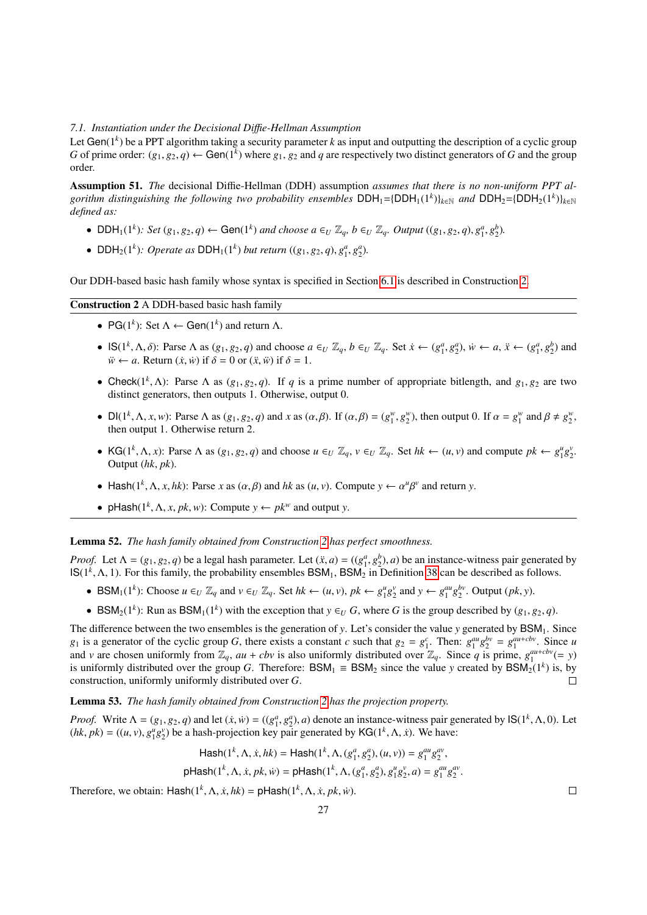### 7.1. Instantiation under the Decisional Diffie-Hellman Assumption

Let $\mathsf{Gen}(1^k)$ be a PPT algorithm taking a security parameter $k$ as input and outputting the description of a cyclic group $G$ of prime order: $(g_1, g_2, q) \leftarrow \mathsf{Gen}(1^k)$ where $g_1$, $g_2$ and $q$ are respectively two distinct generators of $G$ and the group order.

**Assumption 51.** *The* decisional Diffie-Hellman (DDH) assumption *assumes that there is no non-uniform PPT algorithm distinguishing the following two probability ensembles* $\mathsf{DDH}_1$=$\{\mathsf{DDH}_1(1^k)\}_{k\in\mathbb{N}}$ *and* $\mathsf{DDH}_2$=$\{\mathsf{DDH}_2(1^k)\}_{k\in\mathbb{N}}$ *defined as:*

- $\mathsf{DDH}_1(1^k)$*: Set* $(g_1, g_2, q) \leftarrow \mathsf{Gen}(1^k)$ *and choose* $a \in_U \mathbb{Z}_q$, $b \in_U \mathbb{Z}_q$. *Output* $((g_1, g_2, q), g_1^a, g_2^b)$.
- $\mathsf{DDH}_2(1^k)$*: Operate as* $\mathsf{DDH}_1(1^k)$ *but return* $((g_1, g_2, q), g_1^a, g_2^a)$.

Our DDH-based basic hash family whose syntax is specified in Section 6.1 is described in Construction 2.

**Construction 2** A DDH-based basic hash family

- $\mathsf{PG}(1^k)$: Set $\Lambda \leftarrow \mathsf{Gen}(1^k)$ and return $\Lambda$.
- $\mathsf{IS}(1^k, \Lambda, \delta)$: Parse $\Lambda$ as $(g_1, g_2, q)$ and choose $a \in_U \mathbb{Z}_q$, $b \in_U \mathbb{Z}_q$. Set $\dot{x} \leftarrow (g_1^a, g_2^a)$, $\dot{w} \leftarrow a$, $\ddot{x} \leftarrow (g_1^a, g_2^b)$ and $\ddot{w} \leftarrow a$. Return $(\dot{x}, \dot{w})$ if $\delta = 0$ or $(\ddot{x}, \ddot{w})$ if $\delta = 1$.
- $\mathsf{Check}(1^k, \Lambda)$: Parse $\Lambda$ as $(g_1, g_2, q)$. If $q$ is a prime number of appropriate bitlength, and $g_1, g_2$ are two distinct generators, then outputs 1. Otherwise, output 0.
- $\mathsf{DI}(1^k, \Lambda, x, w)$: Parse $\Lambda$ as $(g_1, g_2, q)$ and $x$ as $(\alpha, \beta)$. If $(\alpha, \beta) = (g_1^w, g_2^w)$, then output 0. If $\alpha = g_1^w$ and $\beta \neq g_2^w$, then output 1. Otherwise return 2.
- $\mathsf{KG}(1^k, \Lambda, x)$: Parse $\Lambda$ as $(g_1, g_2, q)$ and choose $u \in_U \mathbb{Z}_q$, $v \in_U \mathbb{Z}_q$. Set $hk \leftarrow (u, v)$ and compute $pk \leftarrow g_1^u g_2^v$. Output $(hk, pk)$.
- $\mathsf{Hash}(1^k, \Lambda, x, hk)$: Parse $x$ as $(\alpha, \beta)$ and $hk$ as $(u, v)$. Compute $y \leftarrow \alpha^u \beta^v$ and return $y$.
- $\mathsf{pHash}(1^k, \Lambda, x, pk, w)$: Compute $y \leftarrow pk^w$ and output $y$.

**Lemma 52.** *The hash family obtained from Construction 2 has perfect smoothness.*

*Proof.* Let $\Lambda = (g_1, g_2, q)$ be a legal hash parameter. Let $(\ddot{x}, a) = ((g_1^a, g_2^b), a)$ be an instance-witness pair generated by $\mathsf{IS}(1^k, \Lambda, 1)$. For this family, the probability ensembles $\mathsf{BSM}_1$, $\mathsf{BSM}_2$ in Definition 38 can be described as follows.

- $\mathsf{BSM}_1(1^k)$: Choose $u \in_U \mathbb{Z}_q$ and $v \in_U \mathbb{Z}_q$. Set $hk \leftarrow (u, v)$, $pk \leftarrow g_1^u g_2^v$ and $y \leftarrow g_1^{au} g_2^{bv}$. Output $(pk, y)$.
- $\mathsf{BSM}_2(1^k)$: Run as $\mathsf{BSM}_1(1^k)$ with the exception that $y \in_U G$, where $G$ is the group described by $(g_1, g_2, q)$.

The difference between the two ensembles is the generation of $y$. Let's consider the value $y$ generated by $\mathsf{BSM}_1$. Since $g_1$ is a generator of the cyclic group $G$, there exists a constant $c$ such that $g_2 = g_1^c$. Then: $g_1^{au} g_2^{bv} = g_1^{au+cbv}$. Since $u$ and $v$ are chosen uniformly from $\mathbb{Z}_q$, $au + cbv$ is also uniformly distributed over $\mathbb{Z}_q$. Since $q$ is prime, $g_1^{au+cbv} (= y)$ is uniformly distributed over the group $G$. Therefore: $\mathsf{BSM}_1 \equiv \mathsf{BSM}_2$ since the value $y$ created by $\mathsf{BSM}_2(1^k)$ is, by construction, uniformly uniformly distributed over $G$. □

**Lemma 53.** *The hash family obtained from Construction 2 has the projection property.*

*Proof.* Write $\Lambda = (g_1, g_2, q)$ and let $(\dot{x}, \dot{w}) = ((g_1^a, g_2^a), a)$ denote an instance-witness pair generated by $\mathsf{IS}(1^k, \Lambda, 0)$. Let $(hk, pk) = ((u, v), g_1^u g_2^v)$ be a hash-projection key pair generated by $\mathsf{KG}(1^k, \Lambda, \dot{x})$. We have:

$$\mathsf{Hash}(1^k, \Lambda, \dot{x}, hk) = \mathsf{Hash}(1^k, \Lambda, (g_1^a, g_2^a), (u, v)) = g_1^{au} g_2^{av},$$

$$\mathsf{pHash}(1^k, \Lambda, \dot{x}, pk, \dot{w}) = \mathsf{pHash}(1^k, \Lambda, (g_1^a, g_2^a), g_1^u g_2^v, a) = g_1^{au} g_2^{av}.$$

Therefore, we obtain: $\mathsf{Hash}(1^k, \Lambda, \dot{x}, hk) = \mathsf{pHash}(1^k, \Lambda, \dot{x}, pk, \dot{w})$. □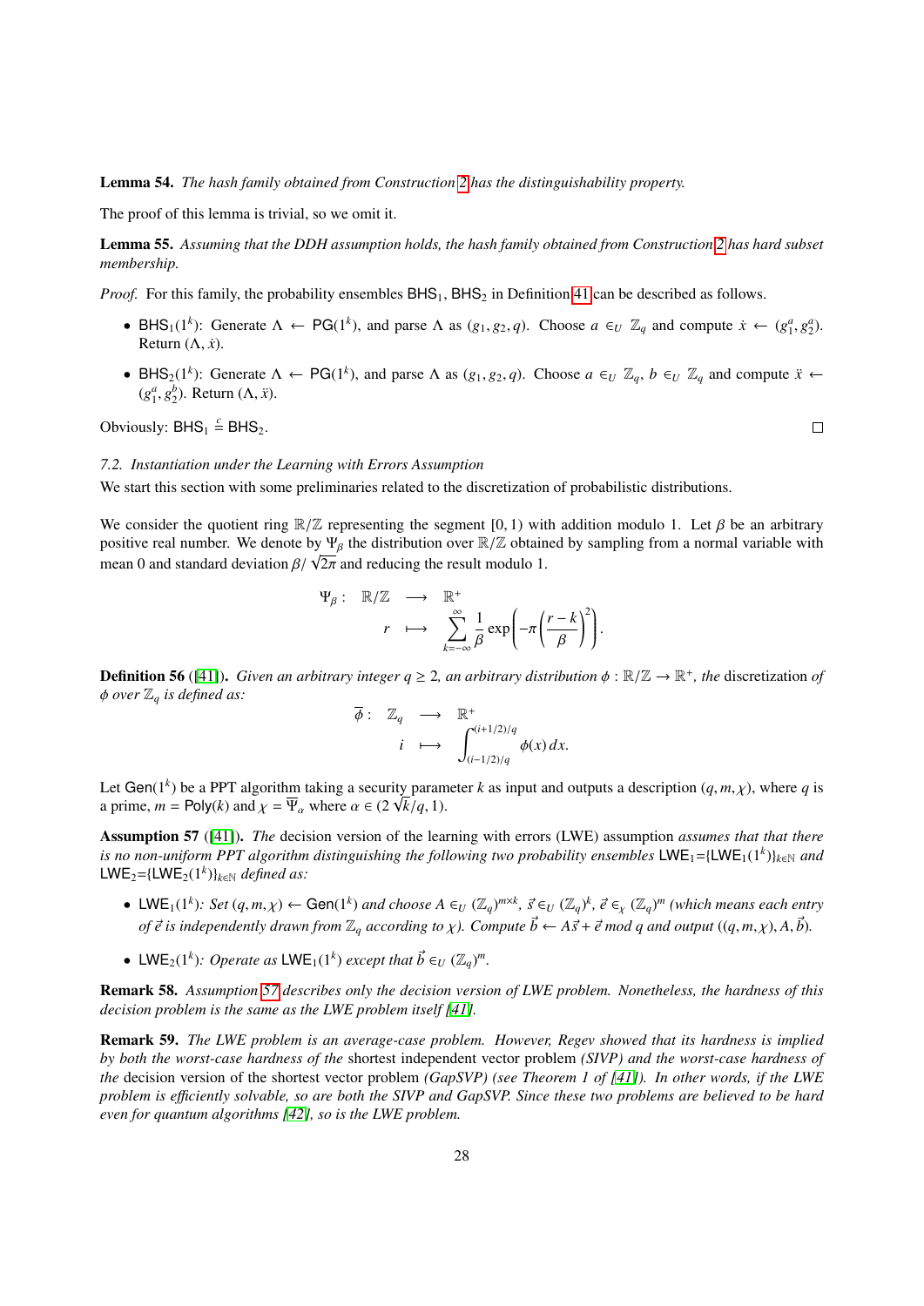**Lemma 54.** *The hash family obtained from Construction 2 has the distinguishability property.*

The proof of this lemma is trivial, so we omit it.

**Lemma 55.** *Assuming that the DDH assumption holds, the hash family obtained from Construction 2 has hard subset membership.*

*Proof.* For this family, the probability ensembles $\mathsf{BHS}_1$, $\mathsf{BHS}_2$ in Definition 41 can be described as follows.

- $\mathsf{BHS}_1(1^k)$: Generate $\Lambda \leftarrow \mathsf{PG}(1^k)$, and parse $\Lambda$ as $(g_1, g_2, q)$. Choose $a \in_U \mathbb{Z}_q$ and compute $\dot{x} \leftarrow (g_1^a, g_2^a)$. Return $(\Lambda, \dot{x})$.
- $\mathsf{BHS}_2(1^k)$: Generate $\Lambda \leftarrow \mathsf{PG}(1^k)$, and parse $\Lambda$ as $(g_1, g_2, q)$. Choose $a \in_U \mathbb{Z}_q$, $b \in_U \mathbb{Z}_q$ and compute $\ddot{x} \leftarrow (g_1^a, g_2^b)$. Return $(\Lambda, \ddot{x})$.

Obviously: $\mathsf{BHS}_1 \stackrel{c}{=} \mathsf{BHS}_2$. □

*7.2. Instantiation under the Learning with Errors Assumption*

We start this section with some preliminaries related to the discretization of probabilistic distributions.

We consider the quotient ring $\mathbb{R}/\mathbb{Z}$ representing the segment $[0, 1)$ with addition modulo 1. Let $\beta$ be an arbitrary positive real number. We denote by $\Psi_\beta$ the distribution over $\mathbb{R}/\mathbb{Z}$ obtained by sampling from a normal variable with mean 0 and standard deviation $\beta/\sqrt{2\pi}$ and reducing the result modulo 1.

$$
\begin{array}{rccl}
\Psi_\beta : & \mathbb{R}/\mathbb{Z} & \longrightarrow & \mathbb{R}^+ \\
& r & \longmapsto & \displaystyle\sum_{k=-\infty}^{\infty} \frac{1}{\beta} \exp\left(-\pi \left(\frac{r-k}{\beta}\right)^2\right).
\end{array}
$$

**Definition 56** ([41])**.** *Given an arbitrary integer $q \geq 2$, an arbitrary distribution $\phi : \mathbb{R}/\mathbb{Z} \to \mathbb{R}^+$, the* discretization *of $\phi$ over $\mathbb{Z}_q$ is defined as:*

$$
\begin{array}{rccl}
\overline{\phi} : & \mathbb{Z}_q & \longrightarrow & \mathbb{R}^+ \\
& i & \longmapsto & \displaystyle\int_{(i-1/2)/q}^{(i+1/2)/q} \phi(x)\, dx.
\end{array}
$$

Let $\mathsf{Gen}(1^k)$ be a PPT algorithm taking a security parameter $k$ as input and outputs a description $(q, m, \chi)$, where $q$ is a prime, $m = \mathsf{Poly}(k)$ and $\chi = \overline{\Psi}_\alpha$ where $\alpha \in (2\sqrt{k}/q, 1)$.

**Assumption 57** ([41])**.** *The* decision version of the learning with errors (LWE) assumption *assumes that that there is no non-uniform PPT algorithm distinguishing the following two probability ensembles* $\mathsf{LWE}_1$=$\{\mathsf{LWE}_1(1^k)\}_{k\in\mathbb{N}}$ *and* $\mathsf{LWE}_2$=$\{\mathsf{LWE}_2(1^k)\}_{k\in\mathbb{N}}$ *defined as:*

- $\mathsf{LWE}_1(1^k)$*: Set $(q, m, \chi) \leftarrow \mathsf{Gen}(1^k)$ and choose $A \in_U (\mathbb{Z}_q)^{m\times k}$, $\vec{s} \in_U (\mathbb{Z}_q)^k$, $\vec{e} \in_\chi (\mathbb{Z}_q)^m$ (which means each entry of $\vec{e}$ is independently drawn from $\mathbb{Z}_q$ according to $\chi$). Compute $\vec{b} \leftarrow A\vec{s} + \vec{e}$ mod $q$ and output $((q, m, \chi), A, \vec{b})$.*
- $\mathsf{LWE}_2(1^k)$*: Operate as $\mathsf{LWE}_1(1^k)$ except that $\vec{b} \in_U (\mathbb{Z}_q)^m$.*

**Remark 58.** *Assumption 57 describes only the decision version of LWE problem. Nonetheless, the hardness of this decision problem is the same as the LWE problem itself [41].*

**Remark 59.** *The LWE problem is an average-case problem. However, Regev showed that its hardness is implied by both the worst-case hardness of the* shortest independent vector problem *(SIVP) and the worst-case hardness of the* decision version of the shortest vector problem *(GapSVP) (see Theorem 1 of [41]). In other words, if the LWE problem is efficiently solvable, so are both the SIVP and GapSVP. Since these two problems are believed to be hard even for quantum algorithms [42], so is the LWE problem.*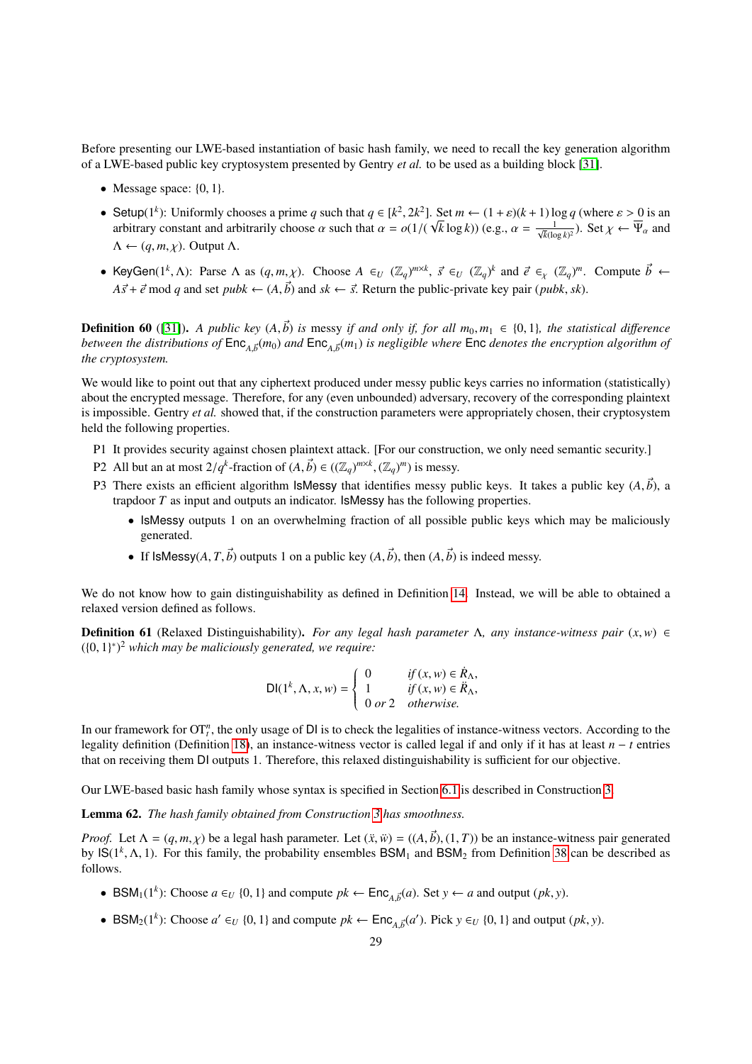Before presenting our LWE-based instantiation of basic hash family, we need to recall the key generation algorithm of a LWE-based public key cryptosystem presented by Gentry *et al.* to be used as a building block [31].

- Message space: $\{0, 1\}$.
- $\mathsf{Setup}(1^k)$: Uniformly chooses a prime $q$ such that $q \in [k^2, 2k^2]$. Set $m \leftarrow (1+\varepsilon)(k+1)\log q$ (where $\varepsilon > 0$ is an arbitrary constant and arbitrarily choose $\alpha$ such that $\alpha = o(1/(\sqrt{k}\log k))$ (e.g., $\alpha = \frac{1}{\sqrt{k}(\log k)^2}$). Set $\chi \leftarrow \overline{\Psi}_\alpha$ and $\Lambda \leftarrow (q, m, \chi)$. Output $\Lambda$.
- $\mathsf{KeyGen}(1^k, \Lambda)$: Parse $\Lambda$ as $(q, m, \chi)$. Choose $A \in_U (\mathbb{Z}_q)^{m\times k}$, $\vec{s} \in_U (\mathbb{Z}_q)^k$ and $\vec{e} \in_\chi (\mathbb{Z}_q)^m$. Compute $\vec{b} \leftarrow A\vec{s} + \vec{e} \bmod q$ and set $pubk \leftarrow (A, \vec{b})$ and $sk \leftarrow \vec{s}$. Return the public-private key pair $(pubk, sk)$.

**Definition 60** ([31])**.** *A public key $(A, \vec{b})$ is* messy *if and only if, for all $m_0, m_1 \in \{0, 1\}$, the statistical difference between the distributions of $\mathsf{Enc}_{A,\vec{b}}(m_0)$ and $\mathsf{Enc}_{A,\vec{b}}(m_1)$ is negligible where $\mathsf{Enc}$ denotes the encryption algorithm of the cryptosystem.*

We would like to point out that any ciphertext produced under messy public keys carries no information (statistically) about the encrypted message. Therefore, for any (even unbounded) adversary, recovery of the corresponding plaintext is impossible. Gentry *et al.* showed that, if the construction parameters were appropriately chosen, their cryptosystem held the following properties.

P1 It provides security against chosen plaintext attack. [For our construction, we only need semantic security.]

P2 All but an at most $2/q^k$-fraction of $(A, \vec{b}) \in ((\mathbb{Z}_q)^{m\times k}, (\mathbb{Z}_q)^m)$ is messy.

P3 There exists an efficient algorithm $\mathsf{IsMessy}$ that identifies messy public keys. It takes a public key $(A, \vec{b})$, a trapdoor $T$ as input and outputs an indicator. $\mathsf{IsMessy}$ has the following properties.

- $\mathsf{IsMessy}$ outputs 1 on an overwhelming fraction of all possible public keys which may be maliciously generated.
- If $\mathsf{IsMessy}(A, T, \vec{b})$ outputs 1 on a public key $(A, \vec{b})$, then $(A, \vec{b})$ is indeed messy.

We do not know how to gain distinguishability as defined in Definition 14. Instead, we will be able to obtained a relaxed version defined as follows.

**Definition 61** (Relaxed Distinguishability)**.** *For any legal hash parameter $\Lambda$, any instance-witness pair $(x, w) \in (\{0, 1\}^*)^2$ which may be maliciously generated, we require:*

$$\mathsf{DI}(1^k, \Lambda, x, w) = \begin{cases} 0 & \text{if } (x, w) \in \dot{R}_\Lambda, \\ 1 & \text{if } (x, w) \in \ddot{R}_\Lambda, \\ 0 \text{ or } 2 & \text{otherwise.} \end{cases}$$

In our framework for $\mathrm{OT}^n_t$, the only usage of $\mathsf{DI}$ is to check the legalities of instance-witness vectors. According to the legality definition (Definition 18), an instance-witness vector is called legal if and only if it has at least $n - t$ entries that on receiving them $\mathsf{DI}$ outputs 1. Therefore, this relaxed distinguishability is sufficient for our objective.

Our LWE-based basic hash family whose syntax is specified in Section 6.1 is described in Construction 3.

**Lemma 62.** *The hash family obtained from Construction 3 has smoothness.*

*Proof.* Let $\Lambda = (q, m, \chi)$ be a legal hash parameter. Let $(\ddot{x}, \ddot{w}) = ((A, \vec{b}), (1, T))$ be an instance-witness pair generated by $\mathsf{IS}(1^k, \Lambda, 1)$. For this family, the probability ensembles $\mathsf{BSM}_1$ and $\mathsf{BSM}_2$ from Definition 38 can be described as follows.

- $\mathsf{BSM}_1(1^k)$: Choose $a \in_U \{0, 1\}$ and compute $pk \leftarrow \mathsf{Enc}_{A,\vec{b}}(a)$. Set $y \leftarrow a$ and output $(pk, y)$.
- $\mathsf{BSM}_2(1^k)$: Choose $a' \in_U \{0, 1\}$ and compute $pk \leftarrow \mathsf{Enc}_{A,\vec{b}}(a')$. Pick $y \in_U \{0, 1\}$ and output $(pk, y)$.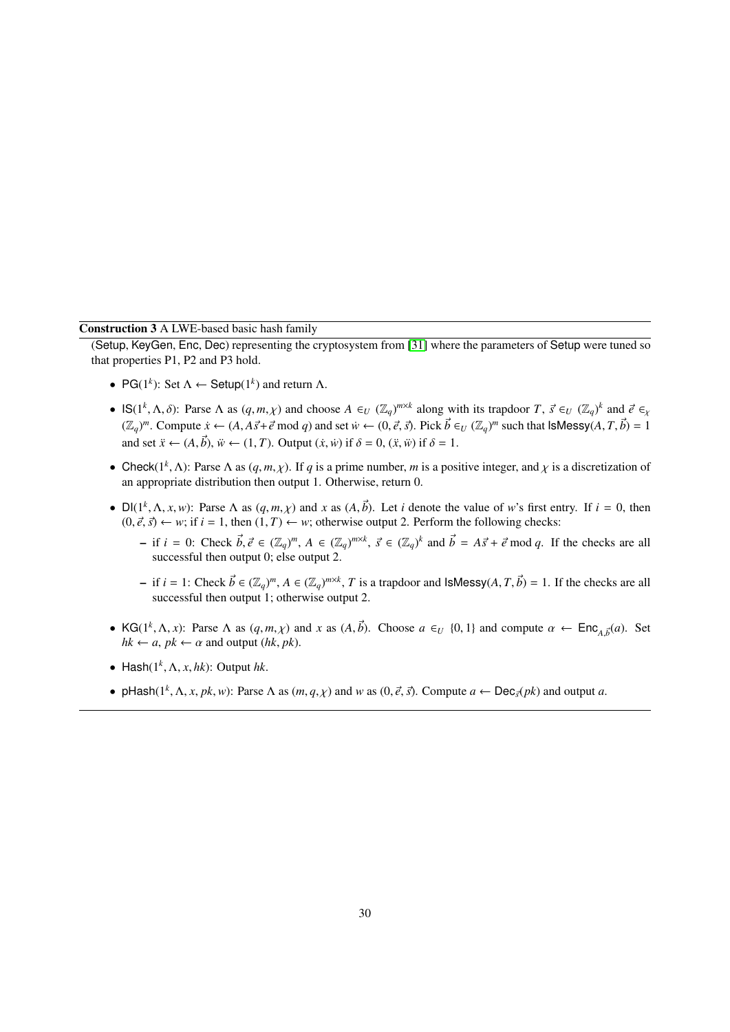**Construction 3** A LWE-based basic hash family

(Setup, KeyGen, Enc, Dec) representing the cryptosystem from [31] where the parameters of Setup were tuned so that properties P1, P2 and P3 hold.

- $\mathsf{PG}(1^k)$: Set $\Lambda \leftarrow \mathsf{Setup}(1^k)$ and return $\Lambda$.
- $\mathsf{IS}(1^k, \Lambda, \delta)$: Parse $\Lambda$ as $(q, m, \chi)$ and choose $A \in_U (\mathbb{Z}_q)^{m \times k}$ along with its trapdoor $T$, $\vec{s} \in_U (\mathbb{Z}_q)^k$ and $\vec{e} \in_\chi (\mathbb{Z}_q)^m$. Compute $\dot{x} \leftarrow (A, A\vec{s} + \vec{e} \bmod q)$ and set $\dot{w} \leftarrow (0, \vec{e}, \vec{s})$. Pick $\vec{b} \in_U (\mathbb{Z}_q)^m$ such that $\mathsf{IsMessy}(A, T, \vec{b}) = 1$ and set $\ddot{x} \leftarrow (A, \vec{b})$, $\ddot{w} \leftarrow (1, T)$. Output $(\dot{x}, \dot{w})$ if $\delta = 0$, $(\ddot{x}, \ddot{w})$ if $\delta = 1$.
- $\mathsf{Check}(1^k, \Lambda)$: Parse $\Lambda$ as $(q, m, \chi)$. If $q$ is a prime number, $m$ is a positive integer, and $\chi$ is a discretization of an appropriate distribution then output 1. Otherwise, return 0.
- $\mathsf{DI}(1^k, \Lambda, x, w)$: Parse $\Lambda$ as $(q, m, \chi)$ and $x$ as $(A, \vec{b})$. Let $i$ denote the value of $w$'s first entry. If $i = 0$, then $(0, \vec{e}, \vec{s}) \leftarrow w$; if $i = 1$, then $(1, T) \leftarrow w$; otherwise output 2. Perform the following checks:
  - if $i = 0$: Check $\vec{b}, \vec{e} \in (\mathbb{Z}_q)^m$, $A \in (\mathbb{Z}_q)^{m \times k}$, $\vec{s} \in (\mathbb{Z}_q)^k$ and $\vec{b} = A\vec{s} + \vec{e} \bmod q$. If the checks are all successful then output 0; else output 2.
  - if $i = 1$: Check $\vec{b} \in (\mathbb{Z}_q)^m$, $A \in (\mathbb{Z}_q)^{m \times k}$, $T$ is a trapdoor and $\mathsf{IsMessy}(A, T, \vec{b}) = 1$. If the checks are all successful then output 1; otherwise output 2.
- $\mathsf{KG}(1^k, \Lambda, x)$: Parse $\Lambda$ as $(q, m, \chi)$ and $x$ as $(A, \vec{b})$. Choose $a \in_U \{0, 1\}$ and compute $\alpha \leftarrow \mathsf{Enc}_{A, \vec{b}}(a)$. Set $hk \leftarrow a$, $pk \leftarrow \alpha$ and output $(hk, pk)$.
- $\mathsf{Hash}(1^k, \Lambda, x, hk)$: Output $hk$.
- $\mathsf{pHash}(1^k, \Lambda, x, pk, w)$: Parse $\Lambda$ as $(m, q, \chi)$ and $w$ as $(0, \vec{e}, \vec{s})$. Compute $a \leftarrow \mathsf{Dec}_{\vec{s}}(pk)$ and output $a$.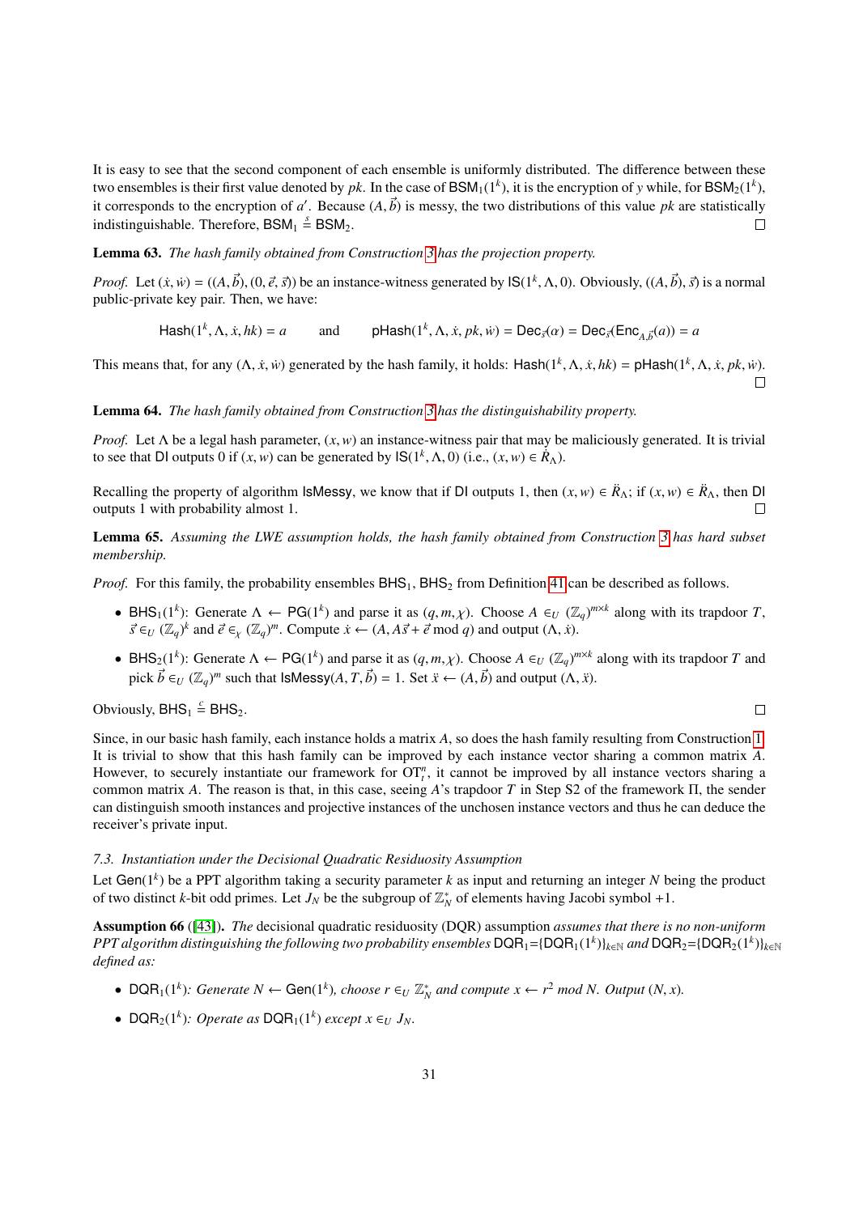It is easy to see that the second component of each ensemble is uniformly distributed. The difference between these two ensembles is their first value denoted by $pk$. In the case of $\mathsf{BSM}_1(1^k)$, it is the encryption of $y$ while, for $\mathsf{BSM}_2(1^k)$, it corresponds to the encryption of $a'$. Because $(A, \vec{b})$ is messy, the two distributions of this value $pk$ are statistically indistinguishable. Therefore, $\mathsf{BSM}_1 \stackrel{s}{=} \mathsf{BSM}_2$. □

**Lemma 63.** *The hash family obtained from Construction 3 has the projection property.*

*Proof.* Let $(\dot{x}, \dot{w}) = ((A, \vec{b}), (0, \vec{e}, \vec{s}))$ be an instance-witness generated by $\mathsf{IS}(1^k, \Lambda, 0)$. Obviously, $((A, \vec{b}), \vec{s})$ is a normal public-private key pair. Then, we have:

$$\mathsf{Hash}(1^k, \Lambda, \dot{x}, hk) = a \qquad \text{and} \qquad \mathsf{pHash}(1^k, \Lambda, \dot{x}, pk, \dot{w}) = \mathsf{Dec}_{\vec{s}}(\alpha) = \mathsf{Dec}_{\vec{s}}(\mathsf{Enc}_{A,\vec{b}}(a)) = a$$

This means that, for any $(\Lambda, \dot{x}, \dot{w})$ generated by the hash family, it holds: $\mathsf{Hash}(1^k, \Lambda, \dot{x}, hk) = \mathsf{pHash}(1^k, \Lambda, \dot{x}, pk, \dot{w})$. □

**Lemma 64.** *The hash family obtained from Construction 3 has the distinguishability property.*

*Proof.* Let $\Lambda$ be a legal hash parameter, $(x, w)$ an instance-witness pair that may be maliciously generated. It is trivial to see that $\mathsf{DI}$ outputs 0 if $(x, w)$ can be generated by $\mathsf{IS}(1^k, \Lambda, 0)$ (i.e., $(x, w) \in \dot{R}_\Lambda$).

Recalling the property of algorithm $\mathsf{IsMessy}$, we know that if $\mathsf{DI}$ outputs 1, then $(x, w) \in \ddot{R}_\Lambda$; if $(x, w) \in \ddot{R}_\Lambda$, then $\mathsf{DI}$ outputs 1 with probability almost 1. □

**Lemma 65.** *Assuming the LWE assumption holds, the hash family obtained from Construction 3 has hard subset membership.*

*Proof.* For this family, the probability ensembles $\mathsf{BHS}_1$, $\mathsf{BHS}_2$ from Definition 41 can be described as follows.

- $\mathsf{BHS}_1(1^k)$: Generate $\Lambda \leftarrow \mathsf{PG}(1^k)$ and parse it as $(q, m, \chi)$. Choose $A \in_U (\mathbb{Z}_q)^{m\times k}$ along with its trapdoor $T$, $\vec{s} \in_U (\mathbb{Z}_q)^k$ and $\vec{e} \in_\chi (\mathbb{Z}_q)^m$. Compute $\dot{x} \leftarrow (A, A\vec{s} + \vec{e} \bmod q)$ and output $(\Lambda, \dot{x})$.
- $\mathsf{BHS}_2(1^k)$: Generate $\Lambda \leftarrow \mathsf{PG}(1^k)$ and parse it as $(q, m, \chi)$. Choose $A \in_U (\mathbb{Z}_q)^{m\times k}$ along with its trapdoor $T$ and pick $\vec{b} \in_U (\mathbb{Z}_q)^m$ such that $\mathsf{IsMessy}(A, T, \vec{b}) = 1$. Set $\ddot{x} \leftarrow (A, \vec{b})$ and output $(\Lambda, \ddot{x})$.

Obviously, $\mathsf{BHS}_1 \stackrel{c}{=} \mathsf{BHS}_2$. □

Since, in our basic hash family, each instance holds a matrix $A$, so does the hash family resulting from Construction 1. It is trivial to show that this hash family can be improved by each instance vector sharing a common matrix $A$. However, to securely instantiate our framework for $\mathrm{OT}^n_t$, it cannot be improved by all instance vectors sharing a common matrix $A$. The reason is that, in this case, seeing $A$'s trapdoor $T$ in Step S2 of the framework $\Pi$, the sender can distinguish smooth instances and projective instances of the unchosen instance vectors and thus he can deduce the receiver's private input.

### *7.3. Instantiation under the Decisional Quadratic Residuosity Assumption*

Let $\mathsf{Gen}(1^k)$ be a PPT algorithm taking a security parameter $k$ as input and returning an integer $N$ being the product of two distinct $k$-bit odd primes. Let $J_N$ be the subgroup of $\mathbb{Z}^*_N$ of elements having Jacobi symbol $+1$.

**Assumption 66** ([43]). *The* decisional quadratic residuosity (DQR) assumption *assumes that there is no non-uniform PPT algorithm distinguishing the following two probability ensembles* $\mathsf{DQR}_1 = \{\mathsf{DQR}_1(1^k)\}_{k\in\mathbb{N}}$ *and* $\mathsf{DQR}_2 = \{\mathsf{DQR}_2(1^k)\}_{k\in\mathbb{N}}$ *defined as:*

- $\mathsf{DQR}_1(1^k)$*: Generate* $N \leftarrow \mathsf{Gen}(1^k)$*, choose* $r \in_U \mathbb{Z}^*_N$ *and compute* $x \leftarrow r^2 \bmod N$*. Output* $(N, x)$*.*
- $\mathsf{DQR}_2(1^k)$*: Operate as* $\mathsf{DQR}_1(1^k)$ *except* $x \in_U J_N$*.*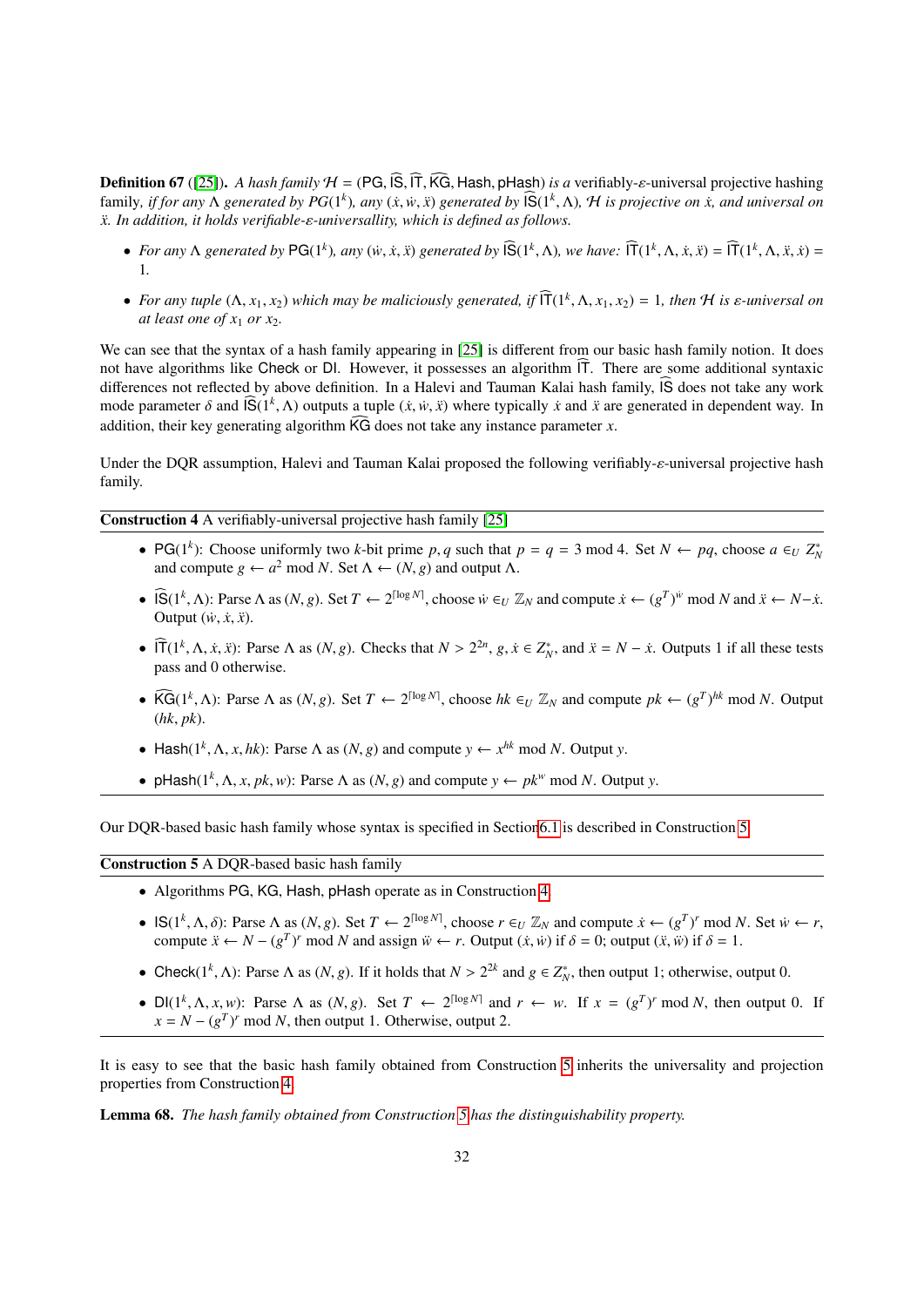**Definition 67** ([25]). *A hash family $\mathcal{H} = (\mathsf{PG}, \widehat{\mathsf{IS}}, \widehat{\mathsf{IT}}, \widehat{\mathsf{KG}}, \mathsf{Hash}, \mathsf{pHash})$ is a* verifiably-$\varepsilon$-universal projective hashing family, *if for any $\Lambda$ generated by $PG(1^k)$, any $(\dot{x}, \dot{w}, \ddot{x})$ generated by $\widehat{\mathsf{IS}}(1^k, \Lambda)$, $\mathcal{H}$ is projective on $\dot{x}$, and universal on $\ddot{x}$. In addition, it holds verifiable-$\varepsilon$-universallity, which is defined as follows.*

- *For any $\Lambda$ generated by $\mathsf{PG}(1^k)$, any $(\dot{w}, \dot{x}, \ddot{x})$ generated by $\widehat{\mathsf{IS}}(1^k, \Lambda)$, we have: $\widehat{\mathsf{IT}}(1^k, \Lambda, \dot{x}, \ddot{x}) = \widehat{\mathsf{IT}}(1^k, \Lambda, \ddot{x}, \dot{x}) = 1$.*
- *For any tuple $(\Lambda, x_1, x_2)$ which may be maliciously generated, if $\widehat{\mathsf{IT}}(1^k, \Lambda, x_1, x_2) = 1$, then $\mathcal{H}$ is $\varepsilon$-universal on at least one of $x_1$ or $x_2$.*

We can see that the syntax of a hash family appearing in [25] is different from our basic hash family notion. It does not have algorithms like $\mathsf{Check}$ or $\mathsf{DI}$. However, it possesses an algorithm $\widehat{\mathsf{IT}}$. There are some additional syntaxic differences not reflected by above definition. In a Halevi and Tauman Kalai hash family, $\widehat{\mathsf{IS}}$ does not take any work mode parameter $\delta$ and $\widehat{\mathsf{IS}}(1^k, \Lambda)$ outputs a tuple $(\dot{x}, \dot{w}, \ddot{x})$ where typically $\dot{x}$ and $\ddot{x}$ are generated in dependent way. In addition, their key generating algorithm $\widehat{\mathsf{KG}}$ does not take any instance parameter $x$.

Under the DQR assumption, Halevi and Tauman Kalai proposed the following verifiably-$\varepsilon$-universal projective hash family.

---

**Construction 4** A verifiably-universal projective hash family [25]

---

- $\mathsf{PG}(1^k)$: Choose uniformly two $k$-bit prime $p, q$ such that $p = q = 3 \bmod 4$. Set $N \leftarrow pq$, choose $a \in_U Z_N^*$ and compute $g \leftarrow a^2 \bmod N$. Set $\Lambda \leftarrow (N, g)$ and output $\Lambda$.
- $\widehat{\mathsf{IS}}(1^k, \Lambda)$: Parse $\Lambda$ as $(N, g)$. Set $T \leftarrow 2^{\lceil \log N \rceil}$, choose $\dot{w} \in_U \mathbb{Z}_N$ and compute $\dot{x} \leftarrow (g^T)^{\dot{w}} \bmod N$ and $\ddot{x} \leftarrow N - \dot{x}$. Output $(\dot{w}, \dot{x}, \ddot{x})$.
- $\widehat{\mathsf{IT}}(1^k, \Lambda, \dot{x}, \ddot{x})$: Parse $\Lambda$ as $(N, g)$. Checks that $N > 2^{2n}$, $g, \dot{x} \in Z_N^*$, and $\ddot{x} = N - \dot{x}$. Outputs 1 if all these tests pass and 0 otherwise.
- $\widehat{\mathsf{KG}}(1^k, \Lambda)$: Parse $\Lambda$ as $(N, g)$. Set $T \leftarrow 2^{\lceil \log N \rceil}$, choose $hk \in_U \mathbb{Z}_N$ and compute $pk \leftarrow (g^T)^{hk} \bmod N$. Output $(hk, pk)$.
- $\mathsf{Hash}(1^k, \Lambda, x, hk)$: Parse $\Lambda$ as $(N, g)$ and compute $y \leftarrow x^{hk} \bmod N$. Output $y$.
- $\mathsf{pHash}(1^k, \Lambda, x, pk, w)$: Parse $\Lambda$ as $(N, g)$ and compute $y \leftarrow pk^w \bmod N$. Output $y$.

---

Our DQR-based basic hash family whose syntax is specified in Section 6.1 is described in Construction 5.

---

**Construction 5** A DQR-based basic hash family

---

- Algorithms $\mathsf{PG}$, $\mathsf{KG}$, $\mathsf{Hash}$, $\mathsf{pHash}$ operate as in Construction 4.
- $\mathsf{IS}(1^k, \Lambda, \delta)$: Parse $\Lambda$ as $(N, g)$. Set $T \leftarrow 2^{\lceil \log N \rceil}$, choose $r \in_U \mathbb{Z}_N$ and compute $\dot{x} \leftarrow (g^T)^r \bmod N$. Set $\dot{w} \leftarrow r$, compute $\ddot{x} \leftarrow N - (g^T)^r \bmod N$ and assign $\ddot{w} \leftarrow r$. Output $(\dot{x}, \dot{w})$ if $\delta = 0$; output $(\ddot{x}, \ddot{w})$ if $\delta = 1$.
- $\mathsf{Check}(1^k, \Lambda)$: Parse $\Lambda$ as $(N, g)$. If it holds that $N > 2^{2k}$ and $g \in Z_N^*$, then output 1; otherwise, output 0.
- $\mathsf{DI}(1^k, \Lambda, x, w)$: Parse $\Lambda$ as $(N, g)$. Set $T \leftarrow 2^{\lceil \log N \rceil}$ and $r \leftarrow w$. If $x = (g^T)^r \bmod N$, then output 0. If $x = N - (g^T)^r \bmod N$, then output 1. Otherwise, output 2.

---

It is easy to see that the basic hash family obtained from Construction 5 inherits the universality and projection properties from Construction 4.

**Lemma 68.** *The hash family obtained from Construction 5 has the distinguishability property.*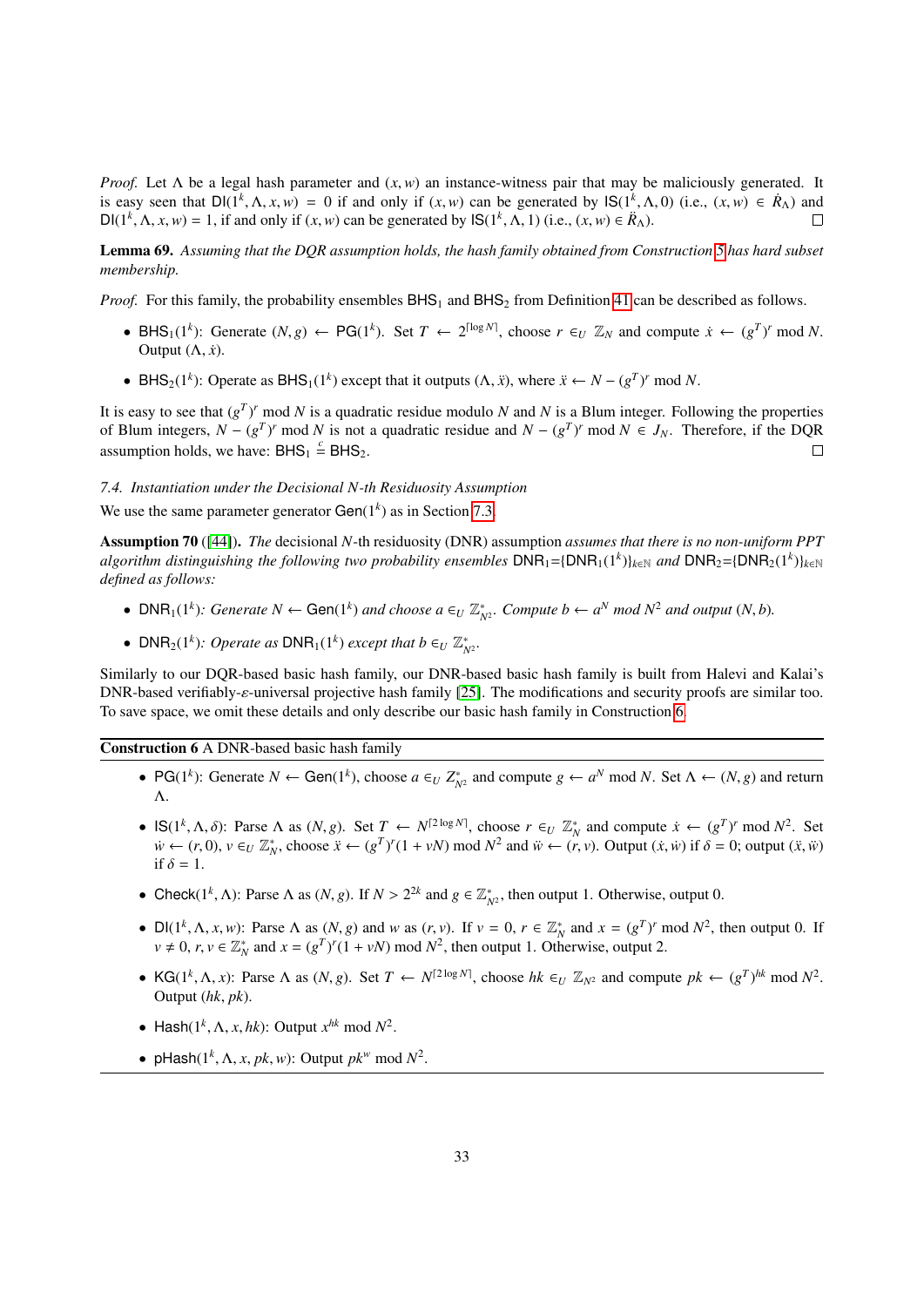*Proof.* Let $\Lambda$ be a legal hash parameter and $(x, w)$ an instance-witness pair that may be maliciously generated. It is easy seen that $\mathsf{DI}(1^k, \Lambda, x, w) = 0$ if and only if $(x, w)$ can be generated by $\mathsf{IS}(1^k, \Lambda, 0)$ (i.e., $(x, w) \in \dot{R}_\Lambda$) and $\mathsf{DI}(1^k, \Lambda, x, w) = 1$, if and only if $(x, w)$ can be generated by $\mathsf{IS}(1^k, \Lambda, 1)$ (i.e., $(x, w) \in \ddot{R}_\Lambda$). □

**Lemma 69.** *Assuming that the DQR assumption holds, the hash family obtained from Construction 5 has hard subset membership.*

*Proof.* For this family, the probability ensembles $\mathsf{BHS}_1$ and $\mathsf{BHS}_2$ from Definition 41 can be described as follows.

- $\mathsf{BHS}_1(1^k)$: Generate $(N, g) \leftarrow \mathsf{PG}(1^k)$. Set $T \leftarrow 2^{\lceil \log N \rceil}$, choose $r \in_U \mathbb{Z}_N$ and compute $\dot{x} \leftarrow (g^T)^r \bmod N$. Output $(\Lambda, \dot{x})$.
- $\mathsf{BHS}_2(1^k)$: Operate as $\mathsf{BHS}_1(1^k)$ except that it outputs $(\Lambda, \ddot{x})$, where $\ddot{x} \leftarrow N - (g^T)^r \bmod N$.

It is easy to see that $(g^T)^r \bmod N$ is a quadratic residue modulo $N$ and $N$ is a Blum integer. Following the properties of Blum integers, $N - (g^T)^r \bmod N$ is not a quadratic residue and $N - (g^T)^r \bmod N \in J_N$. Therefore, if the DQR assumption holds, we have: $\mathsf{BHS}_1 \stackrel{c}{=} \mathsf{BHS}_2$. □

### 7.4. Instantiation under the Decisional N-th Residuosity Assumption

We use the same parameter generator $\mathsf{Gen}(1^k)$ as in Section 7.3.

**Assumption 70** ([44]). *The* decisional $N$-th residuosity (DNR) assumption *assumes that there is no non-uniform PPT algorithm distinguishing the following two probability ensembles* $\mathsf{DNR}_1$=$\{\mathsf{DNR}_1(1^k)\}_{k\in\mathbb{N}}$ *and* $\mathsf{DNR}_2$=$\{\mathsf{DNR}_2(1^k)\}_{k\in\mathbb{N}}$ *defined as follows:*

- $\mathsf{DNR}_1(1^k)$*: Generate* $N \leftarrow \mathsf{Gen}(1^k)$ *and choose* $a \in_U \mathbb{Z}^*_{N^2}$*. Compute* $b \leftarrow a^N \bmod N^2$ *and output* $(N, b)$*.*
- $\mathsf{DNR}_2(1^k)$*: Operate as* $\mathsf{DNR}_1(1^k)$ *except that* $b \in_U \mathbb{Z}^*_{N^2}$*.*

Similarly to our DQR-based basic hash family, our DNR-based basic hash family is built from Halevi and Kalai's DNR-based verifiably-$\varepsilon$-universal projective hash family [25]. The modifications and security proofs are similar too. To save space, we omit these details and only describe our basic hash family in Construction 6.

---

**Construction 6** A DNR-based basic hash family

---

- $\mathsf{PG}(1^k)$: Generate $N \leftarrow \mathsf{Gen}(1^k)$, choose $a \in_U Z^*_{N^2}$ and compute $g \leftarrow a^N \bmod N$. Set $\Lambda \leftarrow (N, g)$ and return $\Lambda$.
- $\mathsf{IS}(1^k, \Lambda, \delta)$: Parse $\Lambda$ as $(N, g)$. Set $T \leftarrow N^{\lceil 2 \log N \rceil}$, choose $r \in_U \mathbb{Z}^*_N$ and compute $\dot{x} \leftarrow (g^T)^r \bmod N^2$. Set $\dot{w} \leftarrow (r, 0)$, $v \in_U \mathbb{Z}^*_N$, choose $\ddot{x} \leftarrow (g^T)^r(1 + vN) \bmod N^2$ and $\ddot{w} \leftarrow (r, v)$. Output $(\dot{x}, \dot{w})$ if $\delta = 0$; output $(\ddot{x}, \ddot{w})$ if $\delta = 1$.
- $\mathsf{Check}(1^k, \Lambda)$: Parse $\Lambda$ as $(N, g)$. If $N > 2^{2k}$ and $g \in \mathbb{Z}^*_{N^2}$, then output 1. Otherwise, output 0.
- $\mathsf{DI}(1^k, \Lambda, x, w)$: Parse $\Lambda$ as $(N, g)$ and $w$ as $(r, v)$. If $v = 0$, $r \in \mathbb{Z}^*_N$ and $x = (g^T)^r \bmod N^2$, then output 0. If $v \neq 0$, $r, v \in \mathbb{Z}^*_N$ and $x = (g^T)^r(1 + vN) \bmod N^2$, then output 1. Otherwise, output 2.
- $\mathsf{KG}(1^k, \Lambda, x)$: Parse $\Lambda$ as $(N, g)$. Set $T \leftarrow N^{\lceil 2 \log N \rceil}$, choose $hk \in_U \mathbb{Z}_{N^2}$ and compute $pk \leftarrow (g^T)^{hk} \bmod N^2$. Output $(hk, pk)$.
- $\mathsf{Hash}(1^k, \Lambda, x, hk)$: Output $x^{hk} \bmod N^2$.
- $\mathsf{pHash}(1^k, \Lambda, x, pk, w)$: Output $pk^w \bmod N^2$.

---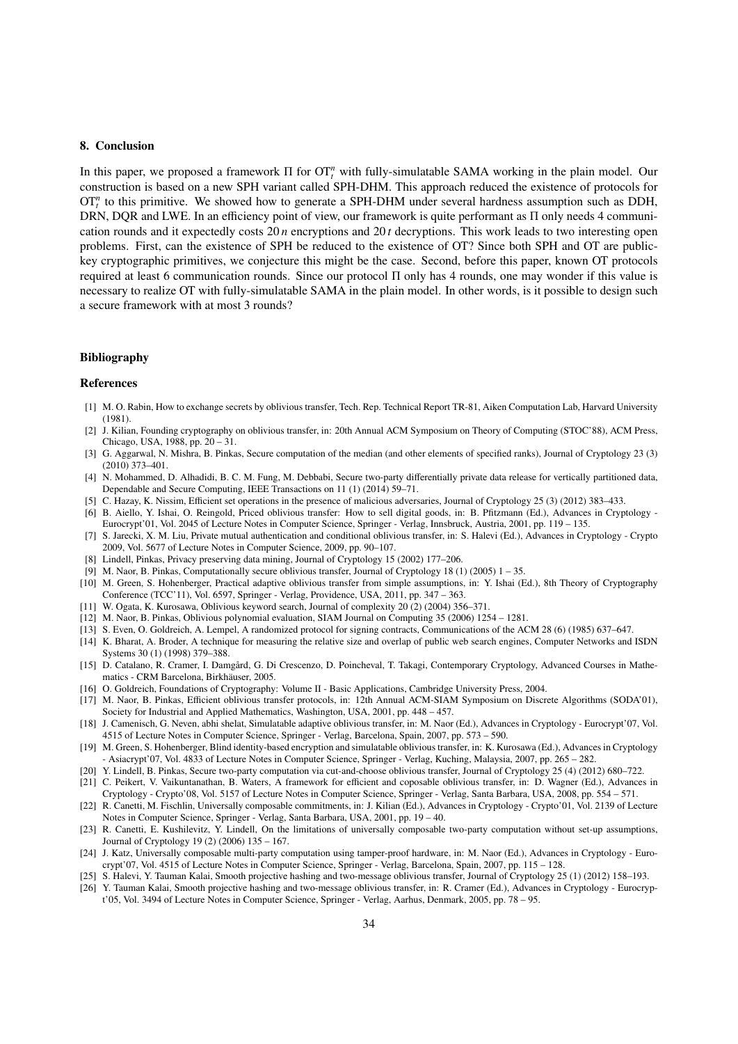## 8. Conclusion

In this paper, we proposed a framework $\Pi$ for $\mathrm{OT}_t^n$ with fully-simulatable SAMA working in the plain model. Our construction is based on a new SPH variant called SPH-DHM. This approach reduced the existence of protocols for $\mathrm{OT}_t^n$ to this primitive. We showed how to generate a SPH-DHM under several hardness assumption such as DDH, DRN, DQR and LWE. In an efficiency point of view, our framework is quite performant as $\Pi$ only needs 4 communication rounds and it expectedly costs $20\,n$ encryptions and $20\,t$ decryptions. This work leads to two interesting open problems. First, can the existence of SPH be reduced to the existence of OT? Since both SPH and OT are public-key cryptographic primitives, we conjecture this might be the case. Second, before this paper, known OT protocols required at least 6 communication rounds. Since our protocol $\Pi$ only has 4 rounds, one may wonder if this value is necessary to realize OT with fully-simulatable SAMA in the plain model. In other words, is it possible to design such a secure framework with at most 3 rounds?

## Bibliography

### References

[1] M. O. Rabin, How to exchange secrets by oblivious transfer, Tech. Rep. Technical Report TR-81, Aiken Computation Lab, Harvard University (1981).

[2] J. Kilian, Founding cryptography on oblivious transfer, in: 20th Annual ACM Symposium on Theory of Computing (STOC'88), ACM Press, Chicago, USA, 1988, pp. 20 – 31.

[3] G. Aggarwal, N. Mishra, B. Pinkas, Secure computation of the median (and other elements of specified ranks), Journal of Cryptology 23 (3) (2010) 373–401.

[4] N. Mohammed, D. Alhadidi, B. C. M. Fung, M. Debbabi, Secure two-party differentially private data release for vertically partitioned data, Dependable and Secure Computing, IEEE Transactions on 11 (1) (2014) 59–71.

[5] C. Hazay, K. Nissim, Efficient set operations in the presence of malicious adversaries, Journal of Cryptology 25 (3) (2012) 383–433.

[6] B. Aiello, Y. Ishai, O. Reingold, Priced oblivious transfer: How to sell digital goods, in: B. Pfitzmann (Ed.), Advances in Cryptology - Eurocrypt'01, Vol. 2045 of Lecture Notes in Computer Science, Springer - Verlag, Innsbruck, Austria, 2001, pp. 119 – 135.

[7] S. Jarecki, X. M. Liu, Private mutual authentication and conditional oblivious transfer, in: S. Halevi (Ed.), Advances in Cryptology - Crypto 2009, Vol. 5677 of Lecture Notes in Computer Science, 2009, pp. 90–107.

[8] Lindell, Pinkas, Privacy preserving data mining, Journal of Cryptology 15 (2002) 177–206.

[9] M. Naor, B. Pinkas, Computationally secure oblivious transfer, Journal of Cryptology 18 (1) (2005) 1 – 35.

[10] M. Green, S. Hohenberger, Practical adaptive oblivious transfer from simple assumptions, in: Y. Ishai (Ed.), 8th Theory of Cryptography Conference (TCC'11), Vol. 6597, Springer - Verlag, Providence, USA, 2011, pp. 347 – 363.

[11] W. Ogata, K. Kurosawa, Oblivious keyword search, Journal of complexity 20 (2) (2004) 356–371.

[12] M. Naor, B. Pinkas, Oblivious polynomial evaluation, SIAM Journal on Computing 35 (2006) 1254 – 1281.

[13] S. Even, O. Goldreich, A. Lempel, A randomized protocol for signing contracts, Communications of the ACM 28 (6) (1985) 637–647.

[14] K. Bharat, A. Broder, A technique for measuring the relative size and overlap of public web search engines, Computer Networks and ISDN Systems 30 (1) (1998) 379–388.

[15] D. Catalano, R. Cramer, I. Damgård, G. Di Crescenzo, D. Poincheval, T. Takagi, Contemporary Cryptology, Advanced Courses in Mathematics - CRM Barcelona, Birkhäuser, 2005.

[16] O. Goldreich, Foundations of Cryptography: Volume II - Basic Applications, Cambridge University Press, 2004.

[17] M. Naor, B. Pinkas, Efficient oblivious transfer protocols, in: 12th Annual ACM-SIAM Symposium on Discrete Algorithms (SODA'01), Society for Industrial and Applied Mathematics, Washington, USA, 2001, pp. 448 – 457.

[18] J. Camenisch, G. Neven, abhi shelat, Simulatable adaptive oblivious transfer, in: M. Naor (Ed.), Advances in Cryptology - Eurocrypt'07, Vol. 4515 of Lecture Notes in Computer Science, Springer - Verlag, Barcelona, Spain, 2007, pp. 573 – 590.

[19] M. Green, S. Hohenberger, Blind identity-based encryption and simulatable oblivious transfer, in: K. Kurosawa (Ed.), Advances in Cryptology - Asiacrypt'07, Vol. 4833 of Lecture Notes in Computer Science, Springer - Verlag, Kuching, Malaysia, 2007, pp. 265 – 282.

[20] Y. Lindell, B. Pinkas, Secure two-party computation via cut-and-choose oblivious transfer, Journal of Cryptology 25 (4) (2012) 680–722.

[21] C. Peikert, V. Vaikuntanathan, B. Waters, A framework for efficient and coposable oblivious transfer, in: D. Wagner (Ed.), Advances in Cryptology - Crypto'08, Vol. 5157 of Lecture Notes in Computer Science, Springer - Verlag, Santa Barbara, USA, 2008, pp. 554 – 571.

[22] R. Canetti, M. Fischlin, Universally composable commitments, in: J. Kilian (Ed.), Advances in Cryptology - Crypto'01, Vol. 2139 of Lecture Notes in Computer Science, Springer - Verlag, Santa Barbara, USA, 2001, pp. 19 – 40.

[23] R. Canetti, E. Kushilevitz, Y. Lindell, On the limitations of universally composable two-party computation without set-up assumptions, Journal of Cryptology 19 (2) (2006) 135 – 167.

[24] J. Katz, Universally composable multi-party computation using tamper-proof hardware, in: M. Naor (Ed.), Advances in Cryptology - Eurocrypt'07, Vol. 4515 of Lecture Notes in Computer Science, Springer - Verlag, Barcelona, Spain, 2007, pp. 115 – 128.

[25] S. Halevi, Y. Tauman Kalai, Smooth projective hashing and two-message oblivious transfer, Journal of Cryptology 25 (1) (2012) 158–193.

[26] Y. Tauman Kalai, Smooth projective hashing and two-message oblivious transfer, in: R. Cramer (Ed.), Advances in Cryptology - Eurocrypt'05, Vol. 3494 of Lecture Notes in Computer Science, Springer - Verlag, Aarhus, Denmark, 2005, pp. 78 – 95.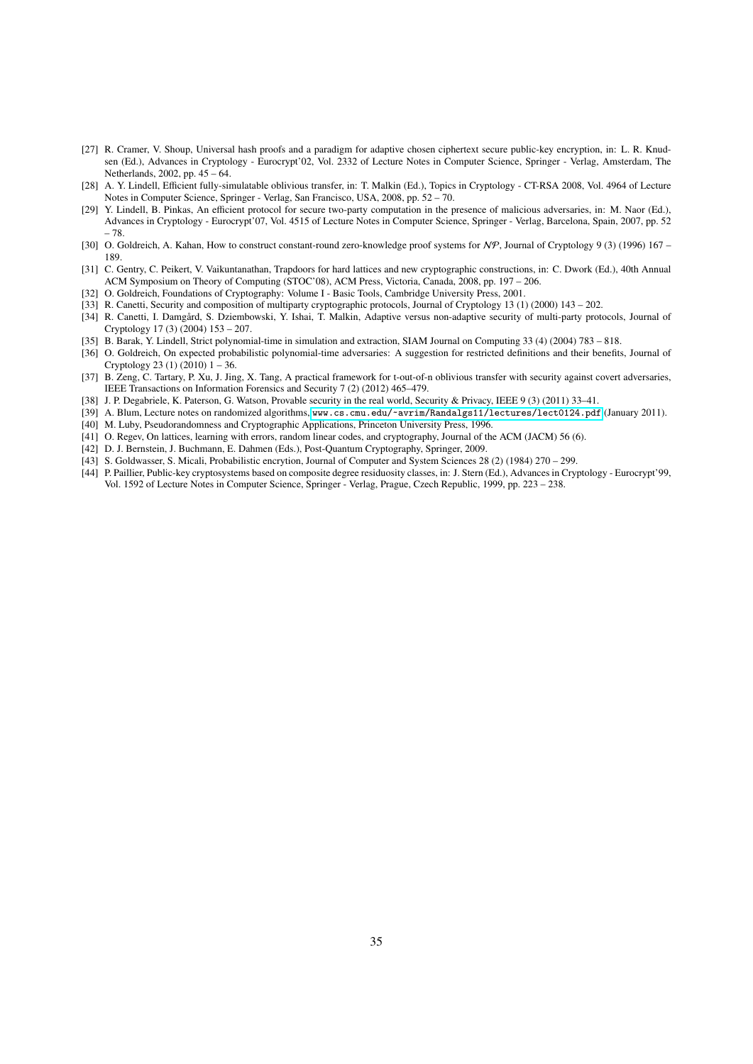[27] R. Cramer, V. Shoup, Universal hash proofs and a paradigm for adaptive chosen ciphertext secure public-key encryption, in: L. R. Knudsen (Ed.), Advances in Cryptology - Eurocrypt'02, Vol. 2332 of Lecture Notes in Computer Science, Springer - Verlag, Amsterdam, The Netherlands, 2002, pp. 45 – 64.

[28] A. Y. Lindell, Efficient fully-simulatable oblivious transfer, in: T. Malkin (Ed.), Topics in Cryptology - CT-RSA 2008, Vol. 4964 of Lecture Notes in Computer Science, Springer - Verlag, San Francisco, USA, 2008, pp. 52 – 70.

[29] Y. Lindell, B. Pinkas, An efficient protocol for secure two-party computation in the presence of malicious adversaries, in: M. Naor (Ed.), Advances in Cryptology - Eurocrypt'07, Vol. 4515 of Lecture Notes in Computer Science, Springer - Verlag, Barcelona, Spain, 2007, pp. 52 – 78.

[30] O. Goldreich, A. Kahan, How to construct constant-round zero-knowledge proof systems for $\mathcal{NP}$, Journal of Cryptology 9 (3) (1996) 167 – 189.

[31] C. Gentry, C. Peikert, V. Vaikuntanathan, Trapdoors for hard lattices and new cryptographic constructions, in: C. Dwork (Ed.), 40th Annual ACM Symposium on Theory of Computing (STOC'08), ACM Press, Victoria, Canada, 2008, pp. 197 – 206.

[32] O. Goldreich, Foundations of Cryptography: Volume I - Basic Tools, Cambridge University Press, 2001.

[33] R. Canetti, Security and composition of multiparty cryptographic protocols, Journal of Cryptology 13 (1) (2000) 143 – 202.

[34] R. Canetti, I. Damgård, S. Dziembowski, Y. Ishai, T. Malkin, Adaptive versus non-adaptive security of multi-party protocols, Journal of Cryptology 17 (3) (2004) 153 – 207.

[35] B. Barak, Y. Lindell, Strict polynomial-time in simulation and extraction, SIAM Journal on Computing 33 (4) (2004) 783 – 818.

[36] O. Goldreich, On expected probabilistic polynomial-time adversaries: A suggestion for restricted definitions and their benefits, Journal of Cryptology 23 (1) (2010) 1 – 36.

[37] B. Zeng, C. Tartary, P. Xu, J. Jing, X. Tang, A practical framework for t-out-of-n oblivious transfer with security against covert adversaries, IEEE Transactions on Information Forensics and Security 7 (2) (2012) 465–479.

[38] J. P. Degabriele, K. Paterson, G. Watson, Provable security in the real world, Security & Privacy, IEEE 9 (3) (2011) 33–41.

[39] A. Blum, Lecture notes on randomized algorithms, www.cs.cmu.edu/~avrim/Randalgs11/lectures/lect0124.pdf (January 2011).

[40] M. Luby, Pseudorandomness and Cryptographic Applications, Princeton University Press, 1996.

[41] O. Regev, On lattices, learning with errors, random linear codes, and cryptography, Journal of the ACM (JACM) 56 (6).

[42] D. J. Bernstein, J. Buchmann, E. Dahmen (Eds.), Post-Quantum Cryptography, Springer, 2009.

[43] S. Goldwasser, S. Micali, Probabilistic encrytion, Journal of Computer and System Sciences 28 (2) (1984) 270 – 299.

[44] P. Paillier, Public-key cryptosystems based on composite degree residuosity classes, in: J. Stern (Ed.), Advances in Cryptology - Eurocrypt'99, Vol. 1592 of Lecture Notes in Computer Science, Springer - Verlag, Prague, Czech Republic, 1999, pp. 223 – 238.